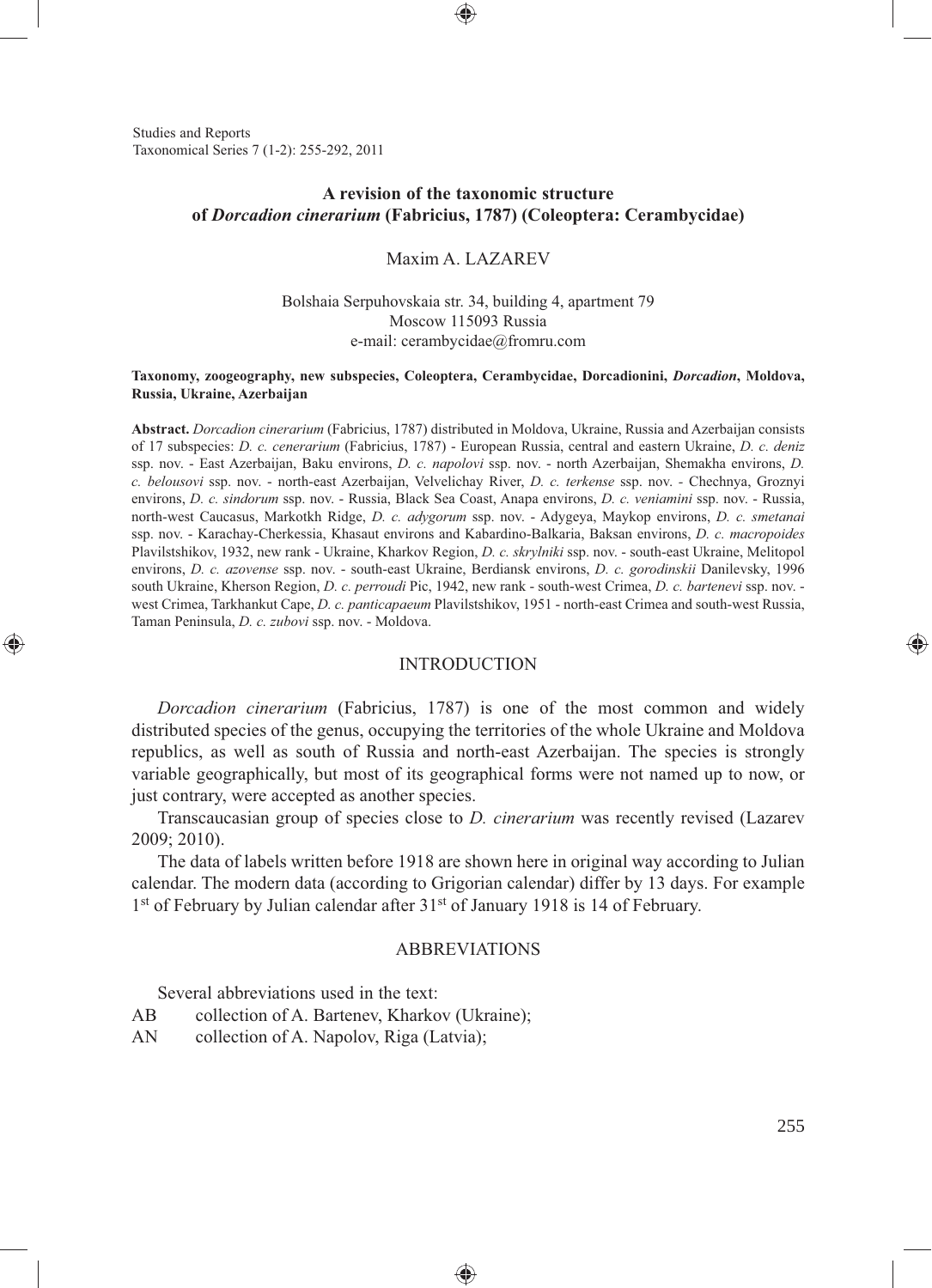# A revision of the taxonomic structure of *Dorcadion cinerarium* (Fabricius, 1787) (Coleoptera: Cerambycidae)

Maxim A. LAZAREV

Bolshaia Serpuhovskaia str. 34, building 4, apartment 79
Moscow 115093 Russia
e-mail: cerambycidae@fromru.com

**Taxonomy, zoogeography, new subspecies, Coleoptera, Cerambycidae, Dorcadionini, *Dorcadion*, Moldova, Russia, Ukraine, Azerbaijan**

**Abstract.** *Dorcadion cinerarium* (Fabricius, 1787) distributed in Moldova, Ukraine, Russia and Azerbaijan consists of 17 subspecies: *D. c. cenerarium* (Fabricius, 1787) - European Russia, central and eastern Ukraine, *D. c. deniz* ssp. nov. - East Azerbaijan, Baku environs, *D. c. napolovi* ssp. nov. - north Azerbaijan, Shemakha environs, *D. c. belousovi* ssp. nov. - north-east Azerbaijan, Velvelichay River, *D. c. terkense* ssp. nov. - Chechnya, Groznyi environs, *D. c. sindorum* ssp. nov. - Russia, Black Sea Coast, Anapa environs, *D. c. veniamini* ssp. nov. - Russia, north-west Caucasus, Markotkh Ridge, *D. c. adygorum* ssp. nov. - Adygeya, Maykop environs, *D. c. smetanai* ssp. nov. - Karachay-Cherkessia, Khasaut environs and Kabardino-Balkaria, Baksan environs, *D. c. macropoides* Plavilstshikov, 1932, new rank - Ukraine, Kharkov Region, *D. c. skrylniki* ssp. nov. - south-east Ukraine, Melitopol environs, *D. c. azovense* ssp. nov. - south-east Ukraine, Berdiansk environs, *D. c. gorodinskii* Danilevsky, 1996 south Ukraine, Kherson Region, *D. c. perroudi* Pic, 1942, new rank - south-west Crimea, *D. c. bartenevi* ssp. nov. - west Crimea, Tarkhankut Cape, *D. c. panticapaeum* Plavilstshikov, 1951 - north-east Crimea and south-west Russia, Taman Peninsula, *D. c. zubovi* ssp. nov. - Moldova.

## INTRODUCTION

*Dorcadion cinerarium* (Fabricius, 1787) is one of the most common and widely distributed species of the genus, occupying the territories of the whole Ukraine and Moldova republics, as well as south of Russia and north-east Azerbaijan. The species is strongly variable geographically, but most of its geographical forms were not named up to now, or just contrary, were accepted as another species.

Transcaucasian group of species close to *D. cinerarium* was recently revised (Lazarev 2009; 2010).

The data of labels written before 1918 are shown here in original way according to Julian calendar. The modern data (according to Grigorian calendar) differ by 13 days. For example 1st of February by Julian calendar after 31st of January 1918 is 14 of February.

## ABBREVIATIONS

Several abbreviations used in the text:

AB collection of A. Bartenev, Kharkov (Ukraine);
AN collection of A. Napolov, Riga (Latvia);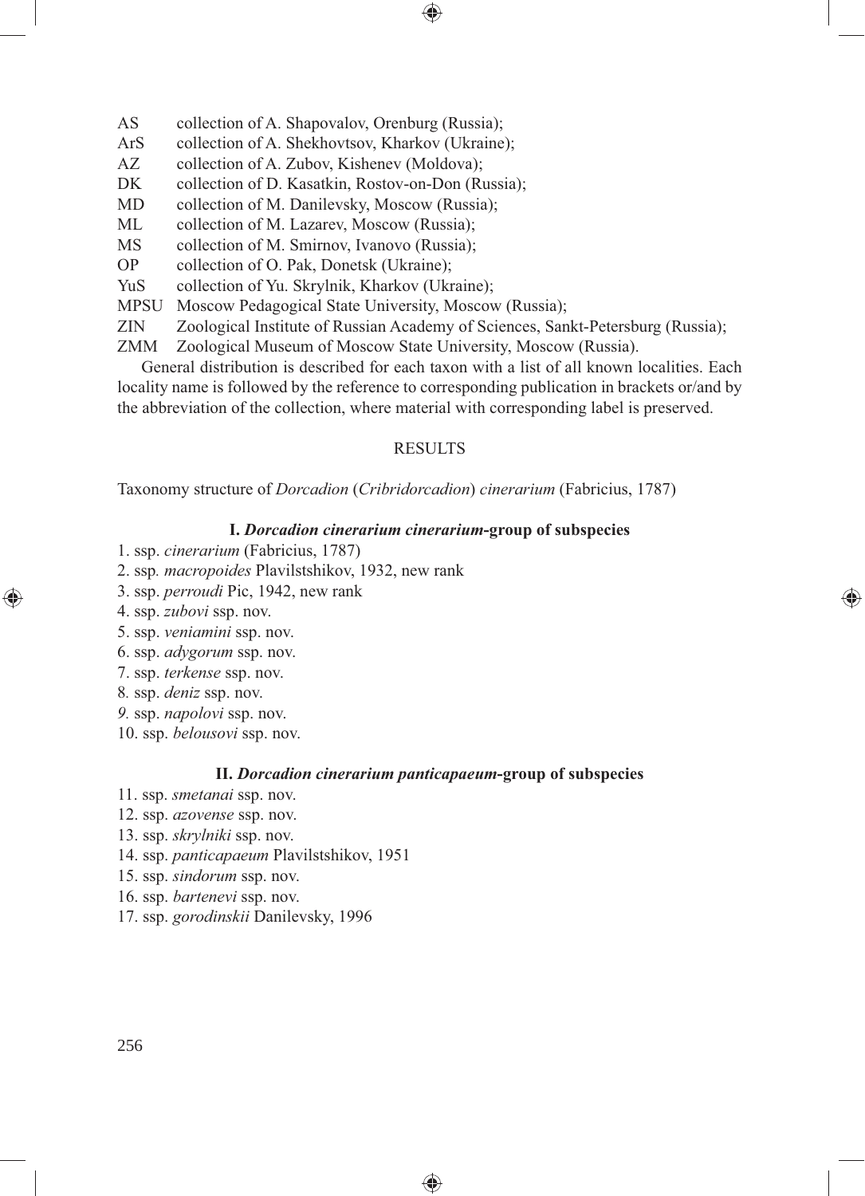AS collection of A. Shapovalov, Orenburg (Russia);
ArS collection of A. Shekhovtsov, Kharkov (Ukraine);
AZ collection of A. Zubov, Kishenev (Moldova);
DK collection of D. Kasatkin, Rostov-on-Don (Russia);
MD collection of M. Danilevsky, Moscow (Russia);
ML collection of M. Lazarev, Moscow (Russia);
MS collection of M. Smirnov, Ivanovo (Russia);
OP collection of O. Pak, Donetsk (Ukraine);
YuS collection of Yu. Skrylnik, Kharkov (Ukraine);
MPSU Moscow Pedagogical State University, Moscow (Russia);
ZIN Zoological Institute of Russian Academy of Sciences, Sankt-Petersburg (Russia);
ZMM Zoological Museum of Moscow State University, Moscow (Russia).

General distribution is described for each taxon with a list of all known localities. Each locality name is followed by the reference to corresponding publication in brackets or/and by the abbreviation of the collection, where material with corresponding label is preserved.

## RESULTS

Taxonomy structure of *Dorcadion* (*Cribridorcadion*) *cinerarium* (Fabricius, 1787)

### I. *Dorcadion cinerarium cinerarium*-group of subspecies

1. ssp. *cinerarium* (Fabricius, 1787)
2. ssp. *macropoides* Plavilstshikov, 1932, new rank
3. ssp. *perroudi* Pic, 1942, new rank
4. ssp. *zubovi* ssp. nov.
5. ssp. *veniamini* ssp. nov.
6. ssp. *adygorum* ssp. nov.
7. ssp. *terkense* ssp. nov.
8. ssp. *deniz* ssp. nov.
9. ssp. *napolovi* ssp. nov.
10. ssp. *belousovi* ssp. nov.

### II. *Dorcadion cinerarium panticapaeum*-group of subspecies

11. ssp. *smetanai* ssp. nov.
12. ssp. *azovense* ssp. nov.
13. ssp. *skrylniki* ssp. nov.
14. ssp. *panticapaeum* Plavilstshikov, 1951
15. ssp. *sindorum* ssp. nov.
16. ssp. *bartenevi* ssp. nov.
17. ssp. *gorodinskii* Danilevsky, 1996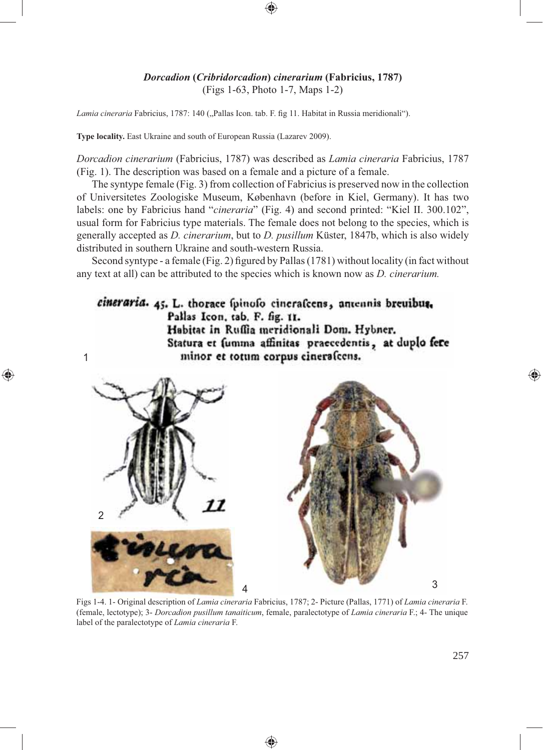### *Dorcadion* (*Cribridorcadion*) *cinerarium* (Fabricius, 1787)

(Figs 1-63, Photo 1-7, Maps 1-2)

*Lamia cineraria* Fabricius, 1787: 140 („Pallas Icon. tab. F. fig 11. Habitat in Russia meridionali").

**Type locality.** East Ukraine and south of European Russia (Lazarev 2009).

*Dorcadion cinerarium* (Fabricius, 1787) was described as *Lamia cineraria* Fabricius, 1787 (Fig. 1). The description was based on a female and a picture of a female.

The syntype female (Fig. 3) from collection of Fabricius is preserved now in the collection of Universitetes Zoologiske Museum, København (before in Kiel, Germany). It has two labels: one by Fabricius hand "*cineraria*" (Fig. 4) and second printed: "Kiel II. 300.102", usual form for Fabricius type materials. The female does not belong to the species, which is generally accepted as *D. cinerarium*, but to *D. pusillum* Küster, 1847b, which is also widely distributed in southern Ukraine and south-western Russia.

Second syntype - a female (Fig. 2) figured by Pallas (1781) without locality (in fact without any text at all) can be attributed to the species which is known now as *D. cinerarium.*

cineraria. 45. L. thorace spinoso cinerascens, antennis breuibus.
Pallas Icon. tab. F. fig. 11.
Habitat in Russia meridionali Dom. Hybner.
Statura et summa affinitas praecedentis, at duplo fere minor et totum corpus cinerascens.

Figs 1-4. 1- Original description of *Lamia cineraria* Fabricius, 1787; 2- Picture (Pallas, 1771) of *Lamia cineraria* F. (female, lectotype); 3- *Dorcadion pusillum tanaiticum*, female, paralectotype of *Lamia cineraria* F.; 4- The unique label of the paralectotype of *Lamia cineraria* F.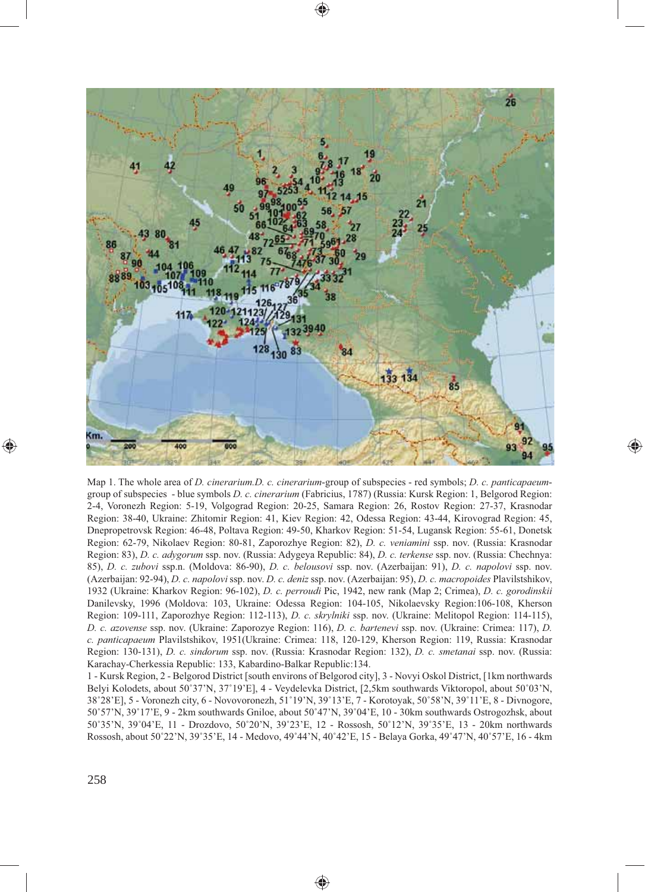Map 1. The whole area of *D. cinerarium*.*D. c. cinerarium*-group of subspecies - red symbols; *D. c. panticapaeum*-group of subspecies - blue symbols *D. c. cinerarium* (Fabricius, 1787) (Russia: Kursk Region: 1, Belgorod Region: 2-4, Voronezh Region: 5-19, Volgograd Region: 20-25, Samara Region: 26, Rostov Region: 27-37, Krasnodar Region: 38-40, Ukraine: Zhitomir Region: 41, Kiev Region: 42, Odessa Region: 43-44, Kirovograd Region: 45, Dnepropetrovsk Region: 46-48, Poltava Region: 49-50, Kharkov Region: 51-54, Lugansk Region: 55-61, Donetsk Region: 62-79, Nikolaev Region: 80-81, Zaporozhye Region: 82), *D. c. veniamini* ssp. nov. (Russia: Krasnodar Region: 83), *D. c. adygorum* ssp. nov. (Russia: Adygeya Republic: 84), *D. c. terkense* ssp. nov. (Russia: Chechnya: 85), *D. c. zubovi* ssp.n. (Moldova: 86-90), *D. c. belousovi* ssp. nov. (Azerbaijan: 91), *D. c. napolovi* ssp. nov. (Azerbaijan: 92-94), *D. c. napolovi* ssp. nov. *D. c. deniz* ssp. nov. (Azerbaijan: 95), *D. c. macropoides* Plavilstshikov, 1932 (Ukraine: Kharkov Region: 96-102), *D. c. perroudi* Pic, 1942, new rank (Map 2; Crimea), *D. c. gorodinskii* Danilevsky, 1996 (Moldova: 103, Ukraine: Odessa Region: 104-105, Nikolaevsky Region:106-108, Kherson Region: 109-111, Zaporozhye Region: 112-113), *D. c. skrylniki* ssp. nov. (Ukraine: Melitopol Region: 114-115), *D. c. azovense* ssp. nov. (Ukraine: Zaporozye Region: 116), *D. c. bartenevi* ssp. nov. (Ukraine: Crimea: 117), *D. c. panticapaeum* Plavilstshikov, 1951(Ukraine: Crimea: 118, 120-129, Kherson Region: 119, Russia: Krasnodar Region: 130-131), *D. c. sindorum* ssp. nov. (Russia: Krasnodar Region: 132), *D. c. smetanai* ssp. nov. (Russia: Karachay-Cherkessia Republic: 133, Kabardino-Balkar Republic:134.

1 - Kursk Region, 2 - Belgorod District [south environs of Belgorod city], 3 - Novyi Oskol District, [1km northwards Belyi Kolodets, about 50˚37'N, 37˚19'E], 4 - Veydelevka District, [2,5km southwards Viktoropol, about 50˚03'N, 38˚28'E], 5 - Voronezh city, 6 - Novovoronezh, 51˚19'N, 39˚13'E, 7 - Korotoyak, 50˚58'N, 39˚11'E, 8 - Divnogore, 50˚57'N, 39˚17'E, 9 - 2km southwards Gniloe, about 50˚47'N, 39˚04'E, 10 - 30km southwards Ostrogozhsk, about 50˚35'N, 39˚04'E, 11 - Drozdovo, 50˚20'N, 39˚23'E, 12 - Rossosh, 50˚12'N, 39˚35'E, 13 - 20km northwards Rossosh, about 50˚22'N, 39˚35'E, 14 - Medovo, 49˚44'N, 40˚42'E, 15 - Belaya Gorka, 49˚47'N, 40˚57'E, 16 - 4km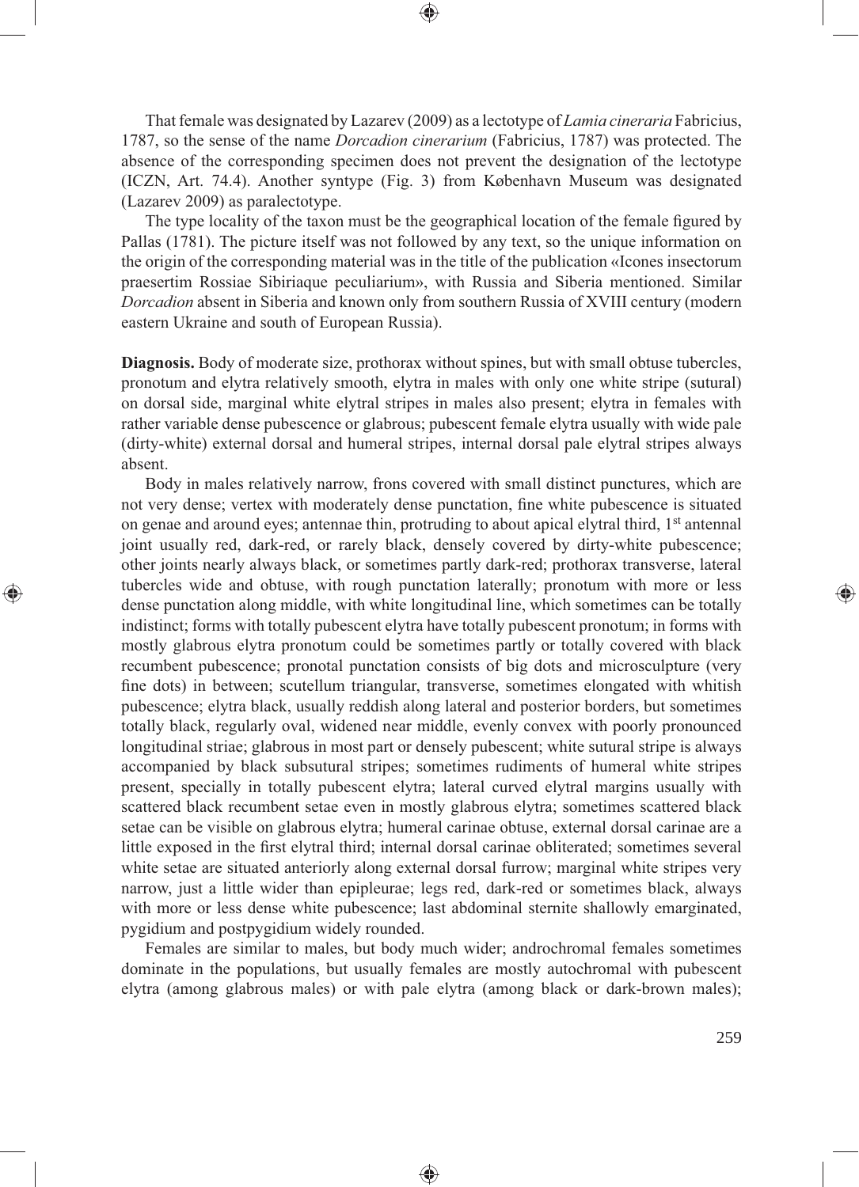That female was designated by Lazarev (2009) as a lectotype of *Lamia cineraria* Fabricius, 1787, so the sense of the name *Dorcadion cinerarium* (Fabricius, 1787) was protected. The absence of the corresponding specimen does not prevent the designation of the lectotype (ICZN, Art. 74.4). Another syntype (Fig. 3) from København Museum was designated (Lazarev 2009) as paralectotype.

The type locality of the taxon must be the geographical location of the female figured by Pallas (1781). The picture itself was not followed by any text, so the unique information on the origin of the corresponding material was in the title of the publication «Icones insectorum praesertim Rossiae Sibiriaque peculiarium», with Russia and Siberia mentioned. Similar *Dorcadion* absent in Siberia and known only from southern Russia of XVIII century (modern eastern Ukraine and south of European Russia).

**Diagnosis.** Body of moderate size, prothorax without spines, but with small obtuse tubercles, pronotum and elytra relatively smooth, elytra in males with only one white stripe (sutural) on dorsal side, marginal white elytral stripes in males also present; elytra in females with rather variable dense pubescence or glabrous; pubescent female elytra usually with wide pale (dirty-white) external dorsal and humeral stripes, internal dorsal pale elytral stripes always absent.

Body in males relatively narrow, frons covered with small distinct punctures, which are not very dense; vertex with moderately dense punctation, fine white pubescence is situated on genae and around eyes; antennae thin, protruding to about apical elytral third, 1st antennal joint usually red, dark-red, or rarely black, densely covered by dirty-white pubescence; other joints nearly always black, or sometimes partly dark-red; prothorax transverse, lateral tubercles wide and obtuse, with rough punctation laterally; pronotum with more or less dense punctation along middle, with white longitudinal line, which sometimes can be totally indistinct; forms with totally pubescent elytra have totally pubescent pronotum; in forms with mostly glabrous elytra pronotum could be sometimes partly or totally covered with black recumbent pubescence; pronotal punctation consists of big dots and microsculpture (very fine dots) in between; scutellum triangular, transverse, sometimes elongated with whitish pubescence; elytra black, usually reddish along lateral and posterior borders, but sometimes totally black, regularly oval, widened near middle, evenly convex with poorly pronounced longitudinal striae; glabrous in most part or densely pubescent; white sutural stripe is always accompanied by black subsutural stripes; sometimes rudiments of humeral white stripes present, specially in totally pubescent elytra; lateral curved elytral margins usually with scattered black recumbent setae even in mostly glabrous elytra; sometimes scattered black setae can be visible on glabrous elytra; humeral carinae obtuse, external dorsal carinae are a little exposed in the first elytral third; internal dorsal carinae obliterated; sometimes several white setae are situated anteriorly along external dorsal furrow; marginal white stripes very narrow, just a little wider than epipleurae; legs red, dark-red or sometimes black, always with more or less dense white pubescence; last abdominal sternite shallowly emarginated, pygidium and postpygidium widely rounded.

Females are similar to males, but body much wider; androchromal females sometimes dominate in the populations, but usually females are mostly autochromal with pubescent elytra (among glabrous males) or with pale elytra (among black or dark-brown males);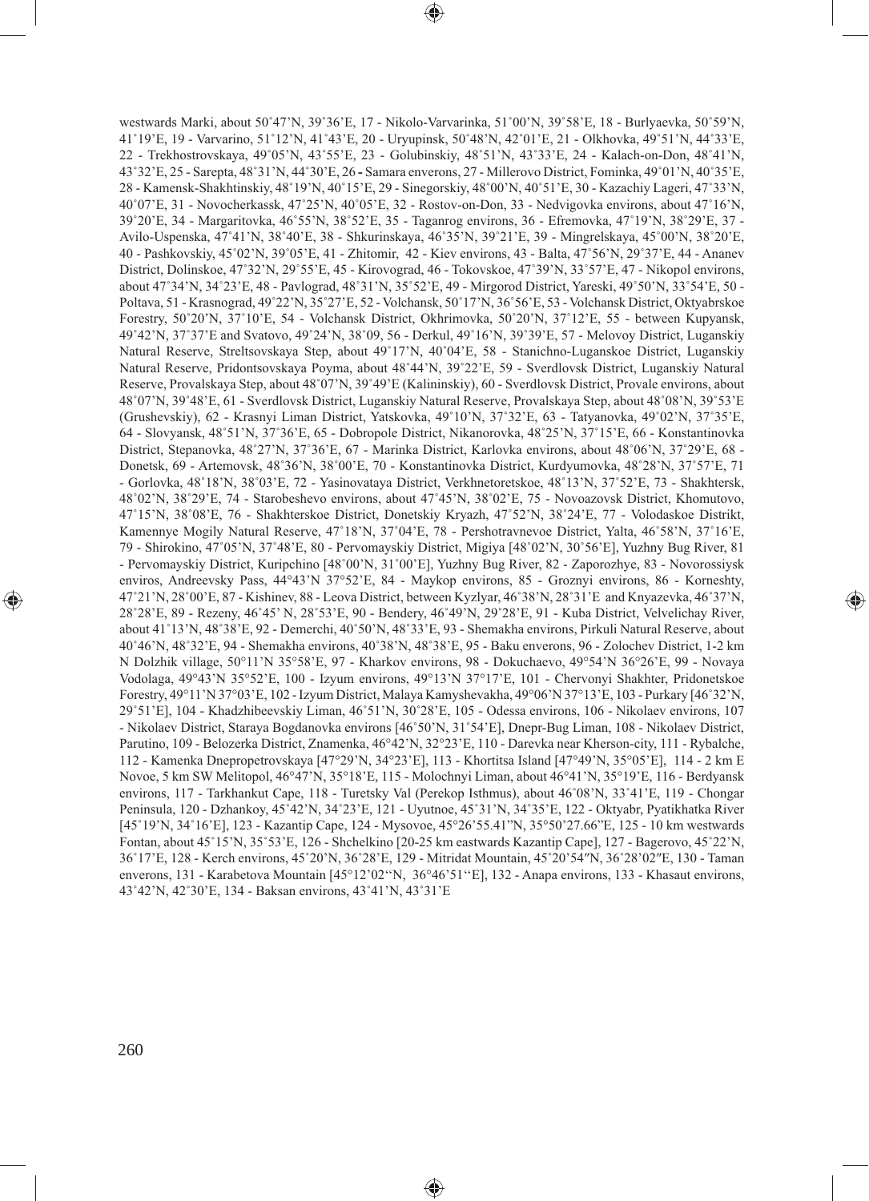westwards Marki, about 50˚47'N, 39˚36'E, 17 - Nikolo-Varvarinka, 51˚00'N, 39˚58'E, 18 - Burlyaevka, 50˚59'N, 41˚19'E, 19 - Varvarino, 51˚12'N, 41˚43'E, 20 - Uryupinsk, 50˚48'N, 42˚01'E, 21 - Olkhovka, 49˚51'N, 44˚33'E, 22 - Trekhostrovskaya, 49˚05'N, 43˚55'E, 23 - Golubinskiy, 48˚51'N, 43˚33'E, 24 - Kalach-on-Don, 48˚41'N, 43˚32'E, 25 - Sarepta, 48˚31'N, 44˚30'E, 26 **-** Samara enverons, 27 - Millerovo District, Fominka, 49˚01'N, 40˚35'E, 28 - Kamensk-Shakhtinskiy, 48˚19'N, 40˚15'E, 29 - Sinegorskiy, 48˚00'N, 40˚51'E, 30 - Kazachiy Lageri, 47˚33'N, 40˚07'E, 31 - Novocherkassk, 47˚25'N, 40˚05'E, 32 - Rostov-on-Don, 33 - Nedvigovka environs, about 47˚16'N, 39˚20'E, 34 - Margaritovka, 46˚55'N, 38˚52'E, 35 - Taganrog environs, 36 - Efremovka, 47˚19'N, 38˚29'E, 37 - Avilo-Uspenska, 47˚41'N, 38˚40'E, 38 - Shkurinskaya, 46˚35'N, 39˚21'E, 39 - Mingrelskaya, 45˚00'N, 38˚20'E, 40 - Pashkovskiy, 45˚02'N, 39˚05'E, 41 - Zhitomir, 42 - Kiev environs, 43 - Balta, 47˚56'N, 29˚37'E, 44 - Ananev District, Dolinskoe, 47˚32'N, 29˚55'E, 45 - Kirovograd, 46 - Tokovskoe, 47˚39'N, 33˚57'E, 47 - Nikopol environs, about 47˚34'N, 34˚23'E, 48 - Pavlograd, 48˚31'N, 35˚52'E, 49 - Mirgorod District, Yareski, 49˚50'N, 33˚54'E, 50 - Poltava, 51 - Krasnograd, 49˚22'N, 35˚27'E, 52 - Volchansk, 50˚17'N, 36˚56'E, 53 - Volchansk District, Oktyabrskoe Forestry, 50˚20'N, 37˚10'E, 54 - Volchansk District, Okhrimovka, 50˚20'N, 37˚12'E, 55 - between Kupyansk, 49˚42'N, 37˚37'E and Svatovo, 49˚24'N, 38˚09, 56 - Derkul, 49˚16'N, 39˚39'E, 57 - Melovoy District, Luganskiy Natural Reserve, Streltsovskaya Step, about 49˚17'N, 40˚04'E, 58 - Stanichno-Luganskoe District, Luganskiy Natural Reserve, Pridontsovskaya Poyma, about 48˚44'N, 39˚22'E, 59 - Sverdlovsk District, Luganskiy Natural Reserve, Provalskaya Step, about 48˚07'N, 39˚49'E (Kalininskiy), 60 - Sverdlovsk District, Provale environs, about 48˚07'N, 39˚48'E, 61 - Sverdlovsk District, Luganskiy Natural Reserve, Provalskaya Step, about 48˚08'N, 39˚53'E (Grushevskiy), 62 - Krasnyi Liman District, Yatskovka, 49˚10'N, 37˚32'E, 63 - Tatyanovka, 49˚02'N, 37˚35'E, 64 - Slovyansk, 48˚51'N, 37˚36'E, 65 - Dobropole District, Nikanorovka, 48˚25'N, 37˚15'E, 66 - Konstantinovka District, Stepanovka, 48˚27'N, 37˚36'E, 67 - Marinka District, Karlovka environs, about 48˚06'N, 37˚29'E, 68 - Donetsk, 69 - Artemovsk, 48˚36'N, 38˚00'E, 70 - Konstantinovka District, Kurdyumovka, 48˚28'N, 37˚57'E, 71 - Gorlovka, 48˚18'N, 38˚03'E, 72 - Yasinovataya District, Verkhnetoretskoe, 48˚13'N, 37˚52'E, 73 - Shakhtersk, 48˚02'N, 38˚29'E, 74 - Starobeshevo environs, about 47˚45'N, 38˚02'E, 75 - Novoazovsk District, Khomutovo, 47˚15'N, 38˚08'E, 76 - Shakhterskoe District, Donetskiy Kryazh, 47˚52'N, 38˚24'E, 77 - Volodaskoe Distrikt, Kamennye Mogily Natural Reserve, 47˚18'N, 37˚04'E, 78 - Pershotravnevoe District, Yalta, 46˚58'N, 37˚16'E, 79 - Shirokino, 47˚05'N, 37˚48'E, 80 - Pervomayskiy District, Migiya [48˚02'N, 30˚56'E], Yuzhny Bug River, 81 - Pervomayskiy District, Kuripchino [48˚00'N, 31˚00'E], Yuzhny Bug River, 82 - Zaporozhye, 83 - Novorossiysk enviros, Andreevsky Pass, 44°43'N 37°52'E, 84 - Maykop environs, 85 - Groznyi environs, 86 - Korneshty, 47˚21'N, 28˚00'E, 87 - Kishinev, 88 - Leova District, between Kyzlyar, 46˚38'N, 28˚31'E and Knyazevka, 46˚37'N, 28˚28'E, 89 - Rezeny, 46˚45' N, 28˚53'E, 90 - Bendery, 46˚49'N, 29˚28'E, 91 - Kuba District, Velvelichay River, about 41˚13'N, 48˚38'E, 92 - Demerchi, 40˚50'N, 48˚33'E, 93 - Shemakha environs, Pirkuli Natural Reserve, about 40˚46'N, 48˚32'E, 94 - Shemakha environs, 40˚38'N, 48˚38'E, 95 - Baku enverons, 96 - Zolochev District, 1-2 km N Dolzhik village, 50°11'N 35°58'E, 97 - Kharkov environs, 98 - Dokuchaevo, 49°54'N 36°26'E, 99 - Novaya Vodolaga, 49°43'N 35°52'E, 100 - Izyum environs, 49°13'N 37°17'E, 101 - Chervonyi Shakhter, Pridonetskoe Forestry, 49°11'N 37°03'E, 102 - Izyum District, Malaya Kamyshevakha, 49°06'N 37°13'E, 103 - Purkary [46˚32'N, 29˚51'E], 104 - Khadzhibeevskiy Liman, 46˚51'N, 30˚28'E, 105 - Odessa environs, 106 - Nikolaev environs, 107 - Nikolaev District, Staraya Bogdanovka environs [46˚50'N, 31˚54'E], Dnepr-Bug Liman, 108 - Nikolaev District, Parutino, 109 - Belozerka District, Znamenka, 46°42'N, 32°23'E, 110 - Darevka near Kherson-city, 111 - Rybalche, 112 - Kamenka Dnepropetrovskaya [47°29'N, 34°23'E], 113 - Khortitsa Island [47°49'N, 35°05'E], 114 - 2 km E Novoe, 5 km SW Melitopol, 46°47'N, 35°18'E, 115 - Molochnyi Liman, about 46°41'N, 35°19'E, 116 - Berdyansk environs, 117 - Tarkhankut Cape, 118 - Turetsky Val (Perekop Isthmus), about 46˚08'N, 33˚41'E, 119 - Chongar Peninsula, 120 - Dzhankoy, 45˚42'N, 34˚23'E, 121 - Uyutnoe, 45˚31'N, 34˚35'E, 122 - Oktyabr, Pyatikhatka River [45˚19'N, 34˚16'E], 123 - Kazantip Cape, 124 - Mysovoe, 45°26'55.41"N, 35°50'27.66"E, 125 - 10 km westwards Fontan, about 45˚15'N, 35˚53'E, 126 - Shchelkino [20-25 km eastwards Kazantip Cape], 127 - Bagerovo, 45˚22'N, 36˚17'E, 128 - Kerch environs, 45˚20'N, 36˚28'E, 129 - Mitridat Mountain, 45˚20'54″N, 36˚28'02″E, 130 - Taman enverons, 131 - Karabetova Mountain [45°12'02''N, 36°46'51''E], 132 - Anapa environs, 133 - Khasaut environs, 43˚42'N, 42˚30'E, 134 - Baksan environs, 43˚41'N, 43˚31'E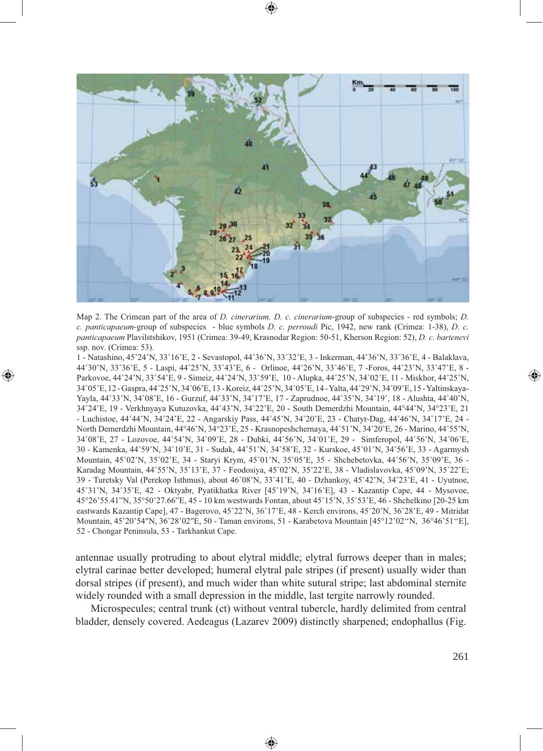Map 2. The Crimean part of the area of *D. cinerarium. D. c. cinerarium*-group of subspecies - red symbols; *D. c. panticapaeum*-group of subspecies - blue symbols *D. c. perroudi* Pic, 1942, new rank (Crimea: 1-38), *D. c. panticapaeum* Plavilstshikov, 1951 (Crimea: 39-49, Krasnodar Region: 50-51, Kherson Region: 52), *D. c. bartenevi* ssp. nov. (Crimea: 53).

1 - Natashino, 45˚24'N, 33˚16'E, 2 - Sevastopol, 44˚36'N, 33˚32'E, 3 - Inkerman, 44˚36'N, 33˚36'E, 4 - Balaklava, 44˚30'N, 33˚36'E, 5 - Laspi, 44˚25'N, 33˚43'E, 6 - Orlinoe, 44˚26'N, 33˚46'E, 7 -Foros, 44˚23'N, 33˚47'E, 8 - Parkovoe, 44˚24'N, 33˚54'E, 9 - Simeiz, 44˚24'N, 33˚59'E, 10 - Alupka, 44˚25'N, 34˚02'E, 11 - Miskhor, 44˚25'N, 34˚05'E, 12 - Gaspra, 44˚25'N, 34˚06'E, 13 - Koreiz, 44˚25'N, 34˚05'E, 14 - Yalta, 44˚29'N, 34˚09'E, 15 - Yaltinskaya-Yayla, 44˚33'N, 34˚08'E, 16 - Gurzuf, 44˚33'N, 34˚17'E, 17 - Zaprudnoe, 44˚35'N, 34˚19', 18 - Alushta, 44˚40'N, 34˚24'E, 19 - Verkhnyaya Kutuzovka, 44˚43'N, 34˚22'E, 20 - South Demerdzhi Mountain, 44°44'N, 34°23'E, 21 - Luchistoe, 44˚44'N, 34˚24'E, 22 - Angarskiy Pass, 44˚45'N, 34˚20'E, 23 - Chatyr-Dag, 44˚46'N, 34˚17'E, 24 - North Demerdzhi Mountain, 44°46'N, 34°23'E, 25 - Krasnopeshchernaya, 44˚51'N, 34˚20'E, 26 - Marino, 44˚55'N, 34˚08'E, 27 - Lozovoe, 44˚54'N, 34˚09'E, 28 - Dubki, 44˚56'N, 34˚01'E, 29 - Simferopol, 44˚56'N, 34˚06'E, 30 - Kamenka, 44˚59'N, 34˚10'E, 31 - Sudak, 44˚51'N, 34˚58'E, 32 - Kurskoe, 45˚01'N, 34˚56'E, 33 - Agarmysh Mountain, 45˚02'N, 35˚02'E, 34 - Staryi Krym, 45˚01'N, 35˚05'E, 35 - Shchebetovka, 44˚56'N, 35˚09'E, 36 - Karadag Mountain, 44˚55'N, 35˚13'E, 37 - Feodosiya, 45˚02'N, 35˚22'E, 38 - Vladislavovka, 45˚09'N, 35˚22'E; 39 - Turetsky Val (Perekop Isthmus), about 46˚08'N, 33˚41'E, 40 - Dzhankoy, 45˚42'N, 34˚23'E, 41 - Uyutnoe, 45˚31'N, 34˚35'E, 42 - Oktyabr, Pyatikhatka River [45˚19'N, 34˚16'E], 43 - Kazantip Cape, 44 - Mysovoe, 45°26'55.41"N, 35°50'27.66"E, 45 - 10 km westwards Fontan, about 45˚15'N, 35˚53'E, 46 - Shchelkino [20-25 km eastwards Kazantip Cape], 47 - Bagerovo, 45˚22'N, 36˚17'E, 48 - Kerch environs, 45˚20'N, 36˚28'E, 49 - Mitridat Mountain, 45˚20'54″N, 36˚28'02″E, 50 - Taman environs, 51 - Karabetova Mountain [45°12'02''N, 36°46'51''E], 52 - Chongar Peninsula, 53 - Tarkhankut Cape.

antennae usually protruding to about elytral middle; elytral furrows deeper than in males; elytral carinae better developed; humeral elytral pale stripes (if present) usually wider than dorsal stripes (if present), and much wider than white sutural stripe; last abdominal sternite widely rounded with a small depression in the middle, last tergite narrowly rounded.

Microspecules; central trunk (ct) without ventral tubercle, hardly delimited from central bladder, densely covered. Aedeagus (Lazarev 2009) distinctly sharpened; endophallus (Fig.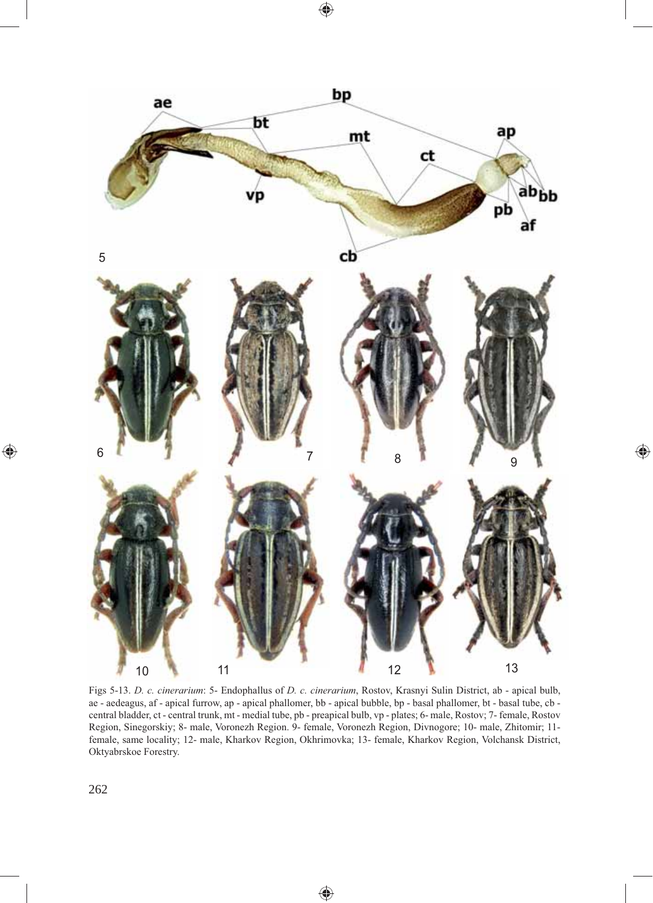Figs 5-13. *D. c. cinerarium*: 5- Endophallus of *D. c. cinerarium*, Rostov, Krasnyi Sulin District, ab - apical bulb, ae - aedeagus, af - apical furrow, ap - apical phallomer, bb - apical bubble, bp - basal phallomer, bt - basal tube, cb - central bladder, ct - central trunk, mt - medial tube, pb - preapical bulb, vp - plates; 6- male, Rostov; 7- female, Rostov Region, Sinegorskiy; 8- male, Voronezh Region. 9- female, Voronezh Region, Divnogore; 10- male, Zhitomir; 11- female, same locality; 12- male, Kharkov Region, Okhrimovka; 13- female, Kharkov Region, Volchansk District, Oktyabrskoe Forestry.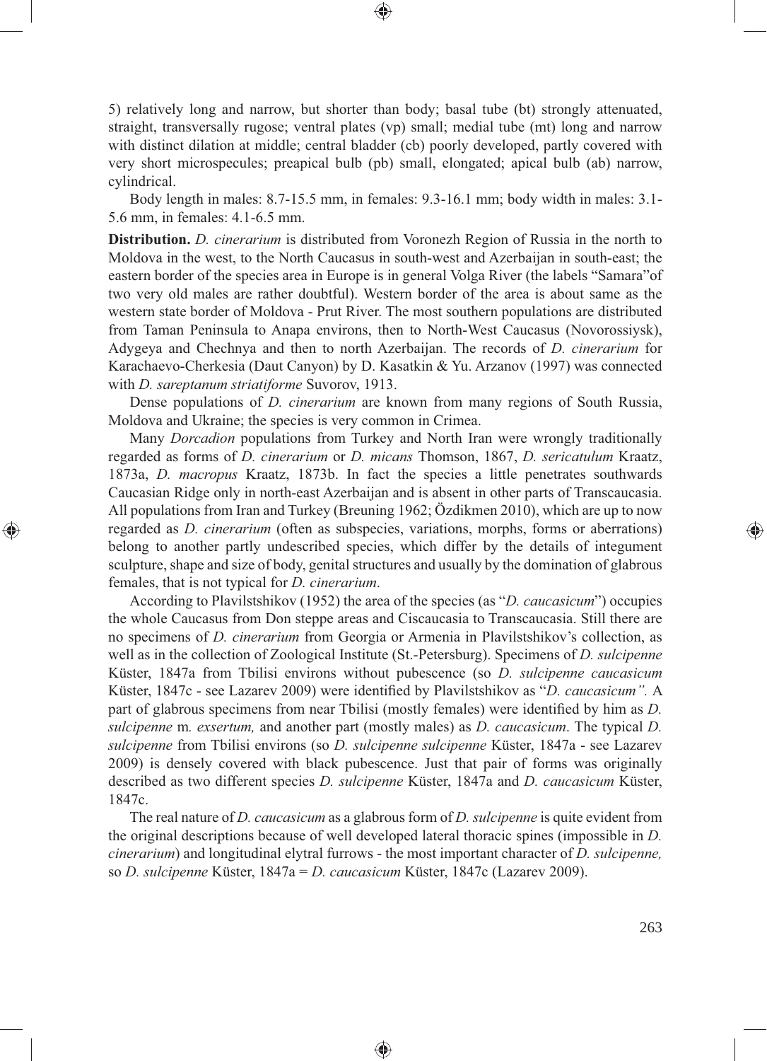5) relatively long and narrow, but shorter than body; basal tube (bt) strongly attenuated, straight, transversally rugose; ventral plates (vp) small; medial tube (mt) long and narrow with distinct dilation at middle; central bladder (cb) poorly developed, partly covered with very short microspecules; preapical bulb (pb) small, elongated; apical bulb (ab) narrow, cylindrical.

Body length in males: 8.7-15.5 mm, in females: 9.3-16.1 mm; body width in males: 3.1-5.6 mm, in females: 4.1-6.5 mm.

**Distribution.** *D. cinerarium* is distributed from Voronezh Region of Russia in the north to Moldova in the west, to the North Caucasus in south-west and Azerbaijan in south-east; the eastern border of the species area in Europe is in general Volga River (the labels "Samara"of two very old males are rather doubtful). Western border of the area is about same as the western state border of Moldova - Prut River. The most southern populations are distributed from Taman Peninsula to Anapa environs, then to North-West Caucasus (Novorossiysk), Adygeya and Chechnya and then to north Azerbaijan. The records of *D. cinerarium* for Karachaevo-Cherkesia (Daut Canyon) by D. Kasatkin & Yu. Arzanov (1997) was connected with *D. sareptanum striatiforme* Suvorov, 1913.

Dense populations of *D. cinerarium* are known from many regions of South Russia, Moldova and Ukraine; the species is very common in Crimea.

Many *Dorcadion* populations from Turkey and North Iran were wrongly traditionally regarded as forms of *D. cinerarium* or *D. micans* Thomson, 1867, *D. sericatulum* Kraatz, 1873a, *D. macropus* Kraatz, 1873b. In fact the species a little penetrates southwards Caucasian Ridge only in north-east Azerbaijan and is absent in other parts of Transcaucasia. All populations from Iran and Turkey (Breuning 1962; Özdikmen 2010), which are up to now regarded as *D. cinerarium* (often as subspecies, variations, morphs, forms or aberrations) belong to another partly undescribed species, which differ by the details of integument sculpture, shape and size of body, genital structures and usually by the domination of glabrous females, that is not typical for *D. cinerarium*.

According to Plavilstshikov (1952) the area of the species (as "*D. caucasicum*") occupies the whole Caucasus from Don steppe areas and Ciscaucasia to Transcaucasia. Still there are no specimens of *D. cinerarium* from Georgia or Armenia in Plavilstshikov's collection, as well as in the collection of Zoological Institute (St.-Petersburg). Specimens of *D. sulcipenne* Küster, 1847a from Tbilisi environs without pubescence (so *D. sulcipenne caucasicum* Küster, 1847c - see Lazarev 2009) were identified by Plavilstshikov as "*D. caucasicum".* A part of glabrous specimens from near Tbilisi (mostly females) were identified by him as *D. sulcipenne* m*. exsertum,* and another part (mostly males) as *D. caucasicum*. The typical *D. sulcipenne* from Tbilisi environs (so *D. sulcipenne sulcipenne* Küster, 1847a - see Lazarev 2009) is densely covered with black pubescence. Just that pair of forms was originally described as two different species *D. sulcipenne* Küster, 1847a and *D. caucasicum* Küster, 1847c.

The real nature of *D. caucasicum* as a glabrous form of *D. sulcipenne* is quite evident from the original descriptions because of well developed lateral thoracic spines (impossible in *D. cinerarium*) and longitudinal elytral furrows - the most important character of *D. sulcipenne,* so *D. sulcipenne* Küster, 1847a = *D. caucasicum* Küster, 1847c (Lazarev 2009).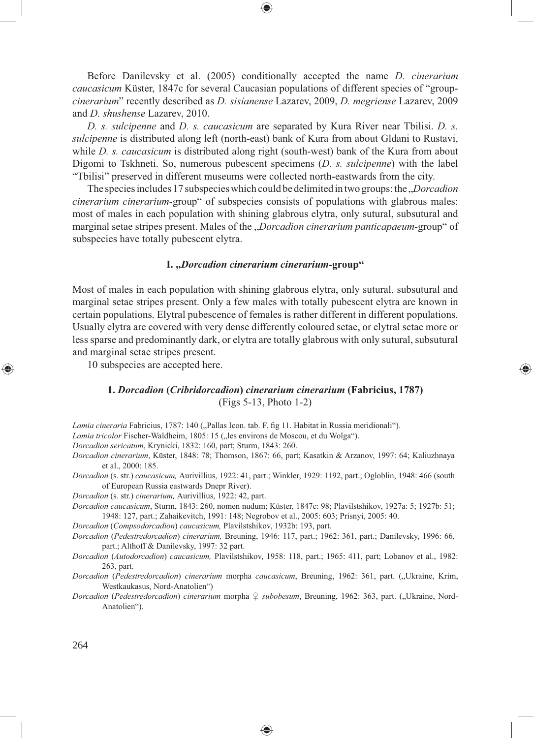Before Danilevsky et al. (2005) conditionally accepted the name *D. cinerarium caucasicum* Küster, 1847c for several Caucasian populations of different species of "group-*cinerarium*" recently described as *D. sisianense* Lazarev, 2009, *D. megriense* Lazarev, 2009 and *D. shushense* Lazarev, 2010.

*D. s. sulcipenne* and *D. s. caucasicum* are separated by Kura River near Tbilisi. *D. s. sulcipenne* is distributed along left (north-east) bank of Kura from about Gldani to Rustavi, while *D. s. caucasicum* is distributed along right (south-west) bank of the Kura from about Digomi to Tskhneti. So, numerous pubescent specimens (*D. s. sulcipenne*) with the label "Tbilisi" preserved in different museums were collected north-eastwards from the city.

The species includes 17 subspecies which could be delimited in two groups: the „*Dorcadion cinerarium cinerarium*-group" of subspecies consists of populations with glabrous males: most of males in each population with shining glabrous elytra, only sutural, subsutural and marginal setae stripes present. Males of the „*Dorcadion cinerarium panticapaeum*-group" of subspecies have totally pubescent elytra.

### I. „*Dorcadion cinerarium cinerarium*-group"

Most of males in each population with shining glabrous elytra, only sutural, subsutural and marginal setae stripes present. Only a few males with totally pubescent elytra are known in certain populations. Elytral pubescence of females is rather different in different populations. Usually elytra are covered with very dense differently coloured setae, or elytral setae more or less sparse and predominantly dark, or elytra are totally glabrous with only sutural, subsutural and marginal setae stripes present.

10 subspecies are accepted here.

#### 1. *Dorcadion* (*Cribridorcadion*) *cinerarium cinerarium* (Fabricius, 1787)
(Figs 5-13, Photo 1-2)

*Lamia cineraria* Fabricius, 1787: 140 („Pallas Icon. tab. F. fig 11. Habitat in Russia meridionali").

*Lamia tricolor* Fischer-Waldheim, 1805: 15 („les environs de Moscou, et du Wolga").

*Dorcadion sericatum*, Krynicki, 1832: 160, part; Sturm, 1843: 260.

*Dorcadion cinerarium*, Küster, 1848: 78; Thomson, 1867: 66, part; Kasatkin & Arzanov, 1997: 64; Kaliuzhnaya et al., 2000: 185.

*Dorcadion* (s. str.) *caucasicum,* Aurivillius, 1922: 41, part.; Winkler, 1929: 1192, part.; Ogloblin, 1948: 466 (south of European Russia eastwards Dnepr River).

*Dorcadion* (s. str.) *cinerarium,* Aurivillius, 1922: 42, part.

*Dorcadion caucasicum*, Sturm, 1843: 260, nomen nudum; Küster, 1847c: 98; Plavilstshikov, 1927a: 5; 1927b: 51; 1948: 127, part.; Zahaikevitch, 1991: 148; Negrobov et al., 2005: 603; Prisnyi, 2005: 40.

*Dorcadion* (*Compsodorcadion*) *caucasicum,* Plavilstshikov, 1932b: 193, part.

*Dorcadion* (*Pedestredorcadion*) *cinerarium,* Breuning, 1946: 117, part.; 1962: 361, part.; Danilevsky, 1996: 66, part.; Althoff & Danilevsky, 1997: 32 part.

*Dorcadion* (*Autodorcadion*) *caucasicum,* Plavilstshikov, 1958: 118, part.; 1965: 411, part; Lobanov et al., 1982: 263, part.

*Dorcadion* (*Pedestredorcadion*) *cinerarium* morpha *caucasicum*, Breuning, 1962: 361, part. („Ukraine, Krim, Westkaukasus, Nord-Anatolien")

*Dorcadion* (*Pedestredorcadion*) *cinerarium* morpha ♀ *subobesum*, Breuning, 1962: 363, part. („Ukraine, Nord-Anatolien").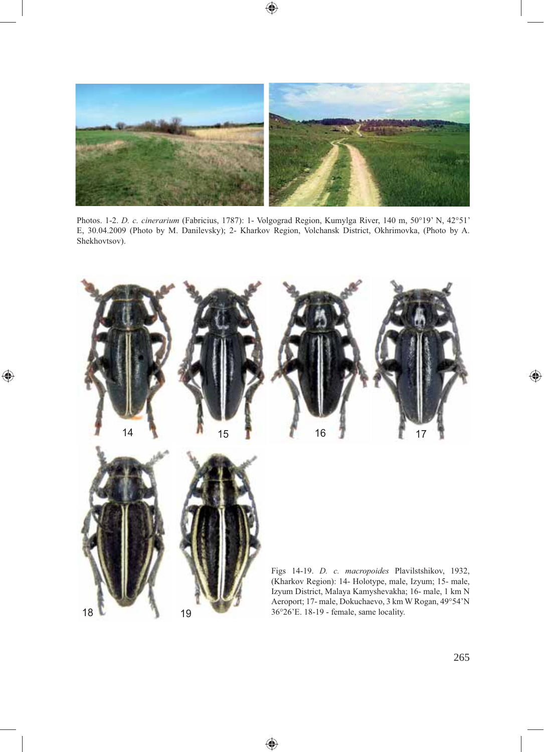Photos. 1-2. *D. c. cinerarium* (Fabricius, 1787): 1- Volgograd Region, Kumylga River, 140 m, 50°19' N, 42°51' E, 30.04.2009 (Photo by M. Danilevsky); 2- Kharkov Region, Volchansk District, Okhrimovka, (Photo by A. Shekhovtsov).

Figs 14-19. *D. c. macropoides* Plavilstshikov, 1932, (Kharkov Region): 14- Holotype, male, Izyum; 15- male, Izyum District, Malaya Kamyshevakha; 16- male, 1 km N Aeroport; 17- male, Dokuchaevo, 3 km W Rogan, 49°54'N 36°26'E. 18-19 - female, same locality.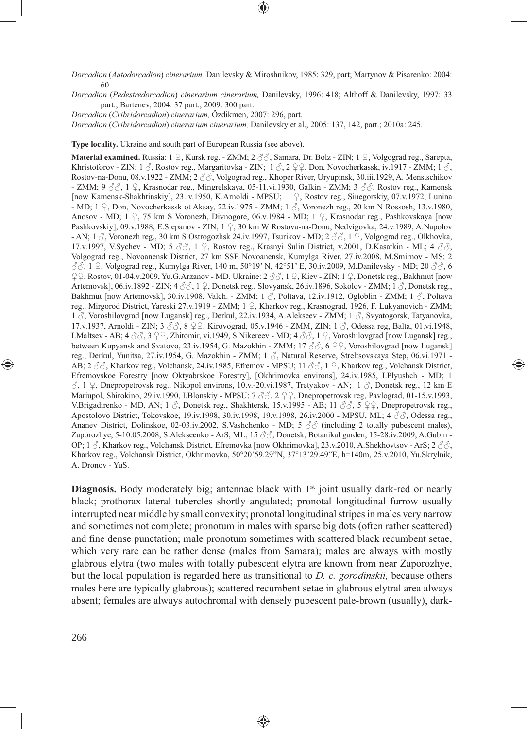*Dorcadion* (*Autodorcadion*) *cinerarium,* Danilevsky & Miroshnikov, 1985: 329, part; Martynov & Pisarenko: 2004: 60.

*Dorcadion* (*Pedestredorcadion*) *cinerarium cinerarium,* Danilevsky, 1996: 418; Althoff & Danilevsky, 1997: 33 part.; Bartenev, 2004: 37 part.; 2009: 300 part.

*Dorcadion* (*Cribridorcadion*) *cinerarium,* Özdikmen, 2007: 296, part.

*Dorcadion* (*Cribridorcadion*) *cinerarium cinerarium,* Danilevsky et al., 2005: 137, 142, part.; 2010a: 245.

**Type locality.** Ukraine and south part of European Russia (see above).

**Material examined.** Russia: 1 ♀, Kursk reg. - ZMM; 2 ♂♂, Samara, Dr. Bolz - ZIN; 1 ♀, Volgograd reg., Sarepta, Khristoforov - ZIN; 1 ♂, Rostov reg., Margaritovka - ZIN; 1 ♂, 2 ♀♀, Don, Novocherkassk, iv.1917 - ZMM; 1 ♂, Rostov-na-Donu, 08.v.1922 - ZMM; 2 ♂♂, Volgograd reg., Khoper River, Uryupinsk, 30.iii.1929, A. Menstschikov - ZMM; 9 ♂♂, 1 ♀, Krasnodar reg., Mingrelskaya, 05-11.vi.1930, Galkin - ZMM; 3 ♂♂, Rostov reg., Kamensk [now Kamensk-Shakhtinskiy], 23.iv.1950, K.Arnoldi - MPSU; 1 ♀, Rostov reg., Sinegorskiy, 07.v.1972, Lunina - MD; 1 ♀, Don, Novocherkassk ot Aksay, 22.iv.1975 - ZMM; 1 ♂, Voronezh reg., 20 km N Rossosh, 13.v.1980, Anosov - MD; 1 ♀, 75 km S Voronezh, Divnogore, 06.v.1984 - MD; 1 ♀, Krasnodar reg., Pashkovskaya [now Pashkovskiy], 09.v.1988, E.Stepanov - ZIN; 1 ♀, 30 km W Rostova-na-Donu, Nedvigovka, 24.v.1989, A.Napolov - AN; 1 ♂, Voronezh reg., 30 km S Ostrogozhsk 24.iv.1997, Tsurikov - MD; 2 ♂♂, 1 ♀, Volgograd reg., Olkhovka, 17.v.1997, V.Sychev - MD; 5 ♂♂, 1 ♀, Rostov reg., Krasnyi Sulin District, v.2001, D.Kasatkin - ML; 4 ♂♂, Volgograd reg., Novoanensk District, 27 km SSE Novoanensk, Kumylga River, 27.iv.2008, M.Smirnov - MS; 2 ♂♂, 1 ♀, Volgograd reg., Kumylga River, 140 m, 50°19' N, 42°51' E, 30.iv.2009, M.Danilevsky - MD; 20 ♂♂, 6 ♀♀, Rostov, 01-04.v.2009, Yu.G.Arzanov - MD. Ukraine: 2 ♂♂, 1 ♀, Kiev - ZIN; 1 ♀, Donetsk reg., Bakhmut [now Artemovsk], 06.iv.1892 - ZIN; 4 ♂♂, 1 ♀, Donetsk reg., Slovyansk, 26.iv.1896, Sokolov - ZMM; 1 ♂, Donetsk reg., Bakhmut [now Artemovsk], 30.iv.1908, Valch. - ZMM; 1 ♂, Poltava, 12.iv.1912, Ogloblin - ZMM; 1 ♂, Poltava reg., Mirgorod District, Yareski 27.v.1919 - ZMM; 1 ♀, Kharkov reg., Krasnograd, 1926, F. Lukyanovich - ZMM; 1 ♂, Voroshilovgrad [now Lugansk] reg., Derkul, 22.iv.1934, A.Alekseev - ZMM; 1 ♂, Svyatogorsk, Tatyanovka, 17.v.1937, Arnoldi - ZIN; 3 ♂♂, 8 ♀♀, Kirovograd, 05.v.1946 - ZMM, ZIN; 1 ♂, Odessa reg, Balta, 01.vi.1948, I.Maltsev - AB; 4 ♂♂, 3 ♀♀, Zhitomir, vi.1949, S.Nikereev - MD; 4 ♂♂, 1 ♀, Voroshilovgrad [now Lugansk] reg., between Kupyansk and Svatovo, 23.iv.1954, G. Mazokhin - ZMM; 17 ♂♂, 6 ♀♀, Voroshilovgrad [now Lugansk] reg., Derkul, Yunitsa, 27.iv.1954, G. Mazokhin - ZMM; 1 ♂, Natural Reserve, Streltsovskaya Step, 06.vi.1971 - AB; 2 ♂♂, Kharkov reg., Volchansk, 24.iv.1985, Efremov - MPSU; 11 ♂♂, 1 ♀, Kharkov reg., Volchansk District, Efremovskoe Forestry [now Oktyabrskoe Forestry], [Okhrimovka environs], 24.iv.1985, I.Plyushch - MD; 1 ♂, 1 ♀, Dnepropetrovsk reg., Nikopol environs, 10.v.-20.vi.1987, Tretyakov - AN; 1 ♂, Donetsk reg., 12 km E Mariupol, Shirokino, 29.iv.1990, I.Blonskiy - MPSU; 7 ♂♂, 2 ♀♀, Dnepropetrovsk reg, Pavlograd, 01-15.v.1993, V.Brigadirenko - MD, AN; 1 ♂, Donetsk reg., Shakhtersk, 15.v.1995 - AB; 11 ♂♂, 5 ♀♀, Dnepropetrovsk reg., Apostolovo District, Tokovskoe, 19.iv.1998, 30.iv.1998, 19.v.1998, 26.iv.2000 - MPSU, ML; 4 ♂♂, Odessa reg., Ananev District, Dolinskoe, 02-03.iv.2002, S.Vashchenko - MD; 5 ♂♂ (including 2 totally pubescent males), Zaporozhye, 5-10.05.2008, S.Alekseenko - ArS, ML; 15 ♂♂, Donetsk, Botanikal garden, 15-28.iv.2009, A.Gubin - OP; 1 ♂, Kharkov reg., Volchansk District, Efremovka [now Okhrimovka], 23.v.2010, A.Shekhovtsov - ArS; 2 ♂♂, Kharkov reg., Volchansk District, Okhrimovka, 50°20'59.29"N, 37°13'29.49"E, h=140m, 25.v.2010, Yu.Skrylnik, A. Dronov - YuS.

**Diagnosis.** Body moderately big; antennae black with 1st joint usually dark-red or nearly black; prothorax lateral tubercles shortly angulated; pronotal longitudinal furrow usually interrupted near middle by small convexity; pronotal longitudinal stripes in males very narrow and sometimes not complete; pronotum in males with sparse big dots (often rather scattered) and fine dense punctation; male pronotum sometimes with scattered black recumbent setae, which very rare can be rather dense (males from Samara); males are always with mostly glabrous elytra (two males with totally pubescent elytra are known from near Zaporozhye, but the local population is regarded here as transitional to *D. c. gorodinskii,* because others males here are typically glabrous); scattered recumbent setae in glabrous elytral area always absent; females are always autochromal with densely pubescent pale-brown (usually), dark-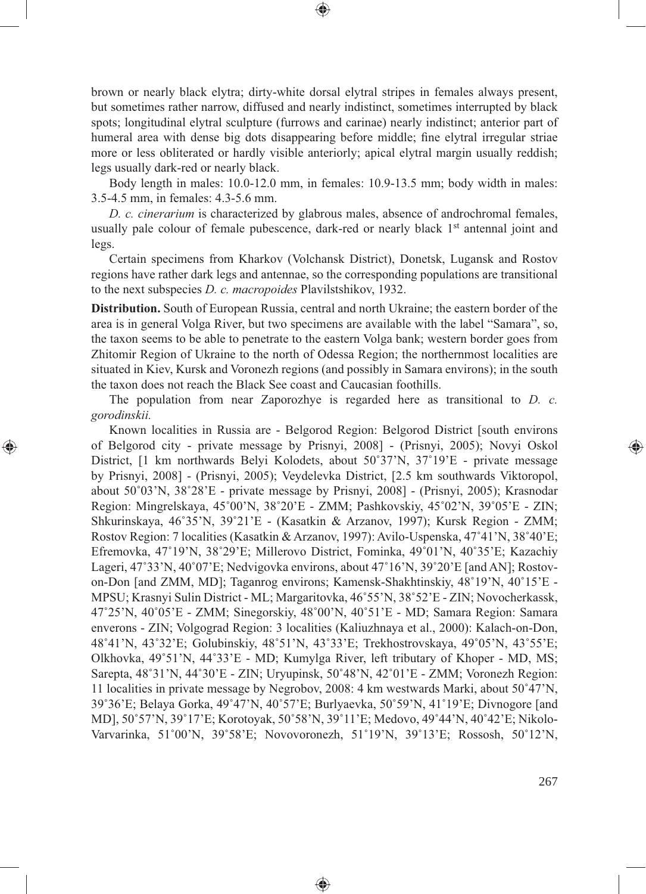brown or nearly black elytra; dirty-white dorsal elytral stripes in females always present, but sometimes rather narrow, diffused and nearly indistinct, sometimes interrupted by black spots; longitudinal elytral sculpture (furrows and carinae) nearly indistinct; anterior part of humeral area with dense big dots disappearing before middle; fine elytral irregular striae more or less obliterated or hardly visible anteriorly; apical elytral margin usually reddish; legs usually dark-red or nearly black.

Body length in males: 10.0-12.0 mm, in females: 10.9-13.5 mm; body width in males: 3.5-4.5 mm, in females: 4.3-5.6 mm.

*D. c. cinerarium* is characterized by glabrous males, absence of androchromal females, usually pale colour of female pubescence, dark-red or nearly black 1st antennal joint and legs.

Certain specimens from Kharkov (Volchansk District), Donetsk, Lugansk and Rostov regions have rather dark legs and antennae, so the corresponding populations are transitional to the next subspecies *D. c. macropoides* Plavilstshikov, 1932.

**Distribution.** South of European Russia, central and north Ukraine; the eastern border of the area is in general Volga River, but two specimens are available with the label "Samara", so, the taxon seems to be able to penetrate to the eastern Volga bank; western border goes from Zhitomir Region of Ukraine to the north of Odessa Region; the northernmost localities are situated in Kiev, Kursk and Voronezh regions (and possibly in Samara environs); in the south the taxon does not reach the Black See coast and Caucasian foothills.

The population from near Zaporozhye is regarded here as transitional to *D. c. gorodinskii.*

Known localities in Russia are - Belgorod Region: Belgorod District [south environs of Belgorod city - private message by Prisnyi, 2008] - (Prisnyi, 2005); Novyi Oskol District, [1 km northwards Belyi Kolodets, about 50˚37'N, 37˚19'E - private message by Prisnyi, 2008] - (Prisnyi, 2005); Veydelevka District, [2.5 km southwards Viktoropol, about 50˚03'N, 38˚28'E - private message by Prisnyi, 2008] - (Prisnyi, 2005); Krasnodar Region: Mingrelskaya, 45˚00'N, 38˚20'E - ZMM; Pashkovskiy, 45˚02'N, 39˚05'E - ZIN; Shkurinskaya, 46˚35'N, 39˚21'E - (Kasatkin & Arzanov, 1997); Kursk Region - ZMM; Rostov Region: 7 localities (Kasatkin & Arzanov, 1997): Avilo-Uspenska, 47˚41'N, 38˚40'E; Efremovka, 47˚19'N, 38˚29'E; Millerovo District, Fominka, 49˚01'N, 40˚35'E; Kazachiy Lageri, 47˚33'N, 40˚07'E; Nedvigovka environs, about 47˚16'N, 39˚20'E [and AN]; Rostov-on-Don [and ZMM, MD]; Taganrog environs; Kamensk-Shakhtinskiy, 48˚19'N, 40˚15'E - MPSU; Krasnyi Sulin District - ML; Margaritovka, 46˚55'N, 38˚52'E - ZIN; Novocherkassk, 47˚25'N, 40˚05'E - ZMM; Sinegorskiy, 48˚00'N, 40˚51'E - MD; Samara Region: Samara enverons - ZIN; Volgograd Region: 3 localities (Kaliuzhnaya et al., 2000): Kalach-on-Don, 48˚41'N, 43˚32'E; Golubinskiy, 48˚51'N, 43˚33'E; Trekhostrovskaya, 49˚05'N, 43˚55'E; Olkhovka, 49˚51'N, 44˚33'E - MD; Kumylga River, left tributary of Khoper - MD, MS; Sarepta, 48˚31'N, 44˚30'E - ZIN; Uryupinsk, 50˚48'N, 42˚01'E - ZMM; Voronezh Region: 11 localities in private message by Negrobov, 2008: 4 km westwards Marki, about 50˚47'N, 39˚36'E; Belaya Gorka, 49˚47'N, 40˚57'E; Burlyaevka, 50˚59'N, 41˚19'E; Divnogore [and MD], 50˚57'N, 39˚17'E; Korotoyak, 50˚58'N, 39˚11'E; Medovo, 49˚44'N, 40˚42'E; Nikolo-Varvarinka, 51˚00'N, 39˚58'E; Novovoronezh, 51˚19'N, 39˚13'E; Rossosh, 50˚12'N,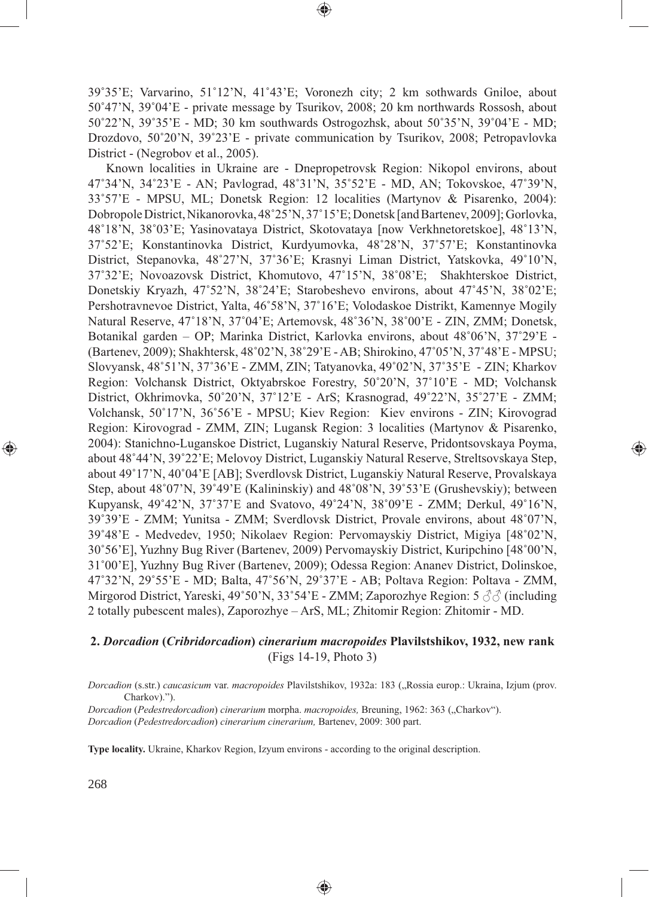39˚35'E; Varvarino, 51˚12'N, 41˚43'E; Voronezh city; 2 km sothwards Gniloe, about 50˚47'N, 39˚04'E - private message by Tsurikov, 2008; 20 km northwards Rossosh, about 50˚22'N, 39˚35'E - MD; 30 km southwards Ostrogozhsk, about 50˚35'N, 39˚04'E - MD; Drozdovo, 50˚20'N, 39˚23'E - private communication by Tsurikov, 2008; Petropavlovka District - (Negrobov et al., 2005).

Known localities in Ukraine are - Dnepropetrovsk Region: Nikopol environs, about 47˚34'N, 34˚23'E - AN; Pavlograd, 48˚31'N, 35˚52'E - MD, AN; Tokovskoe, 47˚39'N, 33˚57'E - MPSU, ML; Donetsk Region: 12 localities (Martynov & Pisarenko, 2004): Dobropole District, Nikanorovka, 48˚25'N, 37˚15'E; Donetsk [and Bartenev, 2009]; Gorlovka, 48˚18'N, 38˚03'E; Yasinovataya District, Skotovataya [now Verkhnetoretskoe], 48˚13'N, 37˚52'E; Konstantinovka District, Kurdyumovka, 48˚28'N, 37˚57'E; Konstantinovka District, Stepanovka, 48˚27'N, 37˚36'E; Krasnyi Liman District, Yatskovka, 49˚10'N, 37˚32'E; Novoazovsk District, Khomutovo, 47˚15'N, 38˚08'E; Shakhterskoe District, Donetskiy Kryazh, 47˚52'N, 38˚24'E; Starobeshevo environs, about 47˚45'N, 38˚02'E; Pershotravnevoe District, Yalta, 46˚58'N, 37˚16'E; Volodaskoe Distrikt, Kamennye Mogily Natural Reserve, 47˚18'N, 37˚04'E; Artemovsk, 48˚36'N, 38˚00'E - ZIN, ZMM; Donetsk, Botanikal garden – OP; Marinka District, Karlovka environs, about 48˚06'N, 37˚29'E - (Bartenev, 2009); Shakhtersk, 48˚02'N, 38˚29'E - AB; Shirokino, 47˚05'N, 37˚48'E - MPSU; Slovyansk, 48˚51'N, 37˚36'E - ZMM, ZIN; Tatyanovka, 49˚02'N, 37˚35'E - ZIN; Kharkov Region: Volchansk District, Oktyabrskoe Forestry, 50˚20'N, 37˚10'E - MD; Volchansk District, Okhrimovka, 50˚20'N, 37˚12'E - ArS; Krasnograd, 49˚22'N, 35˚27'E - ZMM; Volchansk, 50˚17'N, 36˚56'E - MPSU; Kiev Region: Kiev environs - ZIN; Kirovograd Region: Kirovograd - ZMM, ZIN; Lugansk Region: 3 localities (Martynov & Pisarenko, 2004): Stanichno-Luganskoe District, Luganskiy Natural Reserve, Pridontsovskaya Poyma, about 48˚44'N, 39˚22'E; Melovoy District, Luganskiy Natural Reserve, Streltsovskaya Step, about 49˚17'N, 40˚04'E [AB]; Sverdlovsk District, Luganskiy Natural Reserve, Provalskaya Step, about 48˚07'N, 39˚49'E (Kalininskiy) and 48˚08'N, 39˚53'E (Grushevskiy); between Kupyansk, 49˚42'N, 37˚37'E and Svatovo, 49˚24'N, 38˚09'E - ZMM; Derkul, 49˚16'N, 39˚39'E - ZMM; Yunitsa - ZMM; Sverdlovsk District, Provale environs, about 48˚07'N, 39˚48'E - Medvedev, 1950; Nikolaev Region: Pervomayskiy District, Migiya [48˚02'N, 30˚56'E], Yuzhny Bug River (Bartenev, 2009) Pervomayskiy District, Kuripchino [48˚00'N, 31˚00'E], Yuzhny Bug River (Bartenev, 2009); Odessa Region: Ananev District, Dolinskoe, 47˚32'N, 29˚55'E - MD; Balta, 47˚56'N, 29˚37'E - AB; Poltava Region: Poltava - ZMM, Mirgorod District, Yareski, 49˚50'N, 33˚54'E - ZMM; Zaporozhye Region: 5 ♂♂ (including 2 totally pubescent males), Zaporozhye – ArS, ML; Zhitomir Region: Zhitomir - MD.

### 2. *Dorcadion* (*Cribridorcadion*) *cinerarium macropoides* Plavilstshikov, 1932, new rank (Figs 14-19, Photo 3)

*Dorcadion* (s.str.) *caucasicum* var. *macropoides* Plavilstshikov, 1932a: 183 („Rossia europ.: Ukraina, Izjum (prov. Charkov).").
*Dorcadion* (*Pedestredorcadion*) *cinerarium* morpha. *macropoides,* Breuning, 1962: 363 („Charkov").
*Dorcadion* (*Pedestredorcadion*) *cinerarium cinerarium,* Bartenev, 2009: 300 part.

**Type locality.** Ukraine, Kharkov Region, Izyum environs - according to the original description.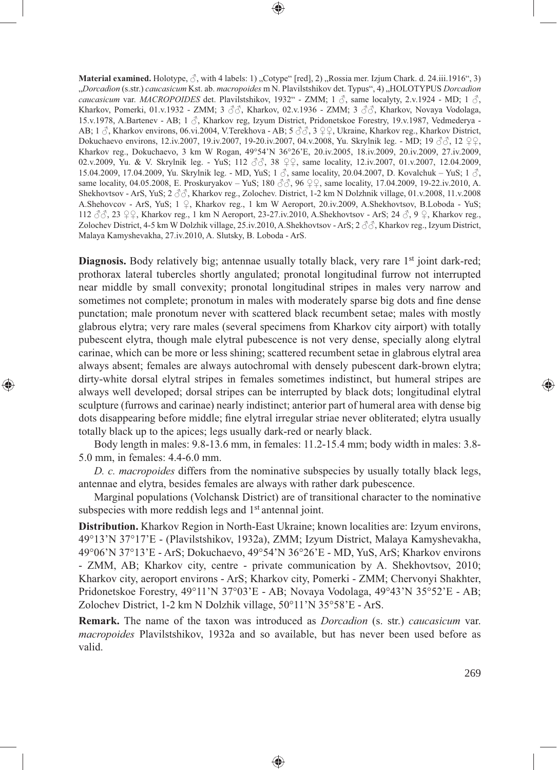**Material examined.** Holotype, ♂, with 4 labels: 1) „Cotype“ [red], 2) „Rossia mer. Izjum Chark. d. 24.iii.1916“, 3) „*Dorcadion* (s.str.) *caucasicum* Kst. ab. *macropoides* m N. Plavilstshikov det. Typus“, 4) „HOLOTYPUS *Dorcadion caucasicum* var. *MACROPOIDES* det. Plavilstshikov, 1932“ - ZMM; 1 ♂, same localyty, 2.v.1924 - MD; 1 ♂, Kharkov, Pomerki, 01.v.1932 - ZMM; 3 ♂♂, Kharkov, 02.v.1936 - ZMM; 3 ♂♂, Kharkov, Novaya Vodolaga, 15.v.1978, A.Bartenev - AB; 1 ♂, Kharkov reg, Izyum District, Pridonetskoe Forestry, 19.v.1987, Vedmederya - AB; 1 ♂, Kharkov environs, 06.vi.2004, V.Terekhova - AB; 5 ♂♂, 3 ♀♀, Ukraine, Kharkov reg., Kharkov District, Dokuchaevo environs, 12.iv.2007, 19.iv.2007, 19-20.iv.2007, 04.v.2008, Yu. Skrylnik leg. - MD; 19 ♂♂, 12 ♀♀, Kharkov reg., Dokuchaevo, 3 km W Rogan, 49°54’N 36°26’E, 20.iv.2005, 18.iv.2009, 20.iv.2009, 27.iv.2009, 02.v.2009, Yu. & V. Skrylnik leg. - YuS; 112 ♂♂, 38 ♀♀, same locality, 12.iv.2007, 01.v.2007, 12.04.2009, 15.04.2009, 17.04.2009, Yu. Skrylnik leg. - MD, YuS; 1 ♂, same locality, 20.04.2007, D. Kovalchuk – YuS; 1 ♂, same locality, 04.05.2008, E. Proskuryakov – YuS; 180 ♂♂, 96 ♀♀, same locality, 17.04.2009, 19-22.iv.2010, A. Shekhovtsov - ArS, YuS; 2 ♂♂, Kharkov reg., Zolochev. District, 1-2 km N Dolzhnik village, 01.v.2008, 11.v.2008 A.Shehovcov - ArS, YuS; 1 ♀, Kharkov reg., 1 km W Aeroport, 20.iv.2009, A.Shekhovtsov, B.Loboda - YuS; 112 ♂♂, 23 ♀♀, Kharkov reg., 1 km N Aeroport, 23-27.iv.2010, A.Shekhovtsov - ArS; 24 ♂, 9 ♀, Kharkov reg., Zolochev District, 4-5 km W Dolzhik village, 25.iv.2010, A.Shekhovtsov - ArS; 2 ♂♂, Kharkov reg., Izyum District, Malaya Kamyshevakha, 27.iv.2010, A. Slutsky, B. Loboda - ArS.

**Diagnosis.** Body relatively big; antennae usually totally black, very rare 1st joint dark-red; prothorax lateral tubercles shortly angulated; pronotal longitudinal furrow not interrupted near middle by small convexity; pronotal longitudinal stripes in males very narrow and sometimes not complete; pronotum in males with moderately sparse big dots and fine dense punctation; male pronotum never with scattered black recumbent setae; males with mostly glabrous elytra; very rare males (several specimens from Kharkov city airport) with totally pubescent elytra, though male elytral pubescence is not very dense, specially along elytral carinae, which can be more or less shining; scattered recumbent setae in glabrous elytral area always absent; females are always autochromal with densely pubescent dark-brown elytra; dirty-white dorsal elytral stripes in females sometimes indistinct, but humeral stripes are always well developed; dorsal stripes can be interrupted by black dots; longitudinal elytral sculpture (furrows and carinae) nearly indistinct; anterior part of humeral area with dense big dots disappearing before middle; fine elytral irregular striae never obliterated; elytra usually totally black up to the apices; legs usually dark-red or nearly black.

Body length in males: 9.8-13.6 mm, in females: 11.2-15.4 mm; body width in males: 3.8-5.0 mm, in females: 4.4-6.0 mm.

*D. c. macropoides* differs from the nominative subspecies by usually totally black legs, antennae and elytra, besides females are always with rather dark pubescence.

Marginal populations (Volchansk District) are of transitional character to the nominative subspecies with more reddish legs and 1st antennal joint.

**Distribution.** Kharkov Region in North-East Ukraine; known localities are: Izyum environs, 49°13’N 37°17’E - (Plavilstshikov, 1932a), ZMM; Izyum District, Malaya Kamyshevakha, 49°06’N 37°13’E - ArS; Dokuchaevo, 49°54’N 36°26’E - MD, YuS, ArS; Kharkov environs - ZMM, AB; Kharkov city, centre - private communication by A. Shekhovtsov, 2010; Kharkov city, aeroport environs - ArS; Kharkov city, Pomerki - ZMM; Chervonyi Shakhter, Pridonetskoe Forestry, 49°11’N 37°03’E - AB; Novaya Vodolaga, 49°43’N 35°52’E - AB; Zolochev District, 1-2 km N Dolzhik village, 50°11’N 35°58’E - ArS.

**Remark.** The name of the taxon was introduced as *Dorcadion* (s. str.) *caucasicum* var. *macropoides* Plavilstshikov, 1932a and so available, but has never been used before as valid.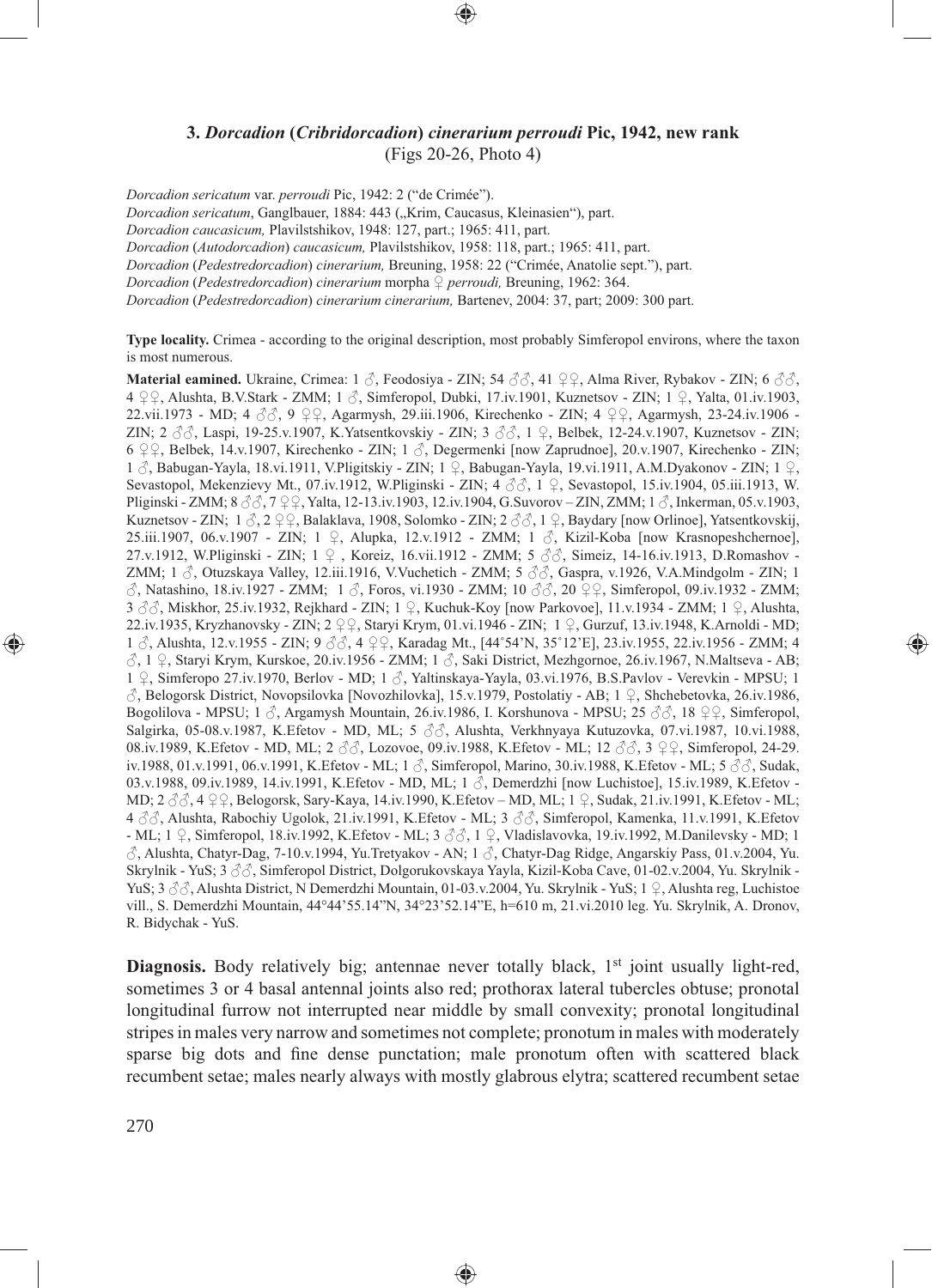### 3. *Dorcadion* (*Cribridorcadion*) *cinerarium perroudi* Pic, 1942, new rank
(Figs 20-26, Photo 4)

*Dorcadion sericatum* var. *perroudi* Pic, 1942: 2 ("de Crimée").
*Dorcadion sericatum*, Ganglbauer, 1884: 443 („Krim, Caucasus, Kleinasien"), part.
*Dorcadion caucasicum,* Plavilstshikov, 1948: 127, part.; 1965: 411, part.
*Dorcadion* (*Autodorcadion*) *caucasicum,* Plavilstshikov, 1958: 118, part.; 1965: 411, part.
*Dorcadion* (*Pedestredorcadion*) *cinerarium,* Breuning, 1958: 22 ("Crimée, Anatolie sept."), part.
*Dorcadion* (*Pedestredorcadion*) *cinerarium* morpha ♀ *perroudi,* Breuning, 1962: 364.
*Dorcadion* (*Pedestredorcadion*) *cinerarium cinerarium,* Bartenev, 2004: 37, part; 2009: 300 part.

**Type locality.** Crimea - according to the original description, most probably Simferopol environs, where the taxon is most numerous.

**Material eamined.** Ukraine, Crimea: 1 ♂, Feodosiya - ZIN; 54 ♂♂, 41 ♀♀, Alma River, Rybakov - ZIN; 6 ♂♂, 4 ♀♀, Alushta, B.V.Stark - ZMM; 1 ♂, Simferopol, Dubki, 17.iv.1901, Kuznetsov - ZIN; 1 ♀, Yalta, 01.iv.1903, 22.vii.1973 - MD; 4 ♂♂, 9 ♀♀, Agarmysh, 29.iii.1906, Kirechenko - ZIN; 4 ♀♀, Agarmysh, 23-24.iv.1906 - ZIN; 2 ♂♂, Laspi, 19-25.v.1907, K.Yatsentkovskiy - ZIN; 3 ♂♂, 1 ♀, Belbek, 12-24.v.1907, Kuznetsov - ZIN; 6 ♀♀, Belbek, 14.v.1907, Kirechenko - ZIN; 1 ♂, Degermenki [now Zaprudnoe], 20.v.1907, Kirechenko - ZIN; 1 ♂, Babugan-Yayla, 18.vi.1911, V.Pligitskiy - ZIN; 1 ♀, Babugan-Yayla, 19.vi.1911, A.M.Dyakonov - ZIN; 1 ♀, Sevastopol, Mekenzievy Mt., 07.iv.1912, W.Pliginski - ZIN; 4 ♂♂, 1 ♀, Sevastopol, 15.iv.1904, 05.iii.1913, W. Pliginski - ZMM; 8 ♂♂, 7 ♀♀, Yalta, 12-13.iv.1903, 12.iv.1904, G.Suvorov – ZIN, ZMM; 1 ♂, Inkerman, 05.v.1903, Kuznetsov - ZIN; 1 ♂, 2 ♀♀, Balaklava, 1908, Solomko - ZIN; 2 ♂♂, 1 ♀, Baydary [now Orlinoe], Yatsentkovskij, 25.iii.1907, 06.iv.1907 - ZIN; 1 ♀, Alupka, 12.v.1912 - ZMM; 1 ♂, Kizil-Koba [now Krasnopeshchernoe], 27.v.1912, W.Pliginski - ZIN; 1 ♀ , Koreiz, 16.vii.1912 - ZMM; 5 ♂♂, Simeiz, 14-16.iv.1913, D.Romashov - ZMM; 1 ♂, Otuzskaya Valley, 12.iii.1916, V.Vuchetich - ZMM; 5 ♂♂, Gaspra, v.1926, V.A.Mindgolm - ZIN; 1 ♂, Natashino, 18.iv.1927 - ZMM; 1 ♂, Foros, vi.1930 - ZMM; 10 ♂♂, 20 ♀♀, Simferopol, 09.iv.1932 - ZMM; 3 ♂♂, Miskhor, 25.iv.1932, Rejkhard - ZIN; 1 ♀, Kuchuk-Koy [now Parkovoe], 11.v.1934 - ZMM; 1 ♀, Alushta, 22.iv.1935, Kryzhanovsky - ZIN; 2 ♀♀, Staryi Krym, 01.vi.1946 - ZIN; 1 ♀, Gurzuf, 13.iv.1948, K.Arnoldi - MD; 1 ♂, Alushta, 12.v.1955 - ZIN; 9 ♂♂, 4 ♀♀, Karadag Mt., [44˚54'N, 35˚12'E], 23.iv.1955, 22.iv.1956 - ZMM; 4 ♂, 1 ♀, Staryi Krym, Kurskoe, 20.iv.1956 - ZMM; 1 ♂, Saki District, Mezhgornoe, 26.iv.1967, N.Maltseva - AB; 1 ♀, Simferopo 27.iv.1970, Berlov - MD; 1 ♂, Yaltinskaya-Yayla, 03.vi.1976, B.S.Pavlov - Verevkin - MPSU; 1 ♂, Belogorsk District, Novopsilovka [Novozhilovka], 15.v.1979, Postolatiy - AB; 1 ♀, Shchebetovka, 26.iv.1986, Bogolilova - MPSU; 1 ♂, Argamysh Mountain, 26.iv.1986, I. Korshunova - MPSU; 25 ♂♂, 18 ♀♀, Simferopol, Salgirka, 05-08.v.1987, K.Efetov - MD, ML; 5 ♂♂, Alushta, Verkhnyaya Kutuzovka, 07.vi.1987, 10.vi.1988, 08.iv.1989, K.Efetov - MD, ML; 2 ♂♂, Lozovoe, 09.iv.1988, K.Efetov - ML; 12 ♂♂, 3 ♀♀, Simferopol, 24-29. iv.1988, 01.v.1991, 06.v.1991, K.Efetov - ML; 1 ♂, Simferopol, Marino, 30.iv.1988, K.Efetov - ML; 5 ♂♂, Sudak, 03.v.1988, 09.iv.1989, 14.iv.1991, K.Efetov - MD, ML; 1 ♂, Demerdzhi [now Luchistoe], 15.iv.1989, K.Efetov - MD; 2 ♂♂, 4 ♀♀, Belogorsk, Sary-Kaya, 14.iv.1990, K.Efetov – MD, ML; 1 ♀, Sudak, 21.iv.1991, K.Efetov - ML; 4 ♂♂, Alushta, Rabochiy Ugolok, 21.iv.1991, K.Efetov - ML; 3 ♂♂, Simferopol, Kamenka, 11.v.1991, K.Efetov - ML; 1 ♀, Simferopol, 18.iv.1992, K.Efetov - ML; 3 ♂♂, 1 ♀, Vladislavovka, 19.iv.1992, M.Danilevsky - MD; 1 ♂, Alushta, Chatyr-Dag, 7-10.v.1994, Yu.Tretyakov - AN; 1 ♂, Chatyr-Dag Ridge, Angarskiy Pass, 01.v.2004, Yu. Skrylnik - YuS; 3 ♂♂, Simferopol District, Dolgorukovskaya Yayla, Kizil-Koba Cave, 01-02.v.2004, Yu. Skrylnik - YuS; 3 ♂♂, Alushta District, N Demerdzhi Mountain, 01-03.v.2004, Yu. Skrylnik - YuS; 1 ♀, Alushta reg, Luchistoe vill., S. Demerdzhi Mountain, 44°44'55.14"N, 34°23'52.14"E, h=610 m, 21.vi.2010 leg. Yu. Skrylnik, A. Dronov, R. Bidychak - YuS.

**Diagnosis.** Body relatively big; antennae never totally black, 1st joint usually light-red, sometimes 3 or 4 basal antennal joints also red; prothorax lateral tubercles obtuse; pronotal longitudinal furrow not interrupted near middle by small convexity; pronotal longitudinal stripes in males very narrow and sometimes not complete; pronotum in males with moderately sparse big dots and fine dense punctation; male pronotum often with scattered black recumbent setae; males nearly always with mostly glabrous elytra; scattered recumbent setae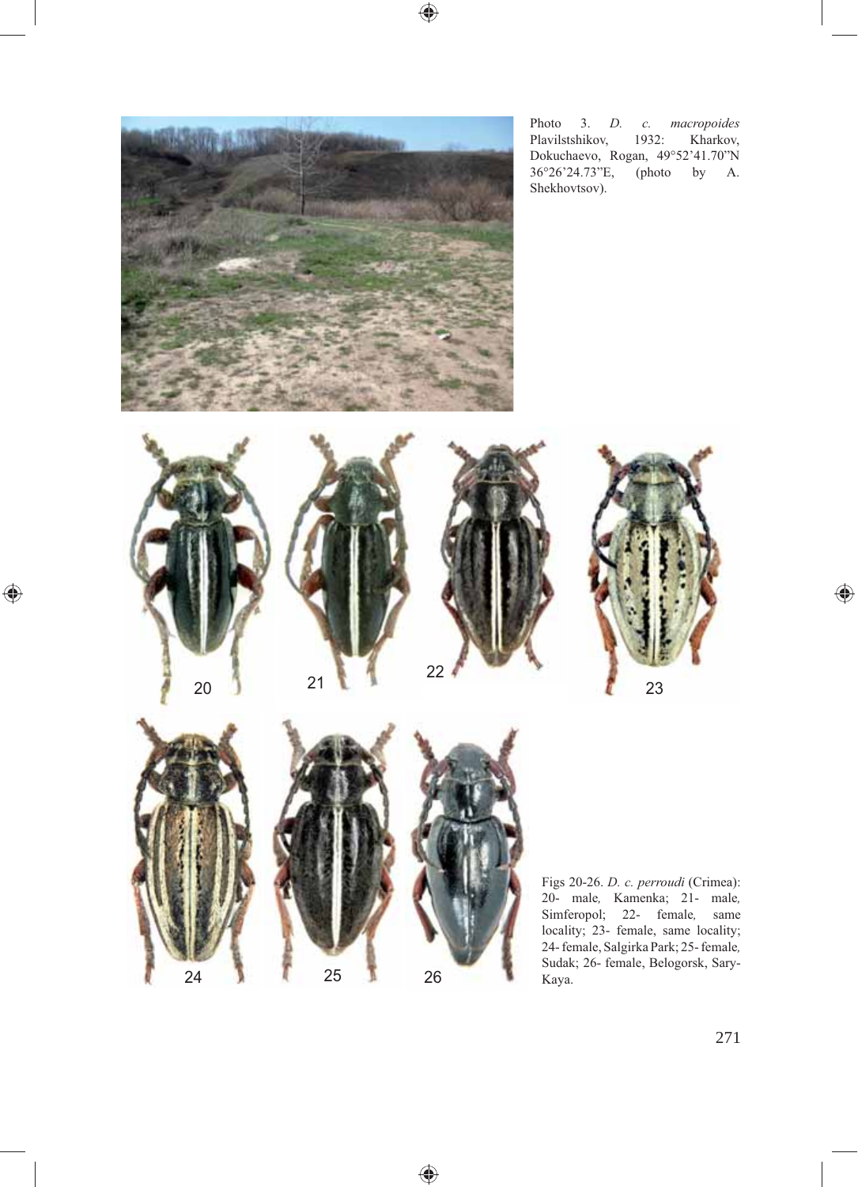Photo 3. *D. c. macropoides* Plavilstshikov, 1932: Kharkov, Dokuchaevo, Rogan, 49°52'41.70"N 36°26'24.73"E, (photo by A. Shekhovtsov).

Figs 20-26. *D. c. perroudi* (Crimea): 20- male, Kamenka; 21- male, Simferopol; 22- female, same locality; 23- female, same locality; 24- female, Salgirka Park; 25- female, Sudak; 26- female, Belogorsk, Sary-Kaya.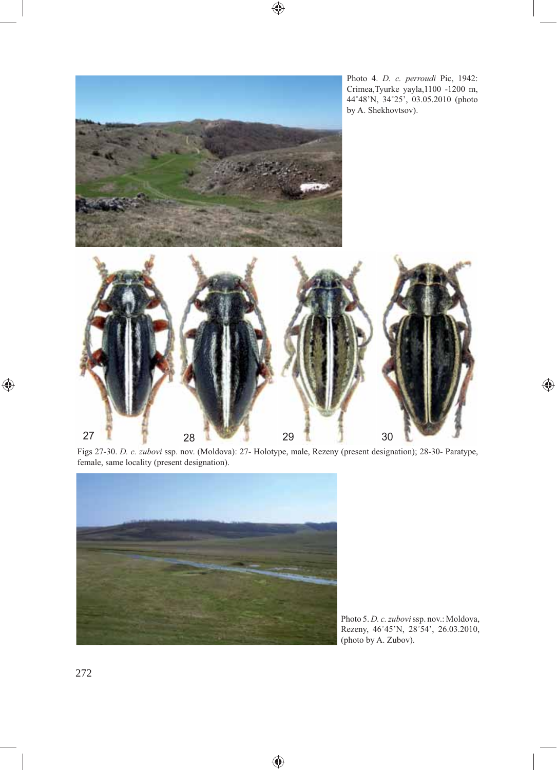Photo 4. *D. c. perroudi* Pic, 1942: Crimea,Tyurke yayla,1100 -1200 m, 44˚48'N, 34˚25', 03.05.2010 (photo by A. Shekhovtsov).

Figs 27-30. *D. c. zubovi* ssp. nov. (Moldova): 27- Holotype, male, Rezeny (present designation); 28-30- Paratype, female, same locality (present designation).

Photo 5. *D. c. zubovi* ssp. nov.: Moldova, Rezeny, 46˚45'N, 28˚54', 26.03.2010, (photo by A. Zubov).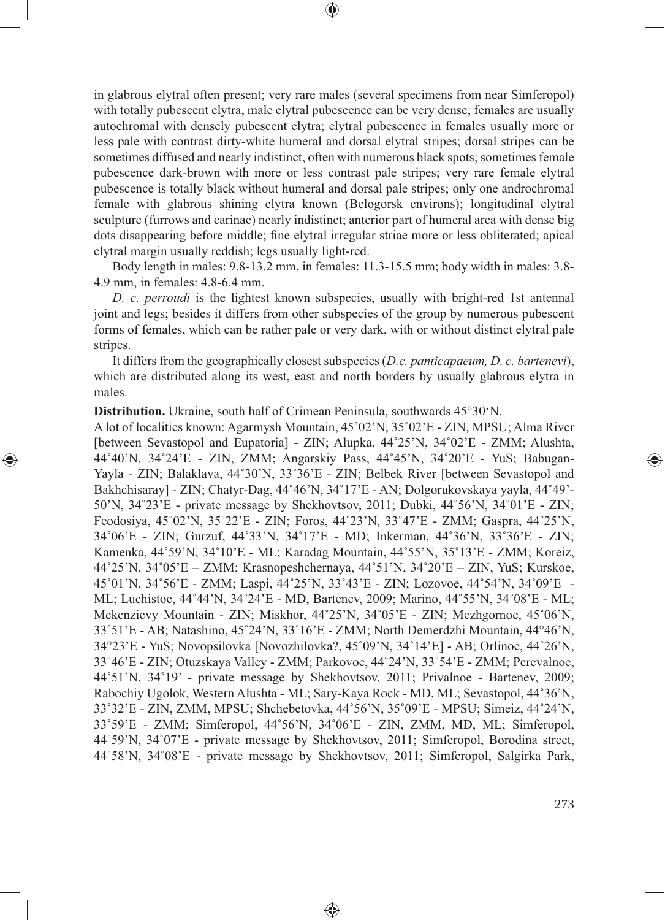in glabrous elytral often present; very rare males (several specimens from near Simferopol) with totally pubescent elytra, male elytral pubescence can be very dense; females are usually autochromal with densely pubescent elytra; elytral pubescence in females usually more or less pale with contrast dirty-white humeral and dorsal elytral stripes; dorsal stripes can be sometimes diffused and nearly indistinct, often with numerous black spots; sometimes female pubescence dark-brown with more or less contrast pale stripes; very rare female elytral pubescence is totally black without humeral and dorsal pale stripes; only one androchromal female with glabrous shining elytra known (Belogorsk environs); longitudinal elytral sculpture (furrows and carinae) nearly indistinct; anterior part of humeral area with dense big dots disappearing before middle; fine elytral irregular striae more or less obliterated; apical elytral margin usually reddish; legs usually light-red.

Body length in males: 9.8-13.2 mm, in females: 11.3-15.5 mm; body width in males: 3.8-4.9 mm, in females: 4.8-6.4 mm.

*D. c. perroudi* is the lightest known subspecies, usually with bright-red 1st antennal joint and legs; besides it differs from other subspecies of the group by numerous pubescent forms of females, which can be rather pale or very dark, with or without distinct elytral pale stripes.

It differs from the geographically closest subspecies (*D.c. panticapaeum, D. c. bartenevi*), which are distributed along its west, east and north borders by usually glabrous elytra in males.

**Distribution.** Ukraine, south half of Crimean Peninsula, southwards 45°30'N.

A lot of localities known: Agarmysh Mountain, 45˚02'N, 35˚02'E - ZIN, MPSU; Alma River [between Sevastopol and Eupatoria] - ZIN; Alupka, 44˚25'N, 34˚02'E - ZMM; Alushta, 44˚40'N, 34˚24'E - ZIN, ZMM; Angarskiy Pass, 44˚45'N, 34˚20'E - YuS; Babugan-Yayla - ZIN; Balaklava, 44˚30'N, 33˚36'E - ZIN; Belbek River [between Sevastopol and Bakhchisaray] - ZIN; Chatyr-Dag, 44˚46'N, 34˚17'E - AN; Dolgorukovskaya yayla, 44˚49'-50'N, 34˚23'E - private message by Shekhovtsov, 2011; Dubki, 44˚56'N, 34˚01'E - ZIN; Feodosiya, 45˚02'N, 35˚22'E - ZIN; Foros, 44˚23'N, 33˚47'E - ZMM; Gaspra, 44˚25'N, 34˚06'E - ZIN; Gurzuf, 44˚33'N, 34˚17'E - MD; Inkerman, 44˚36'N, 33˚36'E - ZIN; Kamenka, 44˚59'N, 34˚10'E - ML; Karadag Mountain, 44˚55'N, 35˚13'E - ZMM; Koreiz, 44˚25'N, 34˚05'E – ZMM; Krasnopeshchernaya, 44˚51'N, 34˚20'E – ZIN, YuS; Kurskoe, 45˚01'N, 34˚56'E - ZMM; Laspi, 44˚25'N, 33˚43'E - ZIN; Lozovoe, 44˚54'N, 34˚09'E - ML; Luchistoe, 44˚44'N, 34˚24'E - MD, Bartenev, 2009; Marino, 44˚55'N, 34˚08'E - ML; Mekenzievy Mountain - ZIN; Miskhor, 44˚25'N, 34˚05'E - ZIN; Mezhgornoe, 45˚06'N, 33˚51'E - AB; Natashino, 45˚24'N, 33˚16'E - ZMM; North Demerdzhi Mountain, 44˚46'N, 34°23'E - YuS; Novopsilovka [Novozhilovka?, 45˚09'N, 34˚14'E] - AB; Orlinoe, 44˚26'N, 33˚46'E - ZIN; Otuzskaya Valley - ZMM; Parkovoe, 44˚24'N, 33˚54'E - ZMM; Perevalnoe, 44˚51'N, 34˚19' - private message by Shekhovtsov, 2011; Privalnoe - Bartenev, 2009; Rabochiy Ugolok, Western Alushta - ML; Sary-Kaya Rock - MD, ML; Sevastopol, 44˚36'N, 33˚32'E - ZIN, ZMM, MPSU; Shchebetovka, 44˚56'N, 35˚09'E - MPSU; Simeiz, 44˚24'N, 33˚59'E - ZMM; Simferopol, 44˚56'N, 34˚06'E - ZIN, ZMM, MD, ML; Simferopol, 44˚59'N, 34˚07'E - private message by Shekhovtsov, 2011; Simferopol, Borodina street, 44˚58'N, 34˚08'E - private message by Shekhovtsov, 2011; Simferopol, Salgirka Park,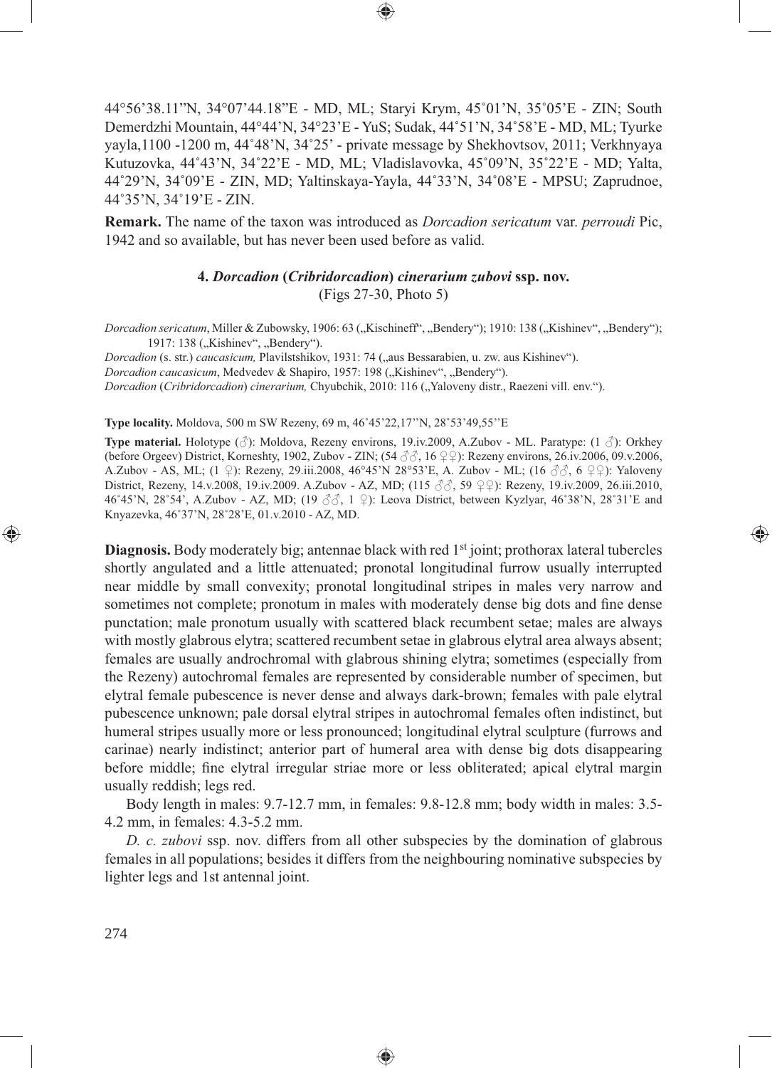44°56'38.11"N, 34°07'44.18"E - MD, ML; Staryi Krym, 45˚01'N, 35˚05'E - ZIN; South Demerdzhi Mountain, 44°44'N, 34°23'E - YuS; Sudak, 44˚51'N, 34˚58'E - MD, ML; Tyurke yayla,1100 -1200 m, 44˚48'N, 34˚25' - private message by Shekhovtsov, 2011; Verkhnyaya Kutuzovka, 44˚43'N, 34˚22'E - MD, ML; Vladislavovka, 45˚09'N, 35˚22'E - MD; Yalta, 44˚29'N, 34˚09'E - ZIN, MD; Yaltinskaya-Yayla, 44˚33'N, 34˚08'E - MPSU; Zaprudnoe, 44˚35'N, 34˚19'E - ZIN.

**Remark.** The name of the taxon was introduced as *Dorcadion sericatum* var. *perroudi* Pic, 1942 and so available, but has never been used before as valid.

### 4. *Dorcadion* (*Cribridorcadion*) *cinerarium zubovi* ssp. nov.

(Figs 27-30, Photo 5)

*Dorcadion sericatum*, Miller & Zubowsky, 1906: 63 („Kischineff", „Bendery"); 1910: 138 („Kishinev", „Bendery"); 1917: 138 („Kishinev", „Bendery").

*Dorcadion* (s. str.) *caucasicum,* Plavilstshikov, 1931: 74 („aus Bessarabien, u. zw. aus Kishinev").

*Dorcadion caucasicum*, Medvedev & Shapiro, 1957: 198 („Kishinev", „Bendery").

*Dorcadion* (*Cribridorcadion*) *cinerarium,* Chyubchik, 2010: 116 („Yaloveny distr., Raezeni vill. env.").

**Type locality.** Moldova, 500 m SW Rezeny, 69 m, 46˚45'22,17''N, 28˚53'49,55''E

**Type material.** Holotype (♂): Moldova, Rezeny environs, 19.iv.2009, A.Zubov - ML. Paratype: (1 ♂): Orkhey (before Orgeev) District, Korneshty, 1902, Zubov - ZIN; (54 ♂♂, 16 ♀♀): Rezeny environs, 26.iv.2006, 09.v.2006, A.Zubov - AS, ML; (1 ♀): Rezeny, 29.iii.2008, 46°45'N 28°53'E, A. Zubov - ML; (16 ♂♂, 6 ♀♀): Yaloveny District, Rezeny, 14.v.2008, 19.iv.2009. A.Zubov - AZ, MD; (115 ♂♂, 59 ♀♀): Rezeny, 19.iv.2009, 26.iii.2010, 46˚45'N, 28˚54', A.Zubov - AZ, MD; (19 ♂♂, 1 ♀): Leova District, between Kyzlyar, 46˚38'N, 28˚31'E and Knyazevka, 46˚37'N, 28˚28'E, 01.v.2010 - AZ, MD.

**Diagnosis.** Body moderately big; antennae black with red 1st joint; prothorax lateral tubercles shortly angulated and a little attenuated; pronotal longitudinal furrow usually interrupted near middle by small convexity; pronotal longitudinal stripes in males very narrow and sometimes not complete; pronotum in males with moderately dense big dots and fine dense punctation; male pronotum usually with scattered black recumbent setae; males are always with mostly glabrous elytra; scattered recumbent setae in glabrous elytral area always absent; females are usually androchromal with glabrous shining elytra; sometimes (especially from the Rezeny) autochromal females are represented by considerable number of specimen, but elytral female pubescence is never dense and always dark-brown; females with pale elytral pubescence unknown; pale dorsal elytral stripes in autochromal females often indistinct, but humeral stripes usually more or less pronounced; longitudinal elytral sculpture (furrows and carinae) nearly indistinct; anterior part of humeral area with dense big dots disappearing before middle; fine elytral irregular striae more or less obliterated; apical elytral margin usually reddish; legs red.

Body length in males: 9.7-12.7 mm, in females: 9.8-12.8 mm; body width in males: 3.5-4.2 mm, in females: 4.3-5.2 mm.

*D. c. zubovi* ssp. nov. differs from all other subspecies by the domination of glabrous females in all populations; besides it differs from the neighbouring nominative subspecies by lighter legs and 1st antennal joint.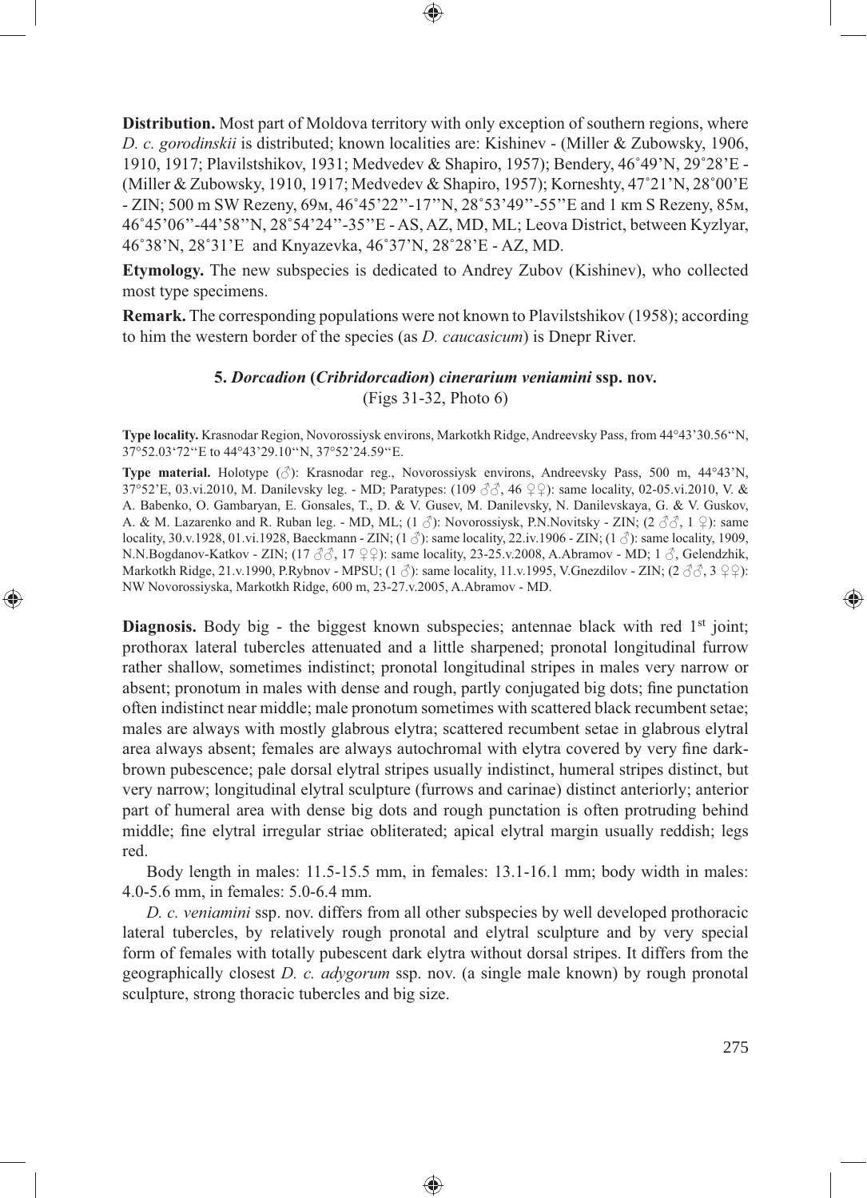**Distribution.** Most part of Moldova territory with only exception of southern regions, where *D. c. gorodinskii* is distributed; known localities are: Kishinev - (Miller & Zubowsky, 1906, 1910, 1917; Plavilstshikov, 1931; Medvedev & Shapiro, 1957); Bendery, 46˚49'N, 29˚28'E - (Miller & Zubowsky, 1910, 1917; Medvedev & Shapiro, 1957); Korneshty, 47˚21'N, 28˚00'E - ZIN; 500 m SW Rezeny, 69м, 46˚45'22''-17''N, 28˚53'49''-55''E and 1 кm S Rezeny, 85м, 46˚45'06''-44'58''N, 28˚54'24''-35''E - AS, AZ, MD, ML; Leova District, between Kyzlyar, 46˚38'N, 28˚31'E and Knyazevka, 46˚37'N, 28˚28'E - AZ, MD.

**Etymology.** The new subspecies is dedicated to Andrey Zubov (Kishinev), who collected most type specimens.

**Remark.** The corresponding populations were not known to Plavilstshikov (1958); according to him the western border of the species (as *D. caucasicum*) is Dnepr River.

### 5. *Dorcadion* (*Cribridorcadion*) *cinerarium veniamini* ssp. nov.

(Figs 31-32, Photo 6)

**Type locality.** Krasnodar Region, Novorossiysk environs, Markotkh Ridge, Andreevsky Pass, from 44°43'30.56''N, 37°52.03'72''E to 44°43'29.10''N, 37°52'24.59''E.

**Type material.** Holotype (♂): Krasnodar reg., Novorossiysk environs, Andreevsky Pass, 500 m, 44°43'N, 37°52'E, 03.vi.2010, M. Danilevsky leg. - MD; Paratypes: (109 ♂♂, 46 ♀♀): same locality, 02-05.vi.2010, V. & A. Babenko, O. Gambaryan, E. Gonsales, T., D. & V. Gusev, M. Danilevsky, N. Danilevskaya, G. & V. Guskov, A. & M. Lazarenko and R. Ruban leg. - MD, ML; (1 ♂): Novorossiysk, P.N.Novitsky - ZIN; (2 ♂♂, 1 ♀): same locality, 30.v.1928, 01.vi.1928, Baeckmann - ZIN; (1 ♂): same locality, 22.iv.1906 - ZIN; (1 ♂): same locality, 1909, N.N.Bogdanov-Katkov - ZIN; (17 ♂♂, 17 ♀♀): same locality, 23-25.v.2008, A.Abramov - MD; 1 ♂, Gelendzhik, Markotkh Ridge, 21.v.1990, P.Rybnov - MPSU; (1 ♂): same locality, 11.v.1995, V.Gnezdilov - ZIN; (2 ♂♂, 3 ♀♀): NW Novorossiyska, Markotkh Ridge, 600 m, 23-27.v.2005, A.Abramov - MD.

**Diagnosis.** Body big - the biggest known subspecies; antennae black with red 1st joint; prothorax lateral tubercles attenuated and a little sharpened; pronotal longitudinal furrow rather shallow, sometimes indistinct; pronotal longitudinal stripes in males very narrow or absent; pronotum in males with dense and rough, partly conjugated big dots; fine punctation often indistinct near middle; male pronotum sometimes with scattered black recumbent setae; males are always with mostly glabrous elytra; scattered recumbent setae in glabrous elytral area always absent; females are always autochromal with elytra covered by very fine dark-brown pubescence; pale dorsal elytral stripes usually indistinct, humeral stripes distinct, but very narrow; longitudinal elytral sculpture (furrows and carinae) distinct anteriorly; anterior part of humeral area with dense big dots and rough punctation is often protruding behind middle; fine elytral irregular striae obliterated; apical elytral margin usually reddish; legs red.

Body length in males: 11.5-15.5 mm, in females: 13.1-16.1 mm; body width in males: 4.0-5.6 mm, in females: 5.0-6.4 mm.

*D. c. veniamini* ssp. nov. differs from all other subspecies by well developed prothoracic lateral tubercles, by relatively rough pronotal and elytral sculpture and by very special form of females with totally pubescent dark elytra without dorsal stripes. It differs from the geographically closest *D. c. adygorum* ssp. nov. (a single male known) by rough pronotal sculpture, strong thoracic tubercles and big size.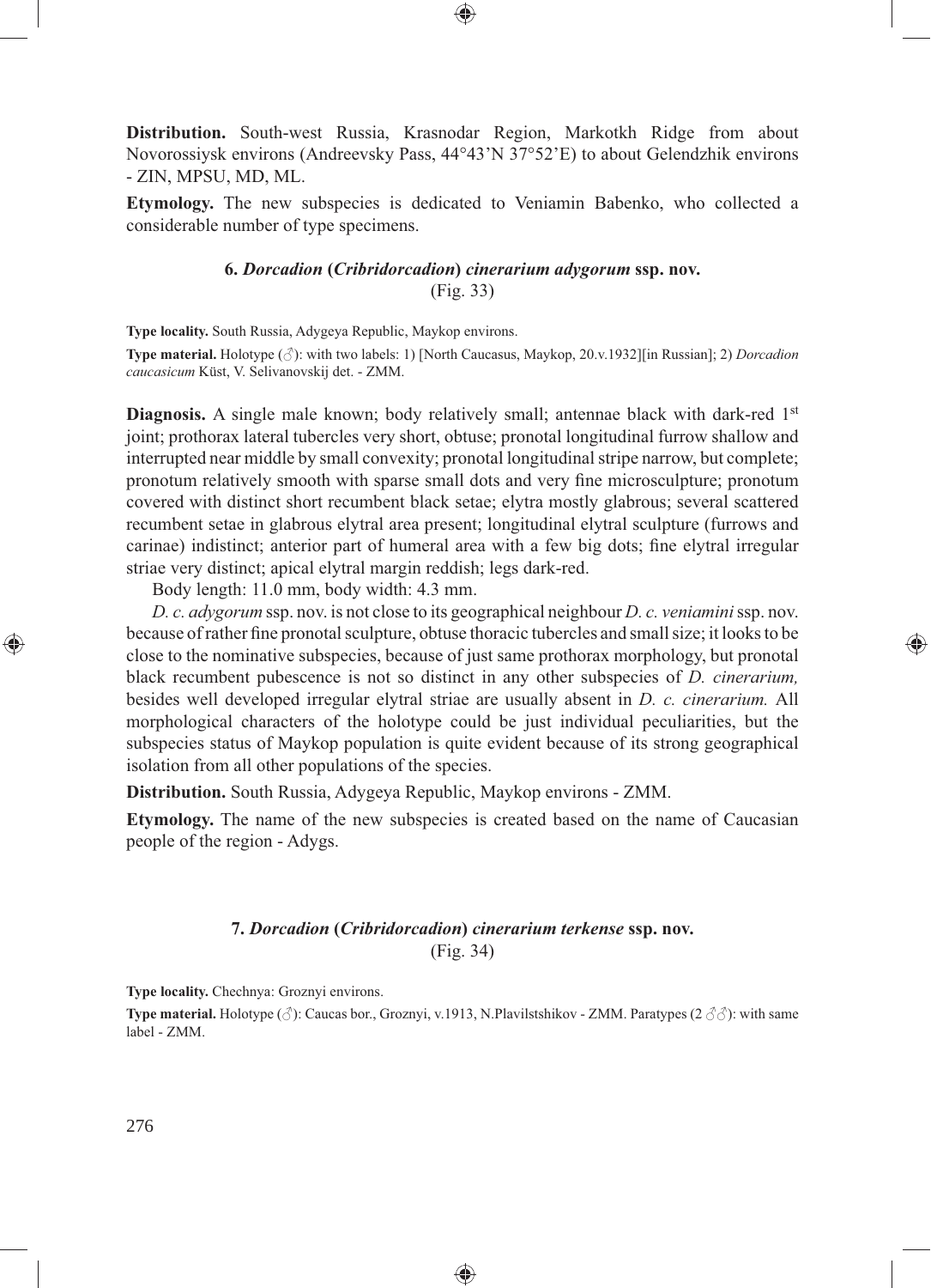**Distribution.** South-west Russia, Krasnodar Region, Markotkh Ridge from about Novorossiysk environs (Andreevsky Pass, 44°43'N 37°52'E) to about Gelendzhik environs - ZIN, MPSU, MD, ML.

**Etymology.** The new subspecies is dedicated to Veniamin Babenko, who collected a considerable number of type specimens.

### 6. *Dorcadion* (*Cribridorcadion*) *cinerarium adygorum* ssp. nov.

(Fig. 33)

**Type locality.** South Russia, Adygeya Republic, Maykop environs.

**Type material.** Holotype (♂): with two labels: 1) [North Caucasus, Maykop, 20.v.1932][in Russian]; 2) *Dorcadion caucasicum* Küst, V. Selivanovskij det. - ZMM.

**Diagnosis.** A single male known; body relatively small; antennae black with dark-red 1st joint; prothorax lateral tubercles very short, obtuse; pronotal longitudinal furrow shallow and interrupted near middle by small convexity; pronotal longitudinal stripe narrow, but complete; pronotum relatively smooth with sparse small dots and very fine microsculpture; pronotum covered with distinct short recumbent black setae; elytra mostly glabrous; several scattered recumbent setae in glabrous elytral area present; longitudinal elytral sculpture (furrows and carinae) indistinct; anterior part of humeral area with a few big dots; fine elytral irregular striae very distinct; apical elytral margin reddish; legs dark-red.

Body length: 11.0 mm, body width: 4.3 mm.

*D. c. adygorum* ssp. nov. is not close to its geographical neighbour *D. c. veniamini* ssp. nov. because of rather fine pronotal sculpture, obtuse thoracic tubercles and small size; it looks to be close to the nominative subspecies, because of just same prothorax morphology, but pronotal black recumbent pubescence is not so distinct in any other subspecies of *D. cinerarium,* besides well developed irregular elytral striae are usually absent in *D. c. cinerarium.* All morphological characters of the holotype could be just individual peculiarities, but the subspecies status of Maykop population is quite evident because of its strong geographical isolation from all other populations of the species.

**Distribution.** South Russia, Adygeya Republic, Maykop environs - ZMM.

**Etymology.** The name of the new subspecies is created based on the name of Caucasian people of the region - Adygs.

### 7. *Dorcadion* (*Cribridorcadion*) *cinerarium terkense* ssp. nov.

(Fig. 34)

**Type locality.** Chechnya: Groznyi environs.

**Type material.** Holotype (♂): Caucas bor., Groznyi, v.1913, N.Plavilstshikov - ZMM. Paratypes (2 ♂♂): with same label - ZMM.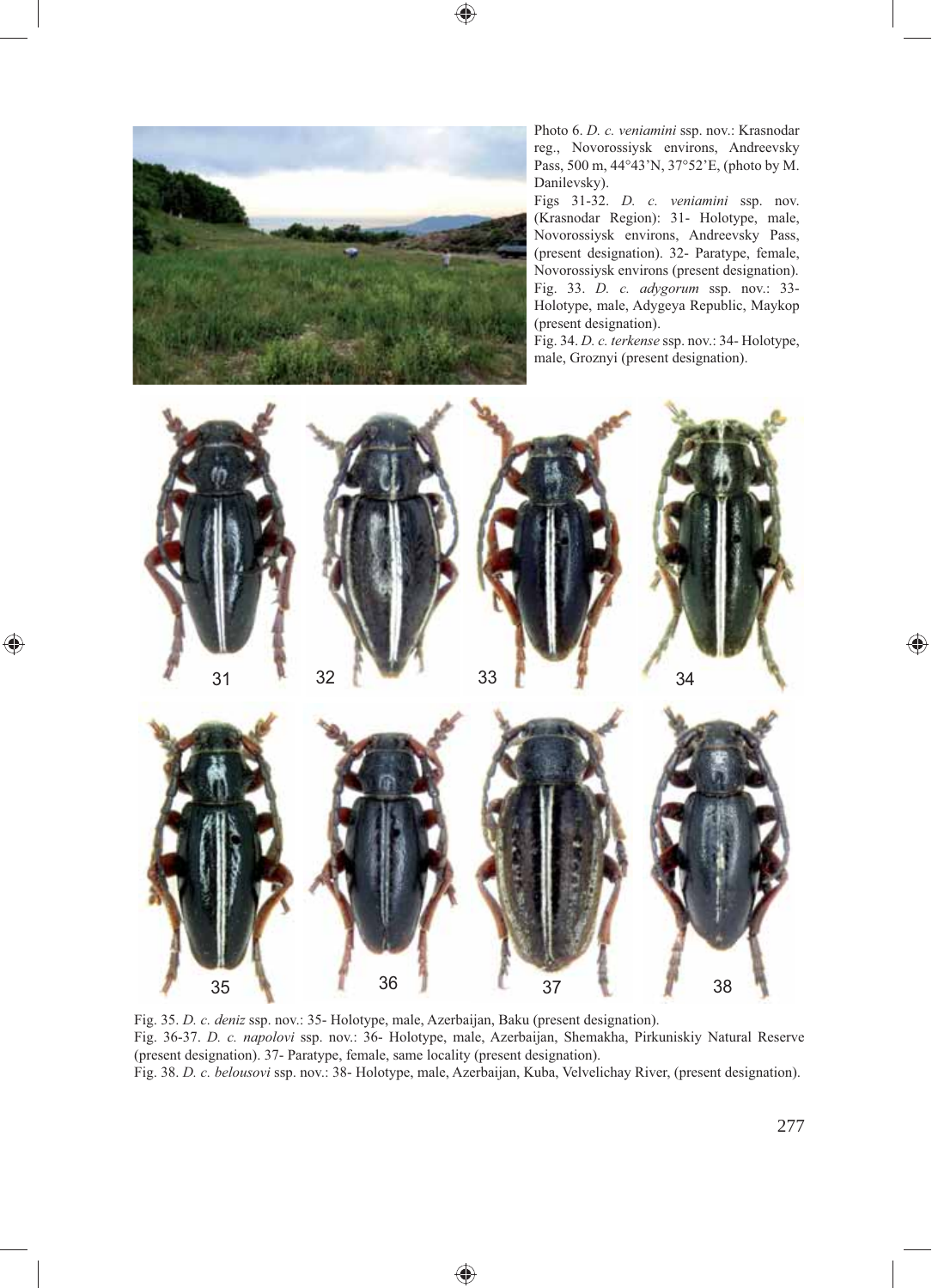Photo 6. *D. c. veniamini* ssp. nov.: Krasnodar reg., Novorossiysk environs, Andreevsky Pass, 500 m, 44°43'N, 37°52'E, (photo by M. Danilevsky).

Figs 31-32. *D. c. veniamini* ssp. nov. (Krasnodar Region): 31- Holotype, male, Novorossiysk environs, Andreevsky Pass, (present designation). 32- Paratype, female, Novorossiysk environs (present designation).

Fig. 33. *D. c. adygorum* ssp. nov.: 33- Holotype, male, Adygeya Republic, Maykop (present designation).

Fig. 34. *D. c. terkense* ssp. nov.: 34- Holotype, male, Groznyi (present designation).

Fig. 35. *D. c. deniz* ssp. nov.: 35- Holotype, male, Azerbaijan, Baku (present designation).

Fig. 36-37. *D. c. napolovi* ssp. nov.: 36- Holotype, male, Azerbaijan, Shemakha, Pirkuniskiy Natural Reserve (present designation). 37- Paratype, female, same locality (present designation).

Fig. 38. *D. c. belousovi* ssp. nov.: 38- Holotype, male, Azerbaijan, Kuba, Velvelichay River, (present designation).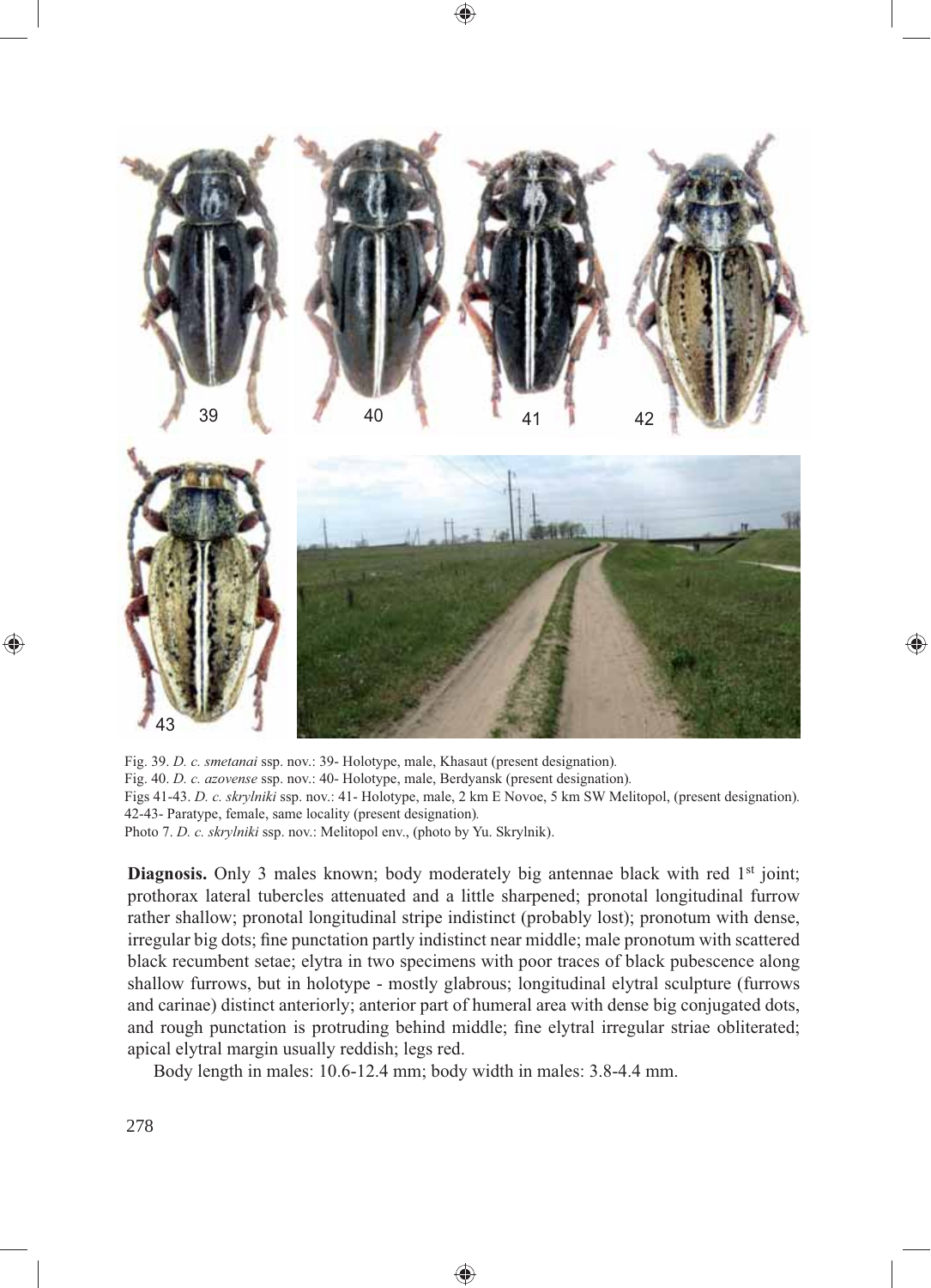Fig. 39. *D. c. smetanai* ssp. nov.: 39- Holotype, male, Khasaut (present designation).
Fig. 40. *D. c. azovense* ssp. nov.: 40- Holotype, male, Berdyansk (present designation).
Figs 41-43. *D. c. skrylniki* ssp. nov.: 41- Holotype, male, 2 km E Novoe, 5 km SW Melitopol, (present designation).
42-43- Paratype, female, same locality (present designation).
Photo 7. *D. c. skrylniki* ssp. nov.: Melitopol env., (photo by Yu. Skrylnik).

**Diagnosis.** Only 3 males known; body moderately big antennae black with red 1st joint; prothorax lateral tubercles attenuated and a little sharpened; pronotal longitudinal furrow rather shallow; pronotal longitudinal stripe indistinct (probably lost); pronotum with dense, irregular big dots; fine punctation partly indistinct near middle; male pronotum with scattered black recumbent setae; elytra in two specimens with poor traces of black pubescence along shallow furrows, but in holotype - mostly glabrous; longitudinal elytral sculpture (furrows and carinae) distinct anteriorly; anterior part of humeral area with dense big conjugated dots, and rough punctation is protruding behind middle; fine elytral irregular striae obliterated; apical elytral margin usually reddish; legs red.

Body length in males: 10.6-12.4 mm; body width in males: 3.8-4.4 mm.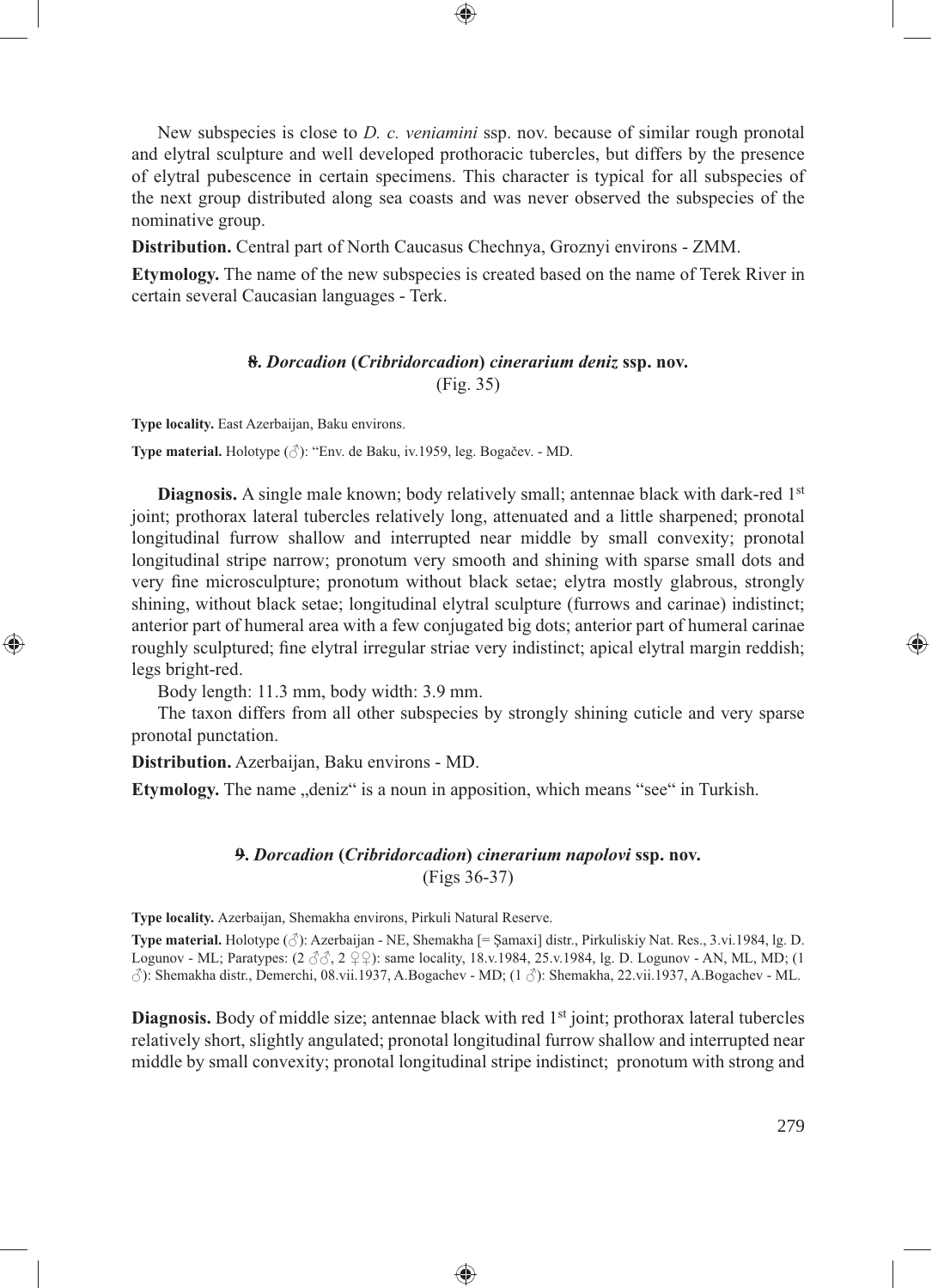New subspecies is close to *D. c. veniamini* ssp. nov. because of similar rough pronotal and elytral sculpture and well developed prothoracic tubercles, but differs by the presence of elytral pubescence in certain specimens. This character is typical for all subspecies of the next group distributed along sea coasts and was never observed the subspecies of the nominative group.

**Distribution.** Central part of North Caucasus Chechnya, Groznyi environs - ZMM.

**Etymology.** The name of the new subspecies is created based on the name of Terek River in certain several Caucasian languages - Terk.

### ~~8~~. *Dorcadion* (*Cribridorcadion*) *cinerarium deniz* ssp. nov.

(Fig. 35)

**Type locality.** East Azerbaijan, Baku environs.

**Type material.** Holotype (♂): "Env. de Baku, iv.1959, leg. Bogačev. - MD.

**Diagnosis.** A single male known; body relatively small; antennae black with dark-red 1st joint; prothorax lateral tubercles relatively long, attenuated and a little sharpened; pronotal longitudinal furrow shallow and interrupted near middle by small convexity; pronotal longitudinal stripe narrow; pronotum very smooth and shining with sparse small dots and very fine microsculpture; pronotum without black setae; elytra mostly glabrous, strongly shining, without black setae; longitudinal elytral sculpture (furrows and carinae) indistinct; anterior part of humeral area with a few conjugated big dots; anterior part of humeral carinae roughly sculptured; fine elytral irregular striae very indistinct; apical elytral margin reddish; legs bright-red.

Body length: 11.3 mm, body width: 3.9 mm.

The taxon differs from all other subspecies by strongly shining cuticle and very sparse pronotal punctation.

**Distribution.** Azerbaijan, Baku environs - MD.

**Etymology.** The name „deniz" is a noun in apposition, which means "see" in Turkish.

### ~~9~~. *Dorcadion* (*Cribridorcadion*) *cinerarium napolovi* ssp. nov.

(Figs 36-37)

**Type locality.** Azerbaijan, Shemakha environs, Pirkuli Natural Reserve.

**Type material.** Holotype (♂): Azerbaijan - NE, Shemakha [= Şamaxi] distr., Pirkuliskiy Nat. Res., 3.vi.1984, lg. D. Logunov - ML; Paratypes: (2 ♂♂, 2 ♀♀): same locality, 18.v.1984, 25.v.1984, lg. D. Logunov - AN, ML, MD; (1 ♂): Shemakha distr., Demerchi, 08.vii.1937, A.Bogachev - MD; (1 ♂): Shemakha, 22.vii.1937, A.Bogachev - ML.

**Diagnosis.** Body of middle size; antennae black with red 1st joint; prothorax lateral tubercles relatively short, slightly angulated; pronotal longitudinal furrow shallow and interrupted near middle by small convexity; pronotal longitudinal stripe indistinct; pronotum with strong and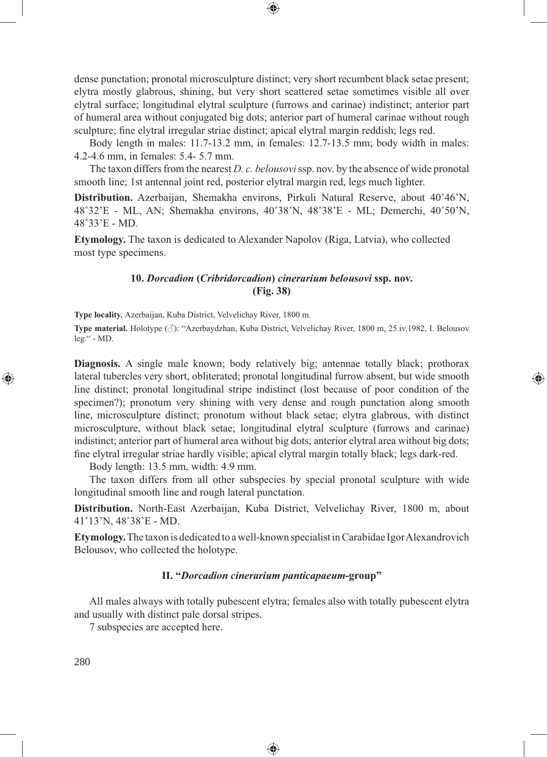dense punctation; pronotal microsculpture distinct; very short recumbent black setae present; elytra mostly glabrous, shining, but very short scattered setae sometimes visible all over elytral surface; longitudinal elytral sculpture (furrows and carinae) indistinct; anterior part of humeral area without conjugated big dots; anterior part of humeral carinae without rough sculpture; fine elytral irregular striae distinct; apical elytral margin reddish; legs red.

Body length in males: 11.7-13.2 mm, in females: 12.7-13.5 mm; body width in males: 4.2-4.6 mm, in females: 5.4- 5.7 mm.

The taxon differs from the nearest *D. c. belousovi* ssp. nov. by the absence of wide pronotal smooth line; 1st antennal joint red, posterior elytral margin red, legs much lighter.

**Distribution.** Azerbaijan, Shemakha environs, Pirkuli Natural Reserve, about 40˚46'N, 48˚32'E - ML, AN; Shemakha environs, 40˚38'N, 48˚38'E - ML; Demerchi, 40˚50'N, 48˚33'E - MD.

**Etymology.** The taxon is dedicated to Alexander Napolov (Riga, Latvia), who collected most type specimens.

### 10. *Dorcadion* (*Cribridorcadion*) *cinerarium belousovi* ssp. nov. (Fig. 38)

**Type locality.** Azerbaijan, Kuba District, Velvelichay River, 1800 m.

**Type material.** Holotype (♂): "Azerbaydzhan, Kuba District, Velvelichay River, 1800 m, 25.iv.1982, I. Belousov leg." - MD.

**Diagnosis.** A single male known; body relatively big; antennae totally black; prothorax lateral tubercles very short, obliterated; pronotal longitudinal furrow absent, but wide smooth line distinct; pronotal longitudinal stripe indistinct (lost because of poor condition of the specimen?); pronotum very shining with very dense and rough punctation along smooth line, microsculpture distinct; pronotum without black setae; elytra glabrous, with distinct microsculpture, without black setae; longitudinal elytral sculpture (furrows and carinae) indistinct; anterior part of humeral area without big dots; anterior elytral area without big dots; fine elytral irregular striae hardly visible; apical elytral margin totally black; legs dark-red.

Body length: 13.5 mm, width: 4.9 mm.

The taxon differs from all other subspecies by special pronotal sculpture with wide longitudinal smooth line and rough lateral punctation.

**Distribution.** North-East Azerbaijan, Kuba District, Velvelichay River, 1800 m, about 41˚13'N, 48˚38'E - MD.

**Etymology.** The taxon is dedicated to a well-known specialist in Carabidae Igor Alexandrovich Belousov, who collected the holotype.

### II. "*Dorcadion cinerarium panticapaeum*-group"

All males always with totally pubescent elytra; females also with totally pubescent elytra and usually with distinct pale dorsal stripes.

7 subspecies are accepted here.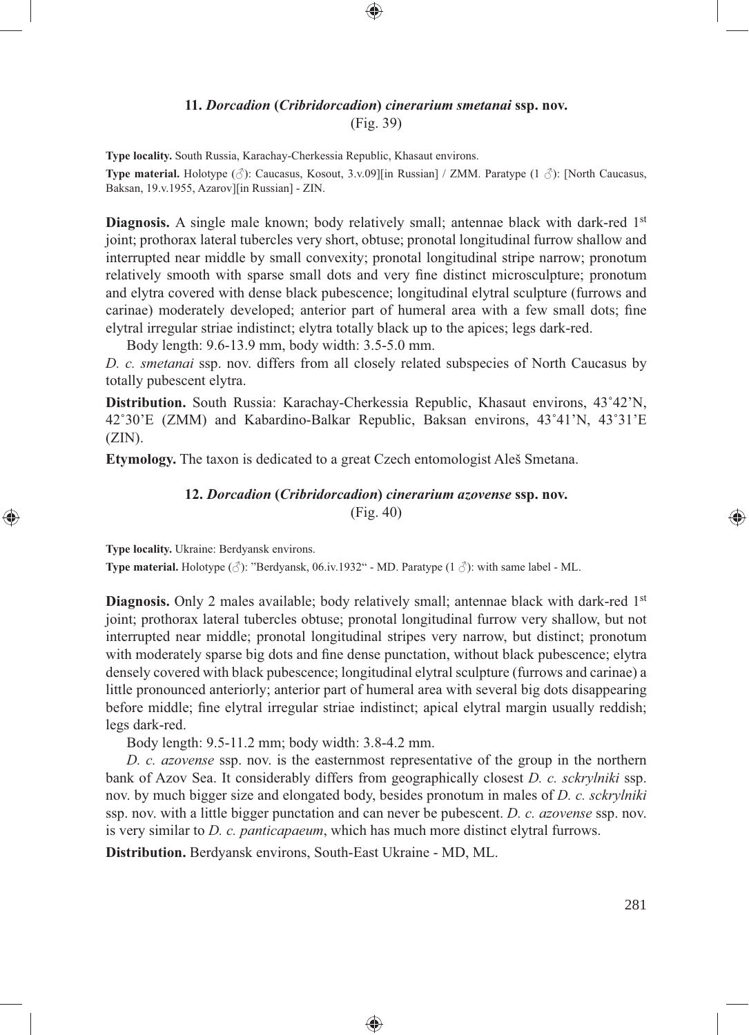### 11. *Dorcadion* (*Cribridorcadion*) *cinerarium smetanai* ssp. nov.
(Fig. 39)

**Type locality.** South Russia, Karachay-Cherkessia Republic, Khasaut environs.

**Type material.** Holotype (♂): Caucasus, Kosout, 3.v.09][in Russian] / ZMM. Paratype (1 ♂): [North Caucasus, Baksan, 19.v.1955, Azarov][in Russian] - ZIN.

**Diagnosis.** A single male known; body relatively small; antennae black with dark-red 1st joint; prothorax lateral tubercles very short, obtuse; pronotal longitudinal furrow shallow and interrupted near middle by small convexity; pronotal longitudinal stripe narrow; pronotum relatively smooth with sparse small dots and very fine distinct microsculpture; pronotum and elytra covered with dense black pubescence; longitudinal elytral sculpture (furrows and carinae) moderately developed; anterior part of humeral area with a few small dots; fine elytral irregular striae indistinct; elytra totally black up to the apices; legs dark-red.

Body length: 9.6-13.9 mm, body width: 3.5-5.0 mm.

*D. c. smetanai* ssp. nov. differs from all closely related subspecies of North Caucasus by totally pubescent elytra.

**Distribution.** South Russia: Karachay-Cherkessia Republic, Khasaut environs, 43˚42'N, 42˚30'E (ZMM) and Kabardino-Balkar Republic, Baksan environs, 43˚41'N, 43˚31'E (ZIN).

**Etymology.** The taxon is dedicated to a great Czech entomologist Aleš Smetana.

### 12. *Dorcadion* (*Cribridorcadion*) *cinerarium azovense* ssp. nov.
(Fig. 40)

**Type locality.** Ukraine: Berdyansk environs.

**Type material.** Holotype (♂): "Berdyansk, 06.iv.1932" - MD. Paratype (1 ♂): with same label - ML.

**Diagnosis.** Only 2 males available; body relatively small; antennae black with dark-red 1st joint; prothorax lateral tubercles obtuse; pronotal longitudinal furrow very shallow, but not interrupted near middle; pronotal longitudinal stripes very narrow, but distinct; pronotum with moderately sparse big dots and fine dense punctation, without black pubescence; elytra densely covered with black pubescence; longitudinal elytral sculpture (furrows and carinae) a little pronounced anteriorly; anterior part of humeral area with several big dots disappearing before middle; fine elytral irregular striae indistinct; apical elytral margin usually reddish; legs dark-red.

Body length: 9.5-11.2 mm; body width: 3.8-4.2 mm.

*D. c. azovense* ssp. nov. is the easternmost representative of the group in the northern bank of Azov Sea. It considerably differs from geographically closest *D. c. sckrylniki* ssp. nov. by much bigger size and elongated body, besides pronotum in males of *D. c. sckrylniki* ssp. nov. with a little bigger punctation and can never be pubescent. *D. c. azovense* ssp. nov. is very similar to *D. c. panticapaeum*, which has much more distinct elytral furrows.

**Distribution.** Berdyansk environs, South-East Ukraine - MD, ML.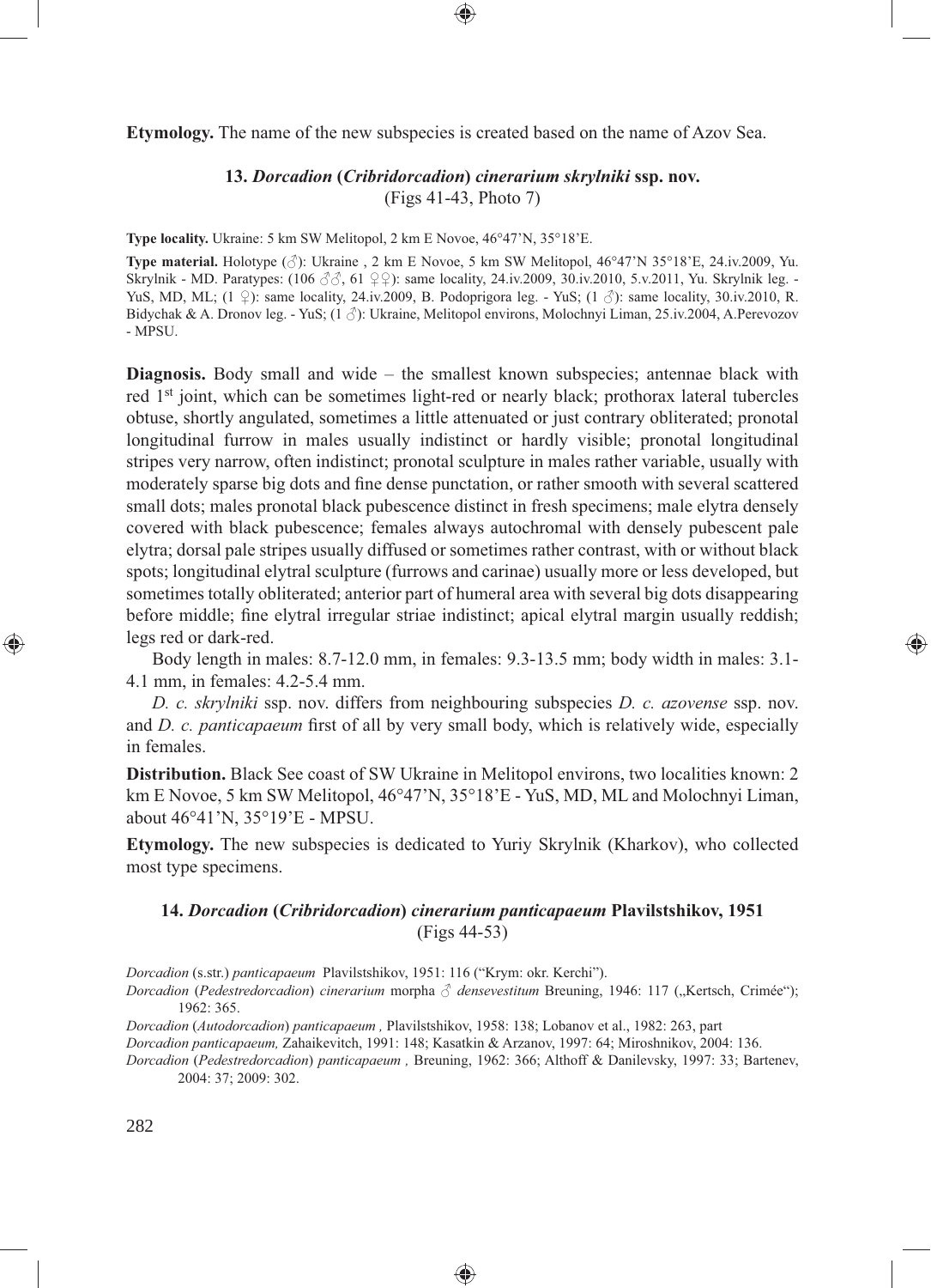**Etymology.** The name of the new subspecies is created based on the name of Azov Sea.

### 13. *Dorcadion* (*Cribridorcadion*) *cinerarium skrylniki* ssp. nov.
(Figs 41-43, Photo 7)

**Type locality.** Ukraine: 5 km SW Melitopol, 2 km E Novoe, 46°47'N, 35°18'E.

**Type material.** Holotype (♂): Ukraine , 2 km E Novoe, 5 km SW Melitopol, 46°47'N 35°18'E, 24.iv.2009, Yu. Skrylnik - MD. Paratypes: (106 ♂♂, 61 ♀♀): same locality, 24.iv.2009, 30.iv.2010, 5.v.2011, Yu. Skrylnik leg. - YuS, MD, ML; (1 ♀): same locality, 24.iv.2009, B. Podoprigora leg. - YuS; (1 ♂): same locality, 30.iv.2010, R. Bidychak & A. Dronov leg. - YuS; (1 ♂): Ukraine, Melitopol environs, Molochnyi Liman, 25.iv.2004, A.Perevozov - MPSU.

**Diagnosis.** Body small and wide – the smallest known subspecies; antennae black with red 1st joint, which can be sometimes light-red or nearly black; prothorax lateral tubercles obtuse, shortly angulated, sometimes a little attenuated or just contrary obliterated; pronotal longitudinal furrow in males usually indistinct or hardly visible; pronotal longitudinal stripes very narrow, often indistinct; pronotal sculpture in males rather variable, usually with moderately sparse big dots and fine dense punctation, or rather smooth with several scattered small dots; males pronotal black pubescence distinct in fresh specimens; male elytra densely covered with black pubescence; females always autochromal with densely pubescent pale elytra; dorsal pale stripes usually diffused or sometimes rather contrast, with or without black spots; longitudinal elytral sculpture (furrows and carinae) usually more or less developed, but sometimes totally obliterated; anterior part of humeral area with several big dots disappearing before middle; fine elytral irregular striae indistinct; apical elytral margin usually reddish; legs red or dark-red.

Body length in males: 8.7-12.0 mm, in females: 9.3-13.5 mm; body width in males: 3.1-4.1 mm, in females: 4.2-5.4 mm.

*D. c. skrylniki* ssp. nov. differs from neighbouring subspecies *D. c. azovense* ssp. nov. and *D. c. panticapaeum* first of all by very small body, which is relatively wide, especially in females.

**Distribution.** Black See coast of SW Ukraine in Melitopol environs, two localities known: 2 km E Novoe, 5 km SW Melitopol, 46°47'N, 35°18'E - YuS, MD, ML and Molochnyi Liman, about 46°41'N, 35°19'E - MPSU.

**Etymology.** The new subspecies is dedicated to Yuriy Skrylnik (Kharkov), who collected most type specimens.

### 14. *Dorcadion* (*Cribridorcadion*) *cinerarium panticapaeum* Plavilstshikov, 1951
(Figs 44-53)

*Dorcadion* (s.str.) *panticapaeum* Plavilstshikov, 1951: 116 ("Krym: okr. Kerchi").

*Dorcadion* (*Pedestredorcadion*) *cinerarium* morpha ♂ *densevestitum* Breuning, 1946: 117 („Kertsch, Crimée"); 1962: 365.

*Dorcadion* (*Autodorcadion*) *panticapaeum ,* Plavilstshikov, 1958: 138; Lobanov et al., 1982: 263, part

*Dorcadion panticapaeum,* Zahaikevitch, 1991: 148; Kasatkin & Arzanov, 1997: 64; Miroshnikov, 2004: 136.

*Dorcadion* (*Pedestredorcadion*) *panticapaeum ,* Breuning, 1962: 366; Althoff & Danilevsky, 1997: 33; Bartenev, 2004: 37; 2009: 302.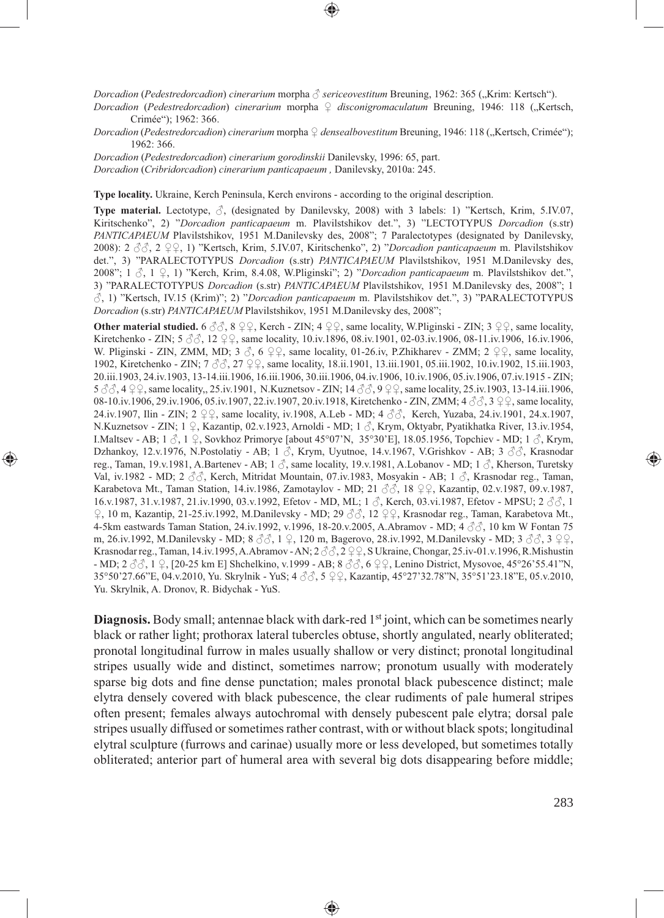*Dorcadion* (*Pedestredorcadion*) *cinerarium* morpha ♂ *sericeovestitum* Breuning, 1962: 365 („Krim: Kertsch").

*Dorcadion* (*Pedestredorcadion*) *cinerarium* morpha ♀ *disconigromaculatum* Breuning, 1946: 118 („Kertsch, Crimée"); 1962: 366.

*Dorcadion* (*Pedestredorcadion*) *cinerarium* morpha ♀ *densealbovestitum* Breuning, 1946: 118 („Kertsch, Crimée"); 1962: 366.

*Dorcadion* (*Pedestredorcadion*) *cinerarium gorodinskii* Danilevsky, 1996: 65, part.

*Dorcadion* (*Cribridorcadion*) *cinerarium panticapaeum* , Danilevsky, 2010a: 245.

**Type locality.** Ukraine, Kerch Peninsula, Kerch environs - according to the original description.

**Type material.** Lectotype, ♂, (designated by Danilevsky, 2008) with 3 labels: 1) "Kertsch, Krim, 5.IV.07, Kiritschenko", 2) "*Dorcadion panticapaeum* m. Plavilstshikov det.", 3) "LECTOTYPUS *Dorcadion* (s.str) *PANTICAPAEUM* Plavilstshikov, 1951 M.Danilevsky des, 2008"; 7 Paralectotypes (designated by Danilevsky, 2008): 2 ♂♂, 2 ♀♀, 1) "Kertsch, Krim, 5.IV.07, Kiritschenko", 2) "*Dorcadion panticapaeum* m. Plavilstshikov det.", 3) "PARALECTOTYPUS *Dorcadion* (s.str) *PANTICAPAEUM* Plavilstshikov, 1951 M.Danilevsky des, 2008"; 1 ♂, 1 ♀, 1) "Kerch, Krim, 8.4.08, W.Pliginski"; 2) "*Dorcadion panticapaeum* m. Plavilstshikov det.", 3) "PARALECTOTYPUS *Dorcadion* (s.str) *PANTICAPAEUM* Plavilstshikov, 1951 M.Danilevsky des, 2008"; 1 ♂, 1) "Kertsch, IV.15 (Krim)"; 2) "*Dorcadion panticapaeum* m. Plavilstshikov det.", 3) "PARALECTOTYPUS *Dorcadion* (s.str) *PANTICAPAEUM* Plavilstshikov, 1951 M.Danilevsky des, 2008";

**Other material studied.** 6 ♂♂, 8 ♀♀, Kerch - ZIN; 4 ♀♀, same locality, W.Pliginski - ZIN; 3 ♀♀, same locality, Kiretchenko - ZIN; 5 ♂♂, 12 ♀♀, same locality, 10.iv.1896, 08.iv.1901, 02-03.iv.1906, 08-11.iv.1906, 16.iv.1906, W. Pliginski - ZIN, ZMM, MD; 3 ♂, 6 ♀♀, same locality, 01-26.iv, P.Zhikharev - ZMM; 2 ♀♀, same locality, 1902, Kiretchenko - ZIN; 7 ♂♂, 27 ♀♀, same locality, 18.ii.1901, 13.iii.1901, 05.iii.1902, 10.iv.1902, 15.iii.1903, 20.iii.1903, 24.iv.1903, 13-14.iii.1906, 16.iii.1906, 30.iii.1906, 04.iv.1906, 10.iv.1906, 05.iv.1906, 07.iv.1915 - ZIN; 5 ♂♂, 4 ♀♀, same locality,, 25.iv.1901, N.Kuznetsov - ZIN; 14 ♂♂, 9 ♀♀, same locality, 25.iv.1903, 13-14.iii.1906, 08-10.iv.1906, 29.iv.1906, 05.iv.1907, 22.iv.1907, 20.iv.1918, Kiretchenko - ZIN, ZMM; 4 ♂♂, 3 ♀♀, same locality, 24.iv.1907, Ilin - ZIN; 2 ♀♀, same locality, iv.1908, A.Leb - MD; 4 ♂♂, Kerch, Yuzaba, 24.iv.1901, 24.x.1907, N.Kuznetsov - ZIN; 1 ♀, Kazantip, 02.v.1923, Arnoldi - MD; 1 ♂, Krym, Oktyabr, Pyatikhatka River, 13.iv.1954, I.Maltsev - AB; 1 ♂, 1 ♀, Sovkhoz Primorye [about 45°07'N, 35°30'E], 18.05.1956, Topchiev - MD; 1 ♂, Krym, Dzhankoy, 12.v.1976, N.Postolatiy - AB; 1 ♂, Krym, Uyutnoe, 14.v.1967, V.Grishkov - AB; 3 ♂♂, Krasnodar reg., Taman, 19.v.1981, A.Bartenev - AB; 1 ♂, same locality, 19.v.1981, A.Lobanov - MD; 1 ♂, Kherson, Turetsky Val, iv.1982 - MD; 2 ♂♂, Kerch, Mitridat Mountain, 07.iv.1983, Mosyakin - AB; 1 ♂, Krasnodar reg., Taman, Karabetova Mt., Taman Station, 14.iv.1986, Zamotaylov - MD; 21 ♂♂, 18 ♀♀, Kazantip, 02.v.1987, 09.v.1987, 16.v.1987, 31.v.1987, 21.iv.1990, 03.v.1992, Efetov - MD, ML; 1 ♂, Kerch, 03.vi.1987, Efetov - MPSU; 2 ♂♂, 1 ♀, 10 m, Kazantip, 21-25.iv.1992, M.Danilevsky - MD; 29 ♂♂, 12 ♀♀, Krasnodar reg., Taman, Karabetova Mt., 4-5km eastwards Taman Station, 24.iv.1992, v.1996, 18-20.v.2005, A.Abramov - MD; 4 ♂♂, 10 km W Fontan 75 m, 26.iv.1992, M.Danilevsky - MD; 8 ♂♂, 1 ♀, 120 m, Bagerovo, 28.iv.1992, M.Danilevsky - MD; 3 ♂♂, 3 ♀♀, Krasnodar reg., Taman, 14.iv.1995, A.Abramov - AN; 2 ♂♂, 2 ♀♀, S Ukraine, Chongar, 25.iv-01.v.1996, R.Mishustin - MD; 2 ♂♂, 1 ♀, [20-25 km E] Shchelkino, v.1999 - AB; 8 ♂♂, 6 ♀♀, Lenino District, Mysovoe, 45°26'55.41"N, 35°50'27.66"E, 04.v.2010, Yu. Skrylnik - YuS; 4 ♂♂, 5 ♀♀, Kazantip, 45°27'32.78"N, 35°51'23.18"E, 05.v.2010, Yu. Skrylnik, A. Dronov, R. Bidychak - YuS.

**Diagnosis.** Body small; antennae black with dark-red 1st joint, which can be sometimes nearly black or rather light; prothorax lateral tubercles obtuse, shortly angulated, nearly obliterated; pronotal longitudinal furrow in males usually shallow or very distinct; pronotal longitudinal stripes usually wide and distinct, sometimes narrow; pronotum usually with moderately sparse big dots and fine dense punctation; males pronotal black pubescence distinct; male elytra densely covered with black pubescence, the clear rudiments of pale humeral stripes often present; females always autochromal with densely pubescent pale elytra; dorsal pale stripes usually diffused or sometimes rather contrast, with or without black spots; longitudinal elytral sculpture (furrows and carinae) usually more or less developed, but sometimes totally obliterated; anterior part of humeral area with several big dots disappearing before middle;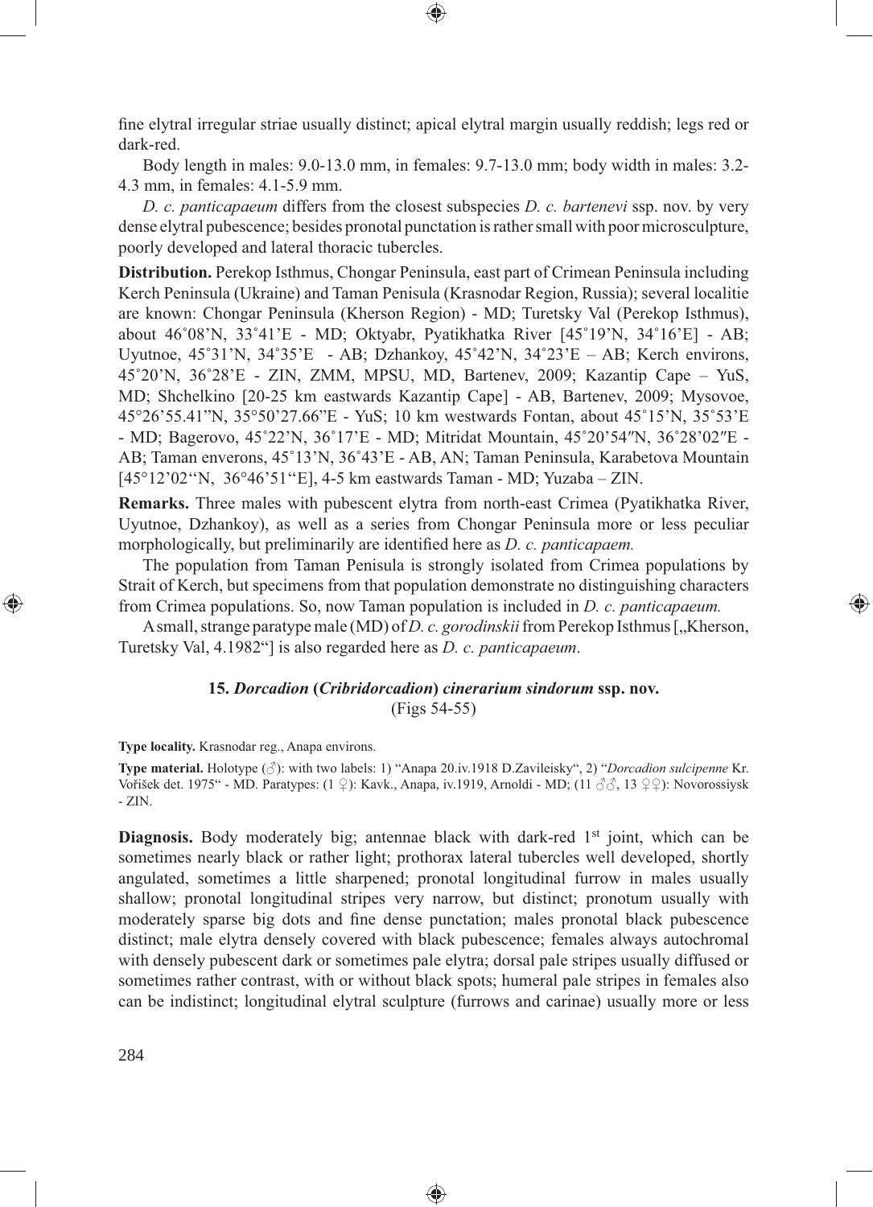fine elytral irregular striae usually distinct; apical elytral margin usually reddish; legs red or dark-red.

Body length in males: 9.0-13.0 mm, in females: 9.7-13.0 mm; body width in males: 3.2-4.3 mm, in females: 4.1-5.9 mm.

*D. c. panticapaeum* differs from the closest subspecies *D. c. bartenevi* ssp. nov. by very dense elytral pubescence; besides pronotal punctation is rather small with poor microsculpture, poorly developed and lateral thoracic tubercles.

**Distribution.** Perekop Isthmus, Chongar Peninsula, east part of Crimean Peninsula including Kerch Peninsula (Ukraine) and Taman Penisula (Krasnodar Region, Russia); several localitie are known: Chongar Peninsula (Kherson Region) - MD; Turetsky Val (Perekop Isthmus), about 46˚08'N, 33˚41'E - MD; Oktyabr, Pyatikhatka River [45˚19'N, 34˚16'E] - AB; Uyutnoe, 45˚31'N, 34˚35'E - AB; Dzhankoy, 45˚42'N, 34˚23'E – AB; Kerch environs, 45˚20'N, 36˚28'E - ZIN, ZMM, MPSU, MD, Bartenev, 2009; Kazantip Cape – YuS, MD; Shchelkino [20-25 km eastwards Kazantip Cape] - AB, Bartenev, 2009; Mysovoe, 45°26'55.41"N, 35°50'27.66"E - YuS; 10 km westwards Fontan, about 45˚15'N, 35˚53'E - MD; Bagerovo, 45˚22'N, 36˚17'E - MD; Mitridat Mountain, 45˚20'54″N, 36˚28'02″E - AB; Taman enverons, 45˚13'N, 36˚43'E - AB, AN; Taman Peninsula, Karabetova Mountain [45°12'02"N, 36°46'51"E], 4-5 km eastwards Taman - MD; Yuzaba – ZIN.

**Remarks.** Three males with pubescent elytra from north-east Crimea (Pyatikhatka River, Uyutnoe, Dzhankoy), as well as a series from Chongar Peninsula more or less peculiar morphologically, but preliminarily are identified here as *D. c. panticapaem.*

The population from Taman Penisula is strongly isolated from Crimea populations by Strait of Kerch, but specimens from that population demonstrate no distinguishing characters from Crimea populations. So, now Taman population is included in *D. c. panticapaeum.*

A small, strange paratype male (MD) of *D. c. gorodinskii* from Perekop Isthmus [„Kherson, Turetsky Val, 4.1982"] is also regarded here as *D. c. panticapaeum*.

### 15. *Dorcadion* (*Cribridorcadion*) *cinerarium sindorum* ssp. nov.

(Figs 54-55)

**Type locality.** Krasnodar reg., Anapa environs.

**Type material.** Holotype (♂): with two labels: 1) "Anapa 20.iv.1918 D.Zavileisky", 2) "*Dorcadion sulcipenne* Kr. Vořišek det. 1975" - MD. Paratypes: (1 ♀): Kavk., Anapa, iv.1919, Arnoldi - MD; (11 ♂♂, 13 ♀♀): Novorossiysk - ZIN.

**Diagnosis.** Body moderately big; antennae black with dark-red 1st joint, which can be sometimes nearly black or rather light; prothorax lateral tubercles well developed, shortly angulated, sometimes a little sharpened; pronotal longitudinal furrow in males usually shallow; pronotal longitudinal stripes very narrow, but distinct; pronotum usually with moderately sparse big dots and fine dense punctation; males pronotal black pubescence distinct; male elytra densely covered with black pubescence; females always autochromal with densely pubescent dark or sometimes pale elytra; dorsal pale stripes usually diffused or sometimes rather contrast, with or without black spots; humeral pale stripes in females also can be indistinct; longitudinal elytral sculpture (furrows and carinae) usually more or less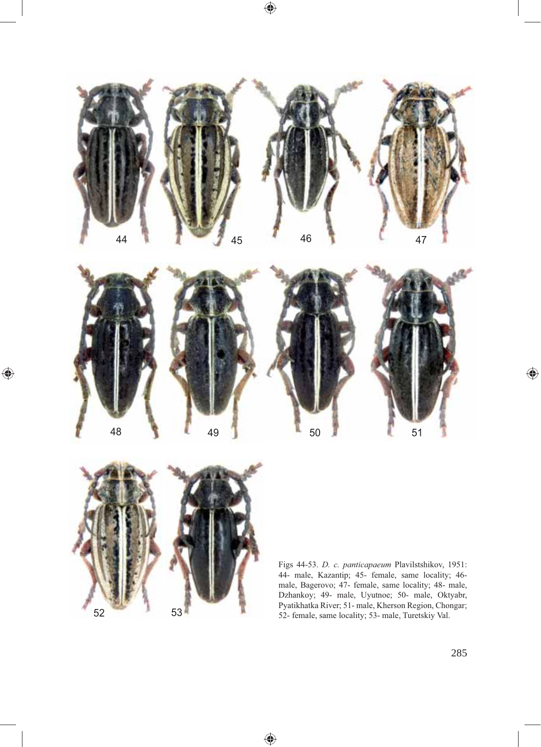Figs 44-53. *D. c. panticapaeum* Plavilstshikov, 1951: 44- male, Kazantip; 45- female, same locality; 46- male, Bagerovo; 47- female, same locality; 48- male, Dzhankoy; 49- male, Uyutnoe; 50- male, Oktyabr, Pyatikhatka River; 51- male, Kherson Region, Chongar; 52- female, same locality; 53- male, Turetskiy Val.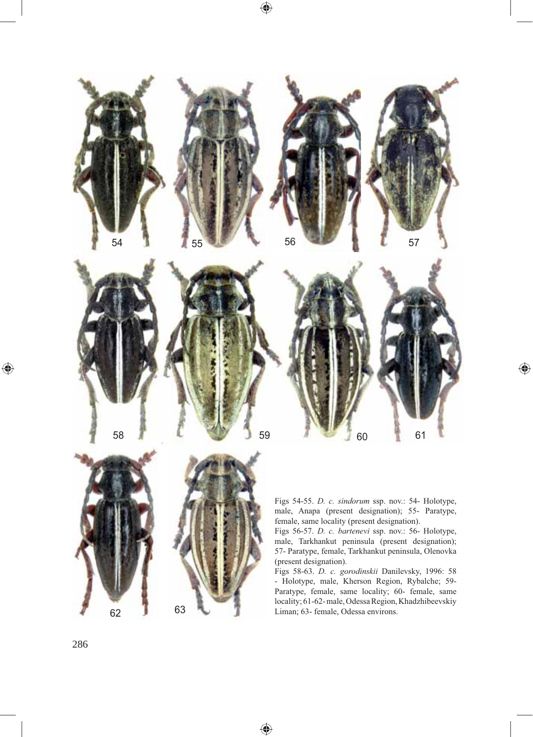Figs 54-55. *D. c. sindorum* ssp. nov.: 54- Holotype, male, Anapa (present designation); 55- Paratype, female, same locality (present designation).
Figs 56-57. *D. c. bartenevi* ssp. nov.: 56- Holotype, male, Tarkhankut peninsula (present designation); 57- Paratype, female, Tarkhankut peninsula, Olenovka (present designation).
Figs 58-63. *D. c. gorodinskii* Danilevsky, 1996: 58 - Holotype, male, Kherson Region, Rybalche; 59- Paratype, female, same locality; 60- female, same locality; 61-62- male, Odessa Region, Khadzhibeevskiy Liman; 63- female, Odessa environs.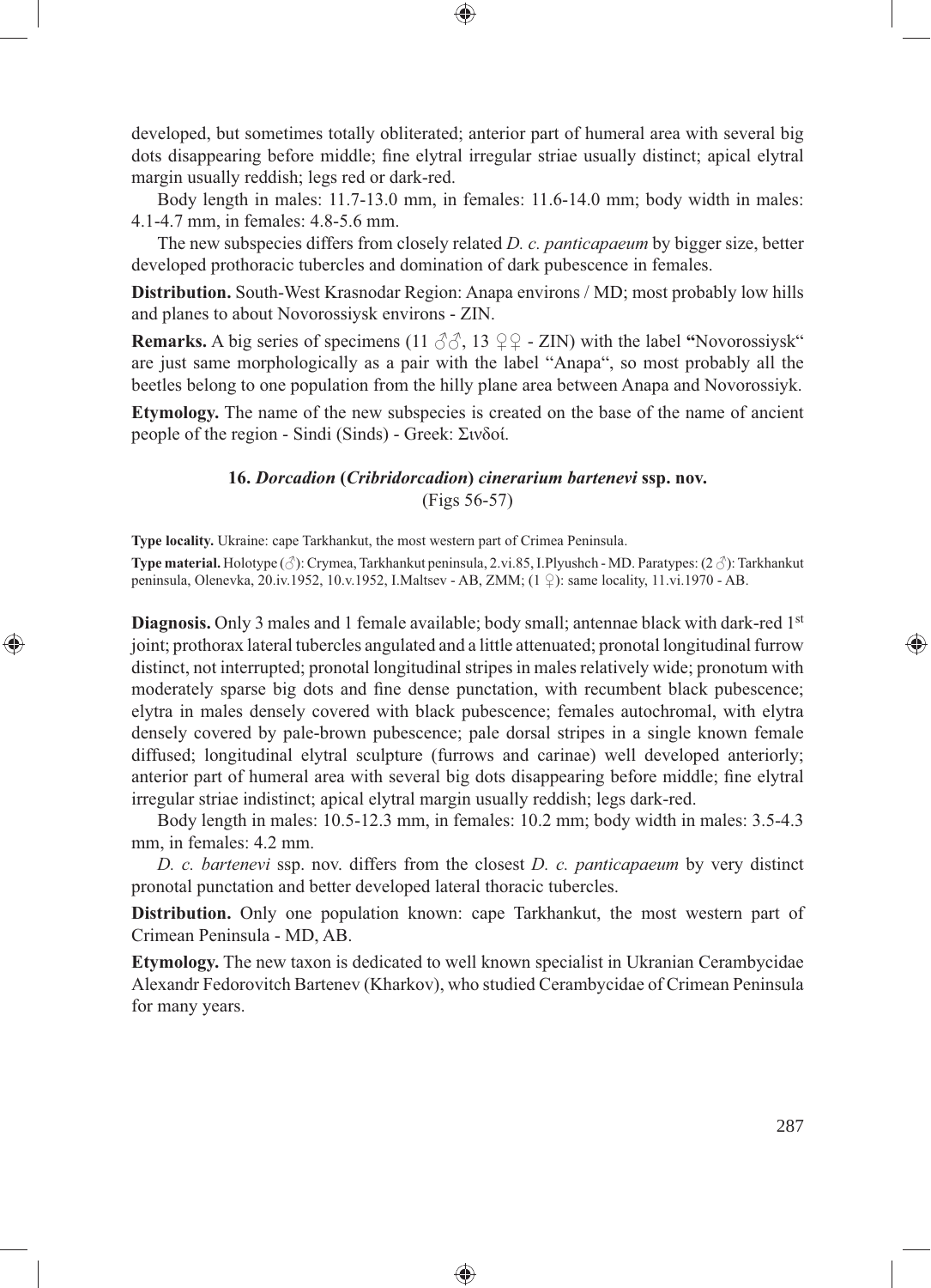developed, but sometimes totally obliterated; anterior part of humeral area with several big dots disappearing before middle; fine elytral irregular striae usually distinct; apical elytral margin usually reddish; legs red or dark-red.

Body length in males: 11.7-13.0 mm, in females: 11.6-14.0 mm; body width in males: 4.1-4.7 mm, in females: 4.8-5.6 mm.

The new subspecies differs from closely related *D. c. panticapaeum* by bigger size, better developed prothoracic tubercles and domination of dark pubescence in females.

**Distribution.** South-West Krasnodar Region: Anapa environs / MD; most probably low hills and planes to about Novorossiysk environs - ZIN.

**Remarks.** A big series of specimens (11 ♂♂, 13 ♀♀ - ZIN) with the label **"**Novorossiysk" are just same morphologically as a pair with the label "Anapa", so most probably all the beetles belong to one population from the hilly plane area between Anapa and Novorossiyk.

**Etymology.** The name of the new subspecies is created on the base of the name of ancient people of the region - Sindi (Sinds) - Greek: Σινδοί.

### 16. *Dorcadion* (*Cribridorcadion*) *cinerarium bartenevi* ssp. nov.

(Figs 56-57)

**Type locality.** Ukraine: cape Tarkhankut, the most western part of Crimea Peninsula.

**Type material.** Holotype (♂): Crymea, Tarkhankut peninsula, 2.vi.85, I.Plyushch - MD. Paratypes: (2 ♂): Tarkhankut peninsula, Olenevka, 20.iv.1952, 10.v.1952, I.Maltsev - AB, ZMM; (1 ♀): same locality, 11.vi.1970 - AB.

**Diagnosis.** Only 3 males and 1 female available; body small; antennae black with dark-red 1st joint; prothorax lateral tubercles angulated and a little attenuated; pronotal longitudinal furrow distinct, not interrupted; pronotal longitudinal stripes in males relatively wide; pronotum with moderately sparse big dots and fine dense punctation, with recumbent black pubescence; elytra in males densely covered with black pubescence; females autochromal, with elytra densely covered by pale-brown pubescence; pale dorsal stripes in a single known female diffused; longitudinal elytral sculpture (furrows and carinae) well developed anteriorly; anterior part of humeral area with several big dots disappearing before middle; fine elytral irregular striae indistinct; apical elytral margin usually reddish; legs dark-red.

Body length in males: 10.5-12.3 mm, in females: 10.2 mm; body width in males: 3.5-4.3 mm, in females: 4.2 mm.

*D. c. bartenevi* ssp. nov. differs from the closest *D. c. panticapaeum* by very distinct pronotal punctation and better developed lateral thoracic tubercles.

**Distribution.** Only one population known: cape Tarkhankut, the most western part of Crimean Peninsula - MD, AB.

**Etymology.** The new taxon is dedicated to well known specialist in Ukranian Cerambycidae Alexandr Fedorovitch Bartenev (Kharkov), who studied Cerambycidae of Crimean Peninsula for many years.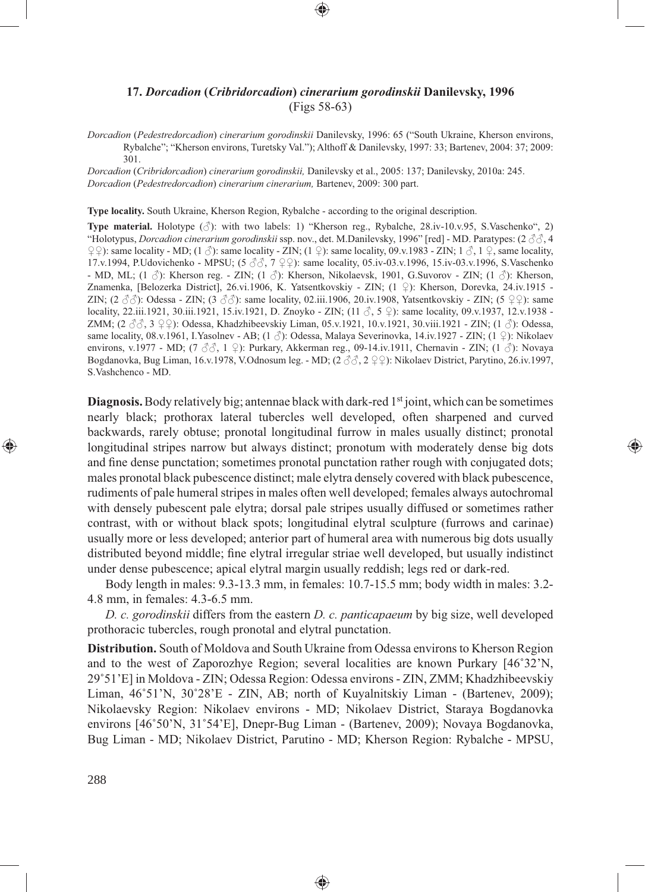### 17. *Dorcadion* (*Cribridorcadion*) *cinerarium gorodinskii* Danilevsky, 1996
(Figs 58-63)

*Dorcadion* (*Pedestredorcadion*) *cinerarium gorodinskii* Danilevsky, 1996: 65 ("South Ukraine, Kherson environs, Rybalche"; "Kherson environs, Turetsky Val."); Althoff & Danilevsky, 1997: 33; Bartenev, 2004: 37; 2009: 301.

*Dorcadion* (*Cribridorcadion*) *cinerarium gorodinskii,* Danilevsky et al., 2005: 137; Danilevsky, 2010a: 245.

*Dorcadion* (*Pedestredorcadion*) *cinerarium cinerarium,* Bartenev, 2009: 300 part.

**Type locality.** South Ukraine, Kherson Region, Rybalche - according to the original description.

**Type material.** Holotype (♂): with two labels: 1) "Kherson reg., Rybalche, 28.iv-10.v.95, S.Vaschenko", 2) "Holotypus, *Dorcadion cinerarium gorodinskii* ssp. nov., det. M.Danilevsky, 1996" [red] - MD. Paratypes: (2 ♂♂, 4 ♀♀): same locality - MD; (1 ♂): same locality - ZIN; (1 ♀): same locality, 09.v.1983 - ZIN; 1 ♂, 1 ♀, same locality, 17.v.1994, P.Udovichenko - MPSU; (5 ♂♂, 7 ♀♀): same locality, 05.iv-03.v.1996, 15.iv-03.v.1996, S.Vaschenko - MD, ML; (1 ♂): Kherson reg. - ZIN; (1 ♂): Kherson, Nikolaevsk, 1901, G.Suvorov - ZIN; (1 ♂): Kherson, Znamenka, [Belozerka District], 26.vi.1906, K. Yatsentkovskiy - ZIN; (1 ♀): Kherson, Dorevka, 24.iv.1915 - ZIN; (2 ♂♂): Odessa - ZIN; (3 ♂♂): same locality, 02.iii.1906, 20.iv.1908, Yatsentkovskiy - ZIN; (5 ♀♀): same locality, 22.iii.1921, 30.iii.1921, 15.iv.1921, D. Znoyko - ZIN; (11 ♂, 5 ♀): same locality, 09.v.1937, 12.v.1938 - ZMM; (2 ♂♂, 3 ♀♀): Odessa, Khadzhibeevskiy Liman, 05.v.1921, 10.v.1921, 30.viii.1921 - ZIN; (1 ♂): Odessa, same locality, 08.v.1961, I.Yasolnev - AB; (1 ♂): Odessa, Malaya Severinovka, 14.iv.1927 - ZIN; (1 ♀): Nikolaev environs, v.1977 - MD; (7 ♂♂, 1 ♀): Purkary, Akkerman reg., 09-14.iv.1911, Chernavin - ZIN; (1 ♂): Novaya Bogdanovka, Bug Liman, 16.v.1978, V.Odnosum leg. - MD; (2 ♂♂, 2 ♀♀): Nikolaev District, Parytino, 26.iv.1997, S.Vashchenco - MD.

**Diagnosis.** Body relatively big; antennae black with dark-red 1st joint, which can be sometimes nearly black; prothorax lateral tubercles well developed, often sharpened and curved backwards, rarely obtuse; pronotal longitudinal furrow in males usually distinct; pronotal longitudinal stripes narrow but always distinct; pronotum with moderately dense big dots and fine dense punctation; sometimes pronotal punctation rather rough with conjugated dots; males pronotal black pubescence distinct; male elytra densely covered with black pubescence, rudiments of pale humeral stripes in males often well developed; females always autochromal with densely pubescent pale elytra; dorsal pale stripes usually diffused or sometimes rather contrast, with or without black spots; longitudinal elytral sculpture (furrows and carinae) usually more or less developed; anterior part of humeral area with numerous big dots usually distributed beyond middle; fine elytral irregular striae well developed, but usually indistinct under dense pubescence; apical elytral margin usually reddish; legs red or dark-red.

Body length in males: 9.3-13.3 mm, in females: 10.7-15.5 mm; body width in males: 3.2-4.8 mm, in females: 4.3-6.5 mm.

*D. c. gorodinskii* differs from the eastern *D. c. panticapaeum* by big size, well developed prothoracic tubercles, rough pronotal and elytral punctation.

**Distribution.** South of Moldova and South Ukraine from Odessa environs to Kherson Region and to the west of Zaporozhye Region; several localities are known Purkary [46˚32'N, 29˚51'E] in Moldova - ZIN; Odessa Region: Odessa environs - ZIN, ZMM; Khadzhibeevskiy Liman, 46˚51'N, 30˚28'E - ZIN, AB; north of Kuyalnitskiy Liman - (Bartenev, 2009); Nikolaevsky Region: Nikolaev environs - MD; Nikolaev District, Staraya Bogdanovka environs [46˚50'N, 31˚54'E], Dnepr-Bug Liman - (Bartenev, 2009); Novaya Bogdanovka, Bug Liman - MD; Nikolaev District, Parutino - MD; Kherson Region: Rybalche - MPSU,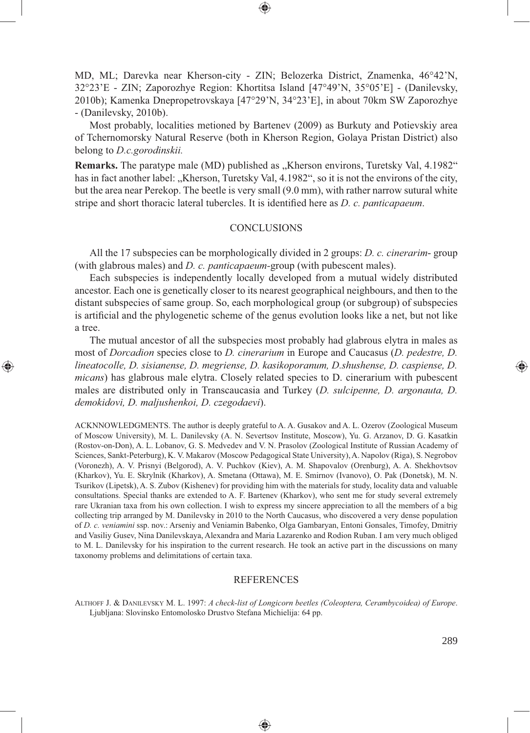MD, ML; Darevka near Kherson-city - ZIN; Belozerka District, Znamenka, 46°42'N, 32°23'E - ZIN; Zaporozhye Region: Khortitsa Island [47°49'N, 35°05'E] - (Danilevsky, 2010b); Kamenka Dnepropetrovskaya [47°29'N, 34°23'E], in about 70km SW Zaporozhye - (Danilevsky, 2010b).

Most probably, localities metioned by Bartenev (2009) as Burkuty and Potievskiy area of Tchernomorsky Natural Reserve (both in Kherson Region, Golaya Pristan District) also belong to *D.c.gorodinskii.*

**Remarks.** The paratype male (MD) published as „Kherson environs, Turetsky Val, 4.1982" has in fact another label: „Kherson, Turetsky Val, 4.1982", so it is not the environs of the city, but the area near Perekop. The beetle is very small (9.0 mm), with rather narrow sutural white stripe and short thoracic lateral tubercles. It is identified here as *D. c. panticapaeum*.

## CONCLUSIONS

All the 17 subspecies can be morphologically divided in 2 groups: *D. c. cinerarim*- group (with glabrous males) and *D. c. panticapaeum*-group (with pubescent males).

Each subspecies is independently locally developed from a mutual widely distributed ancestor. Each one is genetically closer to its nearest geographical neighbours, and then to the distant subspecies of same group. So, each morphological group (or subgroup) of subspecies is artificial and the phylogenetic scheme of the genus evolution looks like a net, but not like a tree.

The mutual ancestor of all the subspecies most probably had glabrous elytra in males as most of *Dorcadion* species close to *D. cinerarium* in Europe and Caucasus (*D. pedestre, D. lineatocolle, D. sisianense, D. megriense, D. kasikoporanum, D.shushense, D. caspiense, D. micans*) has glabrous male elytra. Closely related species to D. cinerarium with pubescent males are distributed only in Transcaucasia and Turkey (*D. sulcipenne, D. argonauta, D. demokidovi, D. maljushenkoi, D. czegodaevi*).

ACKNNOWLEDGMENTS. The author is deeply grateful to A. A. Gusakov and A. L. Ozerov (Zoological Museum of Moscow University), M. L. Danilevsky (A. N. Severtsov Institute, Moscow), Yu. G. Arzanov, D. G. Kasatkin (Rostov-on-Don), A. L. Lobanov, G. S. Medvedev and V. N. Prasolov (Zoological Institute of Russian Academy of Sciences, Sankt-Peterburg), K. V. Makarov (Moscow Pedagogical State University), A. Napolov (Riga), S. Negrobov (Voronezh), A. V. Prisnyi (Belgorod), A. V. Puchkov (Kiev), A. M. Shapovalov (Orenburg), A. A. Shekhovtsov (Kharkov), Yu. E. Skrylnik (Kharkov), A. Smetana (Ottawa), M. E. Smirnov (Ivanovo), O. Pak (Donetsk), M. N. Tsurikov (Lipetsk), A. S. Zubov (Kishenev) for providing him with the materials for study, locality data and valuable consultations. Special thanks are extended to A. F. Bartenev (Kharkov), who sent me for study several extremely rare Ukranian taxa from his own collection. I wish to express my sincere appreciation to all the members of a big collecting trip arranged by M. Danilevsky in 2010 to the North Caucasus, who discovered a very dense population of *D. c. veniamini* ssp. nov.: Arseniy and Veniamin Babenko, Olga Gambaryan, Entoni Gonsales, Timofey, Dmitriy and Vasiliy Gusev, Nina Danilevskaya, Alexandra and Maria Lazarenko and Rodion Ruban. I am very much obliged to M. L. Danilevsky for his inspiration to the current research. He took an active part in the discussions on many taxonomy problems and delimitations of certain taxa.

## REFERENCES

Althoff J. & Danilevsky M. L. 1997: *A check-list of Longicorn beetles (Coleoptera, Cerambycoidea) of Europe*. Ljubljana: Slovinsko Entomolosko Drustvo Stefana Michielija: 64 pp.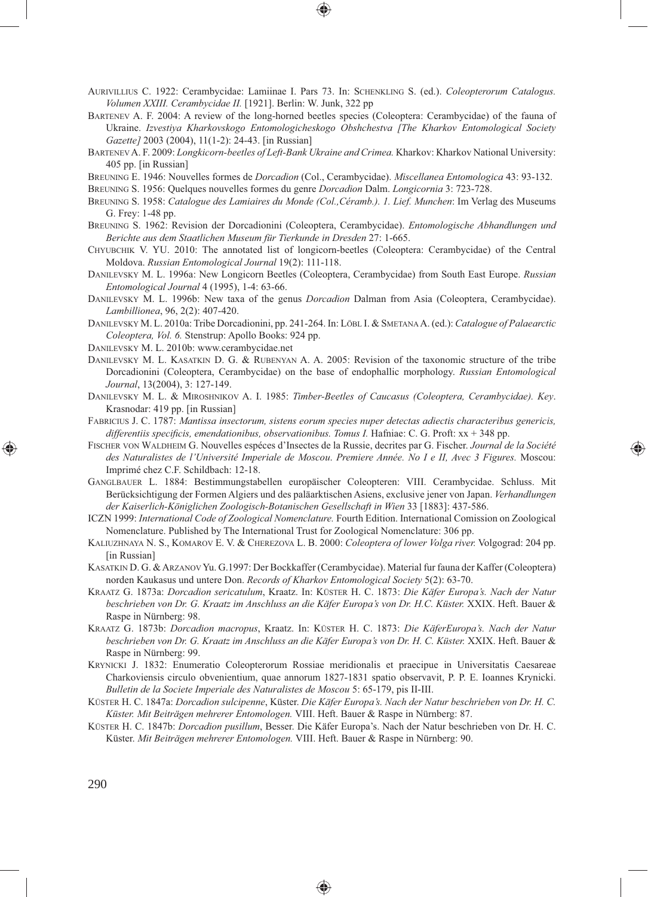Aurivillius C. 1922: Cerambycidae: Lamiinae I. Pars 73. In: Schenkling S. (ed.). *Coleopterorum Catalogus. Volumen XXIII. Cerambycidae II.* [1921]. Berlin: W. Junk, 322 pp

Bartenev A. F. 2004: A review of the long-horned beetles species (Coleoptera: Cerambycidae) of the fauna of Ukraine. *Izvestiya Kharkovskogo Entomologicheskogo Obshchestva [The Kharkov Entomological Society Gazette]* 2003 (2004), 11(1-2): 24-43. [in Russian]

Bartenev A. F. 2009: *Longkicorn-beetles of Left-Bank Ukraine and Crimea.* Kharkov: Kharkov National University: 405 pp. [in Russian]

Breuning E. 1946: Nouvelles formes de *Dorcadion* (Col., Cerambycidae). *Miscellanea Entomologica* 43: 93-132.

Breuning S. 1956: Quelques nouvelles formes du genre *Dorcadion* Dalm. *Longicornia* 3: 723-728.

Breuning S. 1958: *Catalogue des Lamiaires du Monde (Col.,Céramb.). 1. Lief. Munchen*: Im Verlag des Museums G. Frey: 1-48 pp.

Breuning S. 1962: Revision der Dorcadionini (Coleoptera, Cerambycidae). *Entomologische Abhandlungen und Berichte aus dem Staatlichen Museum für Tierkunde in Dresden* 27: 1-665.

Chyubchik V. Yu. 2010: The annotated list of longicorn-beetles (Coleoptera: Cerambycidae) of the Central Moldova. *Russian Entomological Journal* 19(2): 111-118.

Danilevsky M. L. 1996a: New Longicorn Beetles (Coleoptera, Cerambycidae) from South East Europe. *Russian Entomological Journal* 4 (1995), 1-4: 63-66.

Danilevsky M. L. 1996b: New taxa of the genus *Dorcadion* Dalman from Asia (Coleoptera, Cerambycidae). *Lambillionea*, 96, 2(2): 407-420.

Danilevsky M. L. 2010a: Tribe Dorcadionini, pp. 241-264. In: Löbl I. & Smetana A. (ed.): *Catalogue of Palaearctic Coleoptera, Vol. 6.* Stenstrup: Apollo Books: 924 pp.

Danilevsky M. L. 2010b: www.cerambycidae.net

Danilevsky M. L. Kasatkin D. G. & Rubenyan A. A. 2005: Revision of the taxonomic structure of the tribe Dorcadionini (Coleoptera, Cerambycidae) on the base of endophallic morphology. *Russian Entomological Journal*, 13(2004), 3: 127-149.

Danilevsky M. L. & Miroshnikov A. I. 1985: *Timber-Beetles of Caucasus (Coleoptera, Cerambycidae). Key*. Krasnodar: 419 pp. [in Russian]

Fabricius J. C. 1787: *Mantissa insectorum, sistens eorum species nuper detectas adiectis characteribus genericis, differentiis specificis, emendationibus, observationibus. Tomus I.* Hafniae: C. G. Proft: xx + 348 pp.

Fischer von Waldheim G. Nouvelles espéces d'Insectes de la Russie, decrites par G. Fischer. *Journal de la Société des Naturalistes de l'Université Imperiale de Moscou*. *Premiere Année. No I e II, Avec 3 Figures.* Moscou: Imprimé chez C.F. Schildbach: 12-18.

Ganglbauer L. 1884: Bestimmungstabellen europäischer Coleopteren: VIII. Cerambycidae. Schluss. Mit Berücksichtigung der Formen Algiers und des paläarktischen Asiens, exclusive jener von Japan. *Verhandlungen der Kaiserlich-Königlichen Zoologisch-Botanischen Gesellschaft in Wien* 33 [1883]: 437-586.

ICZN 1999: *International Code of Zoological Nomenclature.* Fourth Edition. International Comission on Zoological Nomenclature. Published by The International Trust for Zoological Nomenclature: 306 pp.

Kaliuzhnaya N. S., Komarov E. V. & Cherezova L. B. 2000: *Coleoptera of lower Volga river.* Volgograd: 204 pp. [in Russian]

Kasatkin D. G. & Arzanov Yu. G.1997: Der Bockkaffer (Cerambycidae). Material fur fauna der Kaffer (Coleoptera) norden Kaukasus und untere Don. *Records of Kharkov Entomological Society* 5(2): 63-70.

Kraatz G. 1873a: *Dorcadion sericatulum*, Kraatz. In: Küster H. C. 1873: *Die Käfer Europa's. Nach der Natur beschrieben von Dr. G. Kraatz im Anschluss an die Käfer Europa's von Dr. H.C. Küster.* XXIX. Heft. Bauer & Raspe in Nürnberg: 98.

Kraatz G. 1873b: *Dorcadion macropus*, Kraatz. In: Küster H. C. 1873: *Die KäferEuropa's. Nach der Natur beschrieben von Dr. G. Kraatz im Anschluss an die Käfer Europa's von Dr. H. C. Küster.* XXIX. Heft. Bauer & Raspe in Nürnberg: 99.

Krynicki J. 1832: Enumeratio Coleopterorum Rossiae meridionalis et praecipue in Universitatis Caesareae Charkoviensis circulo obvenientium, quae annorum 1827-1831 spatio observavit, P. P. E. Ioannes Krynicki. *Bulletin de la Societe Imperiale des Naturalistes de Moscou* 5: 65-179, pis II-III.

Küster H. C. 1847a: *Dorcadion sulcipenne*, Küster. *Die Käfer Europa's. Nach der Natur beschrieben von Dr. H. C. Küster. Mit Beiträgen mehrerer Entomologen.* VIII. Heft. Bauer & Raspe in Nürnberg: 87.

Küster H. C. 1847b: *Dorcadion pusillum*, Besser. Die Käfer Europa's. Nach der Natur beschrieben von Dr. H. C. Küster. *Mit Beiträgen mehrerer Entomologen.* VIII. Heft. Bauer & Raspe in Nürnberg: 90.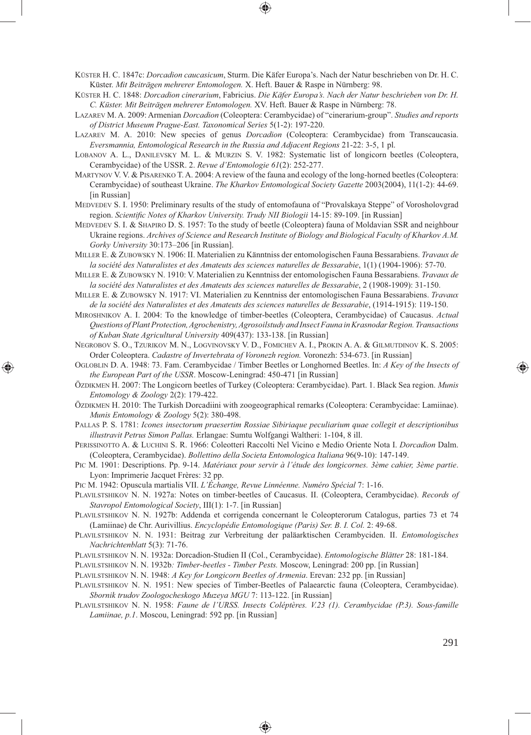Küster H. C. 1847c: *Dorcadion caucasicum*, Sturm. Die Käfer Europa's. Nach der Natur beschrieben von Dr. H. C. Küster. *Mit Beiträgen mehrerer Entomologen.* X. Heft. Bauer & Raspe in Nürnberg: 98.

Küster H. C. 1848: *Dorcadion cinerarium*, Fabricius. *Die Käfer Europa's. Nach der Natur beschrieben von Dr. H. C. Küster. Mit Beiträgen mehrerer Entomologen.* XV. Heft. Bauer & Raspe in Nürnberg: 78.

Lazarev M. A. 2009: Armenian *Dorcadion* (Coleoptera: Cerambycidae) of "cinerarium-group". *Studies and reports of District Museum Prague-East. Taxonomical Series* 5(1-2): 197-220.

Lazarev M. A. 2010: New species of genus *Dorcadion* (Coleoptera: Cerambycidae) from Transcaucasia. *Eversmannia, Entomological Research in the Russia and Adjacent Regions* 21-22: 3-5, 1 pl.

Lobanov A. L., Danilevsky M. L. & Murzin S. V. 1982: Systematic list of longicorn beetles (Coleoptera, Cerambycidae) of the USSR. 2. *Revue d'Entomologie 61*(2): 252-277.

Martynov V. V. & Pisarenko T. A. 2004: A review of the fauna and ecology of the long-horned beetles (Coleoptera: Cerambycidae) of southeast Ukraine. *The Kharkov Entomological Society Gazette* 2003(2004), 11(1-2): 44-69. [in Russian]

Medvedev S. I. 1950: Preliminary results of the study of entomofauna of "Provalskaya Steppe" of Vorosholovgrad region. *Scientific Notes of Kharkov University. Trudy NII Biologii* 14-15: 89-109. [in Russian]

Medvedev S. I. & Shapiro D. S. 1957: To the study of beetle (Coleoptera) fauna of Moldavian SSR and neighbour Ukraine regions. *Archives of Science and Research Institute of Biology and Biological Faculty of Kharkov A.M. Gorky University* 30:173–206 [in Russian].

Miller E. & Zubowsky N. 1906: II. Materialien zu Känntniss der entomologischen Fauna Bessarabiens. *Travaux de la société des Naturalistes et des Amateuts des sciences naturelles de Bessarabie*, 1(1) (1904-1906): 57-70.

Miller E. & Zubowsky N. 1910: V. Materialien zu Kenntniss der entomologischen Fauna Bessarabiens. *Travaux de la société des Naturalistes et des Amateuts des sciences naturelles de Bessarabie*, 2 (1908-1909): 31-150.

Miller E. & Zubowsky N. 1917: VI. Materialien zu Kenntniss der entomologischen Fauna Bessarabiens. *Travaux de la société des Naturalistes et des Amateuts des sciences naturelles de Bessarabie*, (1914-1915): 119-150.

Miroshnikov A. I. 2004: To the knowledge of timber-beetles (Coleoptera, Cerambycidae) of Caucasus. *Actual Questions of Plant Protection, Agrochenistry, Agrosoilstudy and Insect Fauna in Krasnodar Region. Transactions of Kuban State Agricultural University* 409(437): 133-138. [in Russian]

Negrobov S. O., Tzurikov M. N., Logvinovsky V. D., Fomichev A. I., Prokin A. A. & Gilmutdinov K. S. 2005: Order Coleoptera. *Cadastre of Invertebrata of Voronezh region.* Voronezh: 534-673. [in Russian]

Ogloblin D. A. 1948: 73. Fam. Cerambycidae / Timber Beetles or Longhorned Beetles. In: *A Key of the Insects of the European Part of the USSR*. Moscow-Leningrad: 450-471 [in Russian]

Özdikmen H. 2007: The Longicorn beetles of Turkey (Coleoptera: Cerambycidae). Part. 1. Black Sea region. *Munis Entomology & Zoology* 2(2): 179-422.

Özdikmen H. 2010: The Turkish Dorcadiini with zoogeographical remarks (Coleoptera: Cerambycidae: Lamiinae). *Munis Entomology & Zoology* 5(2): 380-498.

Pallas P. S. 1781: *Icones insectorum praesertim Rossiae Sibiriaque peculiarium quae collegit et descriptionibus illustravit Petrus Simon Pallas.* Erlangae: Sumtu Wolfgangi Waltheri: 1-104, 8 ill.

Perissinotto A. & Luchini S. R. 1966: Coleotteri Raccolti Nel Vicino e Medio Oriente Nota I. *Dorcadion* Dalm. (Coleoptera, Cerambycidae). *Bollettino della Societa Entomologica Italiana* 96(9-10): 147-149.

Pic M. 1901: Descriptions. Pp. 9-14. *Matériaux pour servir à l'étude des longicornes. 3ème cahier, 3ème partie*. Lyon: Imprimerie Jacquet Frères: 32 pp.

Pic M. 1942: Opuscula martialis VII. *L'Échange, Revue Linnéenne. Numéro Spécial* 7: 1-16.

Plavilstshikov N. N. 1927a: Notes on timber-beetles of Caucasus. II. (Coleoptera, Cerambycidae). *Records of Stavropol Entomological Society*, III(1): 1-7. [in Russian]

Plavilstshikov N. N. 1927b: Addenda et corrigenda concernant le Coleopterorum Catalogus, parties 73 et 74 (Lamiinae) de Chr. Aurivillius. *Encyclopédie Entomologique (Paris) Ser. B. I. Col.* 2: 49-68.

Plavilstshikov N. N. 1931: Beitrag zur Verbreitung der paläarktischen Cerambyciden. II. *Entomologisches Nachrichtenblatt* 5(3): 71-76.

Plavilstshikov N. N. 1932a: Dorcadion-Studien II (Col., Cerambycidae). *Entomologische Blätter* 28: 181-184.

Plavilstshikov N. N. 1932b*: Timber-beetles - Timber Pests.* Moscow, Leningrad: 200 pp. [in Russian]

Plavilstshikov N. N. 1948: *A Key for Longicorn Beetles of Armenia*. Erevan: 232 pp. [in Russian]

Plavilstshikov N. N. 1951: New species of Timber-Beetles of Palaearctic fauna (Coleoptera, Cerambycidae). *Sbornik trudov Zoologocheskogo Muzeya MGU* 7: 113-122. [in Russian]

Plavilstshikov N. N. 1958: *Faune de l'URSS. Insects Coléptères. V.23 (1). Cerambycidae (P.3). Sous-famille Lamiinae, p.1*. Moscou, Leningrad: 592 pp. [in Russian]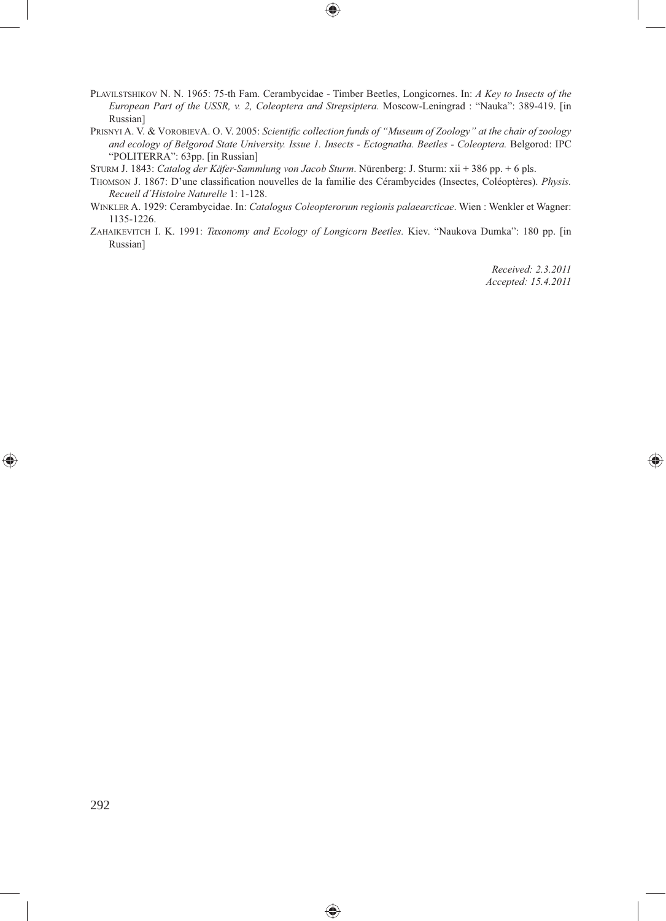Plavilstshikov N. N. 1965: 75-th Fam. Cerambycidae - Timber Beetles, Longicornes. In: *A Key to Insects of the European Part of the USSR, v. 2, Coleoptera and Strepsiptera.* Moscow-Leningrad : "Nauka": 389-419. [in Russian]

Prisnyi A. V. & VorobievA. O. V. 2005: *Scientific collection funds of "Museum of Zoology" at the chair of zoology and ecology of Belgorod State University. Issue 1. Insects - Ectognatha. Beetles - Coleoptera.* Belgorod: IPC "POLITERRA": 63pp. [in Russian]

Sturm J. 1843: *Catalog der Käfer-Sammlung von Jacob Sturm*. Nürenberg: J. Sturm: xii + 386 pp. + 6 pls.

Thomson J. 1867: D'une classification nouvelles de la familie des Cérambycides (Insectes, Coléoptères). *Physis. Recueil d´Histoire Naturelle* 1: 1-128.

Winkler A. 1929: Cerambycidae. In: *Catalogus Coleopterorum regionis palaearcticae*. Wien : Wenkler et Wagner: 1135-1226.

Zahaikevitch I. K. 1991: *Taxonomy and Ecology of Longicorn Beetles.* Kiev. "Naukova Dumka": 180 pp. [in Russian]

*Received: 2.3.2011*
*Accepted: 15.4.2011*